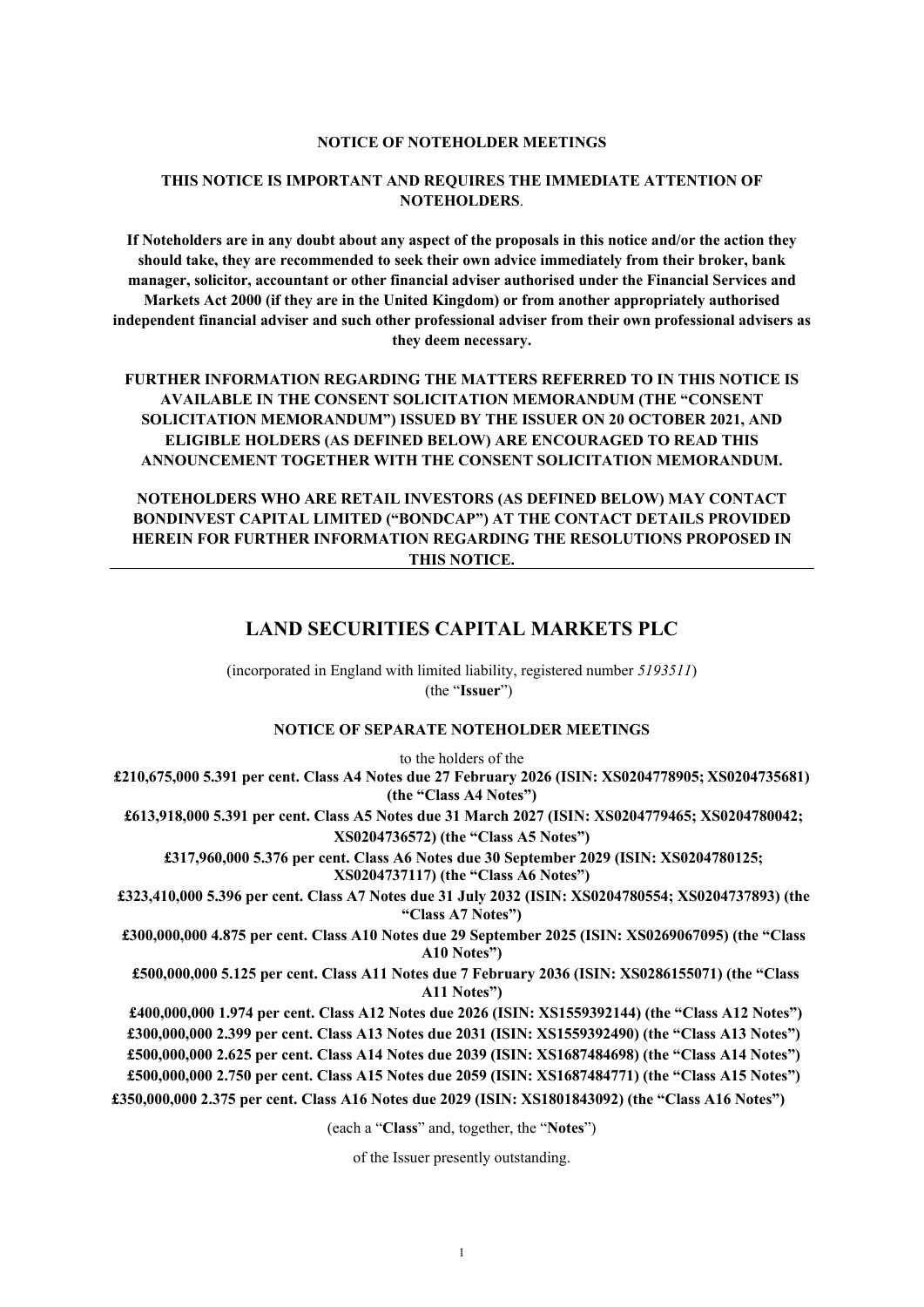**NOTICE OF NOTEHOLDER MEETINGS**

**THIS NOTICE IS IMPORTANT AND REQUIRES THE IMMEDIATE ATTENTION OF NOTEHOLDERS**.

**If Noteholders are in any doubt about any aspect of the proposals in this notice and/or the action they should take, they are recommended to seek their own advice immediately from their broker, bank manager, solicitor, accountant or other financial adviser authorised under the Financial Services and Markets Act 2000 (if they are in the United Kingdom) or from another appropriately authorised independent financial adviser and such other professional adviser from their own professional advisers as they deem necessary.**

**FURTHER INFORMATION REGARDING THE MATTERS REFERRED TO IN THIS NOTICE IS AVAILABLE IN THE CONSENT SOLICITATION MEMORANDUM (THE "CONSENT SOLICITATION MEMORANDUM") ISSUED BY THE ISSUER ON 20 OCTOBER 2021, AND ELIGIBLE HOLDERS (AS DEFINED BELOW) ARE ENCOURAGED TO READ THIS ANNOUNCEMENT TOGETHER WITH THE CONSENT SOLICITATION MEMORANDUM.**

**NOTEHOLDERS WHO ARE RETAIL INVESTORS (AS DEFINED BELOW) MAY CONTACT BONDINVEST CAPITAL LIMITED ("BONDCAP") AT THE CONTACT DETAILS PROVIDED HEREIN FOR FURTHER INFORMATION REGARDING THE RESOLUTIONS PROPOSED IN THIS NOTICE.**

---

# LAND SECURITIES CAPITAL MARKETS PLC

(incorporated in England with limited liability, registered number *5193511*)
(the "**Issuer**")

**NOTICE OF SEPARATE NOTEHOLDER MEETINGS**

to the holders of the

**£210,675,000 5.391 per cent. Class A4 Notes due 27 February 2026 (ISIN: XS0204778905; XS0204735681) (the "Class A4 Notes")**

**£613,918,000 5.391 per cent. Class A5 Notes due 31 March 2027 (ISIN: XS0204779465; XS0204780042; XS0204736572) (the "Class A5 Notes")**

**£317,960,000 5.376 per cent. Class A6 Notes due 30 September 2029 (ISIN: XS0204780125; XS0204737117) (the "Class A6 Notes")**

**£323,410,000 5.396 per cent. Class A7 Notes due 31 July 2032 (ISIN: XS0204780554; XS0204737893) (the "Class A7 Notes")**

**£300,000,000 4.875 per cent. Class A10 Notes due 29 September 2025 (ISIN: XS0269067095) (the "Class A10 Notes")**

**£500,000,000 5.125 per cent. Class A11 Notes due 7 February 2036 (ISIN: XS0286155071) (the "Class A11 Notes")**

**£400,000,000 1.974 per cent. Class A12 Notes due 2026 (ISIN: XS1559392144) (the "Class A12 Notes")**

**£300,000,000 2.399 per cent. Class A13 Notes due 2031 (ISIN: XS1559392490) (the "Class A13 Notes")**

**£500,000,000 2.625 per cent. Class A14 Notes due 2039 (ISIN: XS1687484698) (the "Class A14 Notes")**

**£500,000,000 2.750 per cent. Class A15 Notes due 2059 (ISIN: XS1687484771) (the "Class A15 Notes")**

**£350,000,000 2.375 per cent. Class A16 Notes due 2029 (ISIN: XS1801843092) (the "Class A16 Notes")**

(each a "**Class**" and, together, the "**Notes**")

of the Issuer presently outstanding.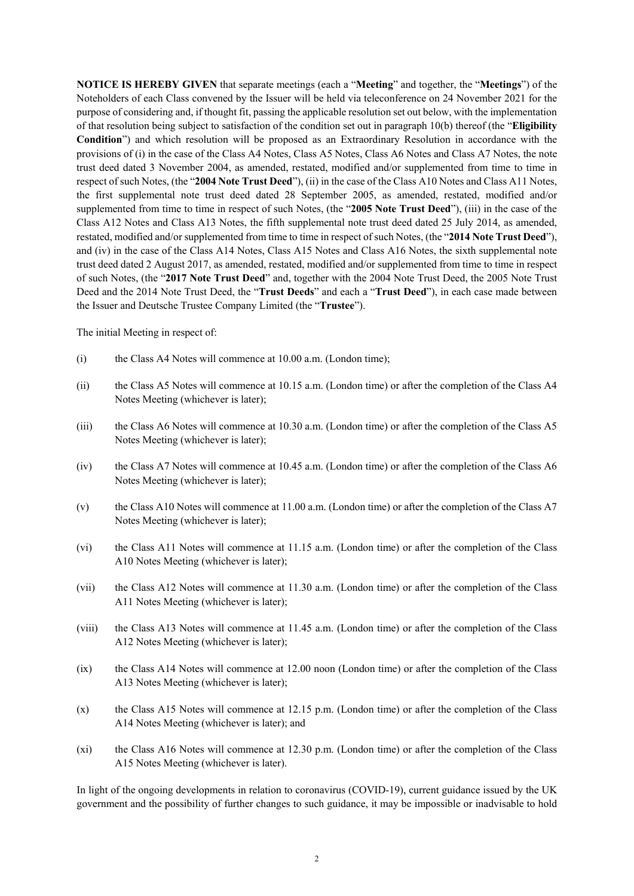**NOTICE IS HEREBY GIVEN** that separate meetings (each a "**Meeting**" and together, the "**Meetings**") of the Noteholders of each Class convened by the Issuer will be held via teleconference on 24 November 2021 for the purpose of considering and, if thought fit, passing the applicable resolution set out below, with the implementation of that resolution being subject to satisfaction of the condition set out in paragraph 10(b) thereof (the "**Eligibility Condition**") and which resolution will be proposed as an Extraordinary Resolution in accordance with the provisions of (i) in the case of the Class A4 Notes, Class A5 Notes, Class A6 Notes and Class A7 Notes, the note trust deed dated 3 November 2004, as amended, restated, modified and/or supplemented from time to time in respect of such Notes, (the "**2004 Note Trust Deed**"), (ii) in the case of the Class A10 Notes and Class A11 Notes, the first supplemental note trust deed dated 28 September 2005, as amended, restated, modified and/or supplemented from time to time in respect of such Notes, (the "**2005 Note Trust Deed**"), (iii) in the case of the Class A12 Notes and Class A13 Notes, the fifth supplemental note trust deed dated 25 July 2014, as amended, restated, modified and/or supplemented from time to time in respect of such Notes, (the "**2014 Note Trust Deed**"), and (iv) in the case of the Class A14 Notes, Class A15 Notes and Class A16 Notes, the sixth supplemental note trust deed dated 2 August 2017, as amended, restated, modified and/or supplemented from time to time in respect of such Notes, (the "**2017 Note Trust Deed**" and, together with the 2004 Note Trust Deed, the 2005 Note Trust Deed and the 2014 Note Trust Deed, the "**Trust Deeds**" and each a "**Trust Deed**"), in each case made between the Issuer and Deutsche Trustee Company Limited (the "**Trustee**").

The initial Meeting in respect of:

(i) the Class A4 Notes will commence at 10.00 a.m. (London time);

(ii) the Class A5 Notes will commence at 10.15 a.m. (London time) or after the completion of the Class A4 Notes Meeting (whichever is later);

(iii) the Class A6 Notes will commence at 10.30 a.m. (London time) or after the completion of the Class A5 Notes Meeting (whichever is later);

(iv) the Class A7 Notes will commence at 10.45 a.m. (London time) or after the completion of the Class A6 Notes Meeting (whichever is later);

(v) the Class A10 Notes will commence at 11.00 a.m. (London time) or after the completion of the Class A7 Notes Meeting (whichever is later);

(vi) the Class A11 Notes will commence at 11.15 a.m. (London time) or after the completion of the Class A10 Notes Meeting (whichever is later);

(vii) the Class A12 Notes will commence at 11.30 a.m. (London time) or after the completion of the Class A11 Notes Meeting (whichever is later);

(viii) the Class A13 Notes will commence at 11.45 a.m. (London time) or after the completion of the Class A12 Notes Meeting (whichever is later);

(ix) the Class A14 Notes will commence at 12.00 noon (London time) or after the completion of the Class A13 Notes Meeting (whichever is later);

(x) the Class A15 Notes will commence at 12.15 p.m. (London time) or after the completion of the Class A14 Notes Meeting (whichever is later); and

(xi) the Class A16 Notes will commence at 12.30 p.m. (London time) or after the completion of the Class A15 Notes Meeting (whichever is later).

In light of the ongoing developments in relation to coronavirus (COVID-19), current guidance issued by the UK government and the possibility of further changes to such guidance, it may be impossible or inadvisable to hold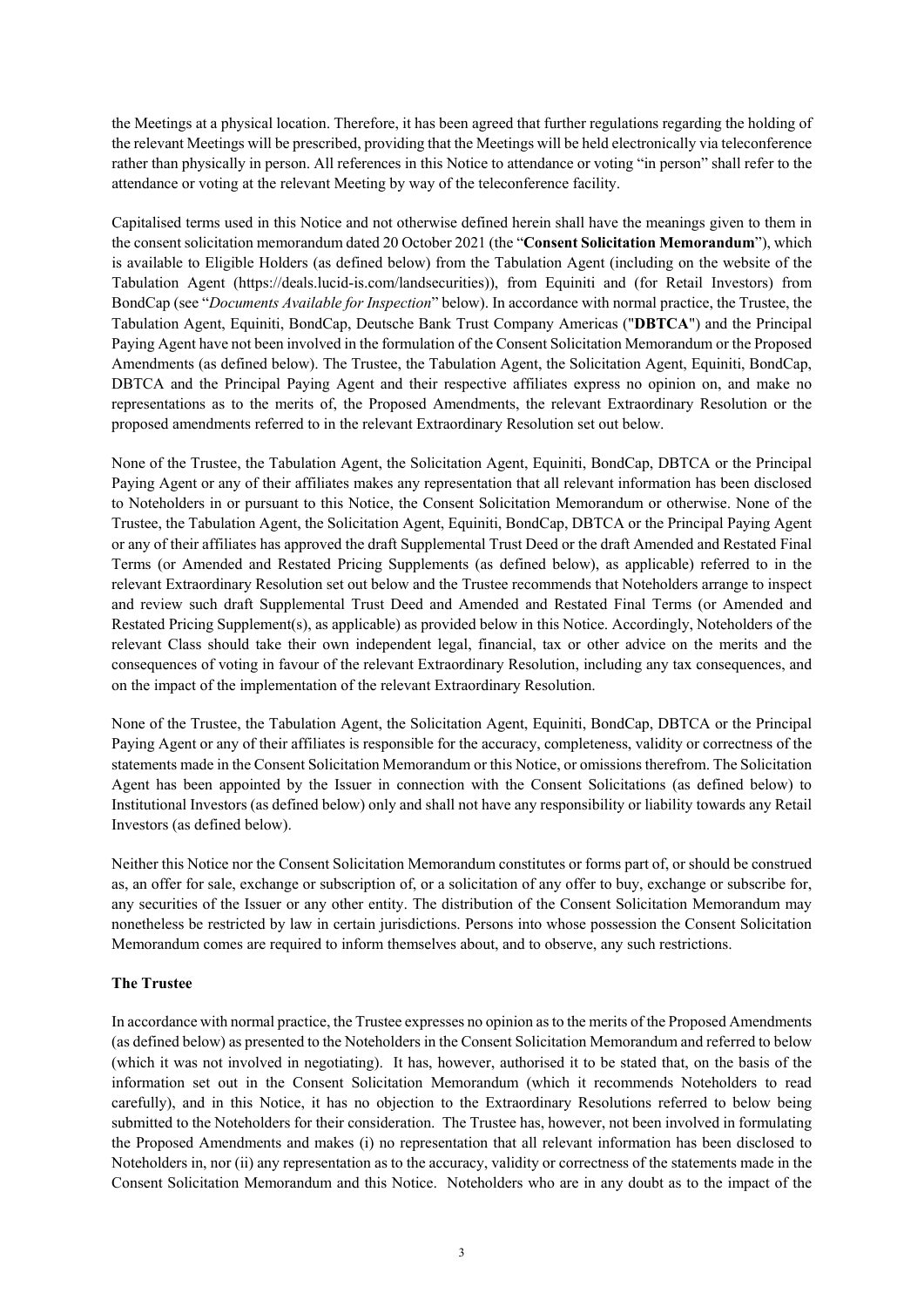the Meetings at a physical location. Therefore, it has been agreed that further regulations regarding the holding of the relevant Meetings will be prescribed, providing that the Meetings will be held electronically via teleconference rather than physically in person. All references in this Notice to attendance or voting "in person" shall refer to the attendance or voting at the relevant Meeting by way of the teleconference facility.

Capitalised terms used in this Notice and not otherwise defined herein shall have the meanings given to them in the consent solicitation memorandum dated 20 October 2021 (the "**Consent Solicitation Memorandum**"), which is available to Eligible Holders (as defined below) from the Tabulation Agent (including on the website of the Tabulation Agent (https://deals.lucid-is.com/landsecurities)), from Equiniti and (for Retail Investors) from BondCap (see "*Documents Available for Inspection*" below). In accordance with normal practice, the Trustee, the Tabulation Agent, Equiniti, BondCap, Deutsche Bank Trust Company Americas ("**DBTCA**") and the Principal Paying Agent have not been involved in the formulation of the Consent Solicitation Memorandum or the Proposed Amendments (as defined below). The Trustee, the Tabulation Agent, the Solicitation Agent, Equiniti, BondCap, DBTCA and the Principal Paying Agent and their respective affiliates express no opinion on, and make no representations as to the merits of, the Proposed Amendments, the relevant Extraordinary Resolution or the proposed amendments referred to in the relevant Extraordinary Resolution set out below.

None of the Trustee, the Tabulation Agent, the Solicitation Agent, Equiniti, BondCap, DBTCA or the Principal Paying Agent or any of their affiliates makes any representation that all relevant information has been disclosed to Noteholders in or pursuant to this Notice, the Consent Solicitation Memorandum or otherwise. None of the Trustee, the Tabulation Agent, the Solicitation Agent, Equiniti, BondCap, DBTCA or the Principal Paying Agent or any of their affiliates has approved the draft Supplemental Trust Deed or the draft Amended and Restated Final Terms (or Amended and Restated Pricing Supplements (as defined below), as applicable) referred to in the relevant Extraordinary Resolution set out below and the Trustee recommends that Noteholders arrange to inspect and review such draft Supplemental Trust Deed and Amended and Restated Final Terms (or Amended and Restated Pricing Supplement(s), as applicable) as provided below in this Notice. Accordingly, Noteholders of the relevant Class should take their own independent legal, financial, tax or other advice on the merits and the consequences of voting in favour of the relevant Extraordinary Resolution, including any tax consequences, and on the impact of the implementation of the relevant Extraordinary Resolution.

None of the Trustee, the Tabulation Agent, the Solicitation Agent, Equiniti, BondCap, DBTCA or the Principal Paying Agent or any of their affiliates is responsible for the accuracy, completeness, validity or correctness of the statements made in the Consent Solicitation Memorandum or this Notice, or omissions therefrom. The Solicitation Agent has been appointed by the Issuer in connection with the Consent Solicitations (as defined below) to Institutional Investors (as defined below) only and shall not have any responsibility or liability towards any Retail Investors (as defined below).

Neither this Notice nor the Consent Solicitation Memorandum constitutes or forms part of, or should be construed as, an offer for sale, exchange or subscription of, or a solicitation of any offer to buy, exchange or subscribe for, any securities of the Issuer or any other entity. The distribution of the Consent Solicitation Memorandum may nonetheless be restricted by law in certain jurisdictions. Persons into whose possession the Consent Solicitation Memorandum comes are required to inform themselves about, and to observe, any such restrictions.

**The Trustee**

In accordance with normal practice, the Trustee expresses no opinion as to the merits of the Proposed Amendments (as defined below) as presented to the Noteholders in the Consent Solicitation Memorandum and referred to below (which it was not involved in negotiating). It has, however, authorised it to be stated that, on the basis of the information set out in the Consent Solicitation Memorandum (which it recommends Noteholders to read carefully), and in this Notice, it has no objection to the Extraordinary Resolutions referred to below being submitted to the Noteholders for their consideration. The Trustee has, however, not been involved in formulating the Proposed Amendments and makes (i) no representation that all relevant information has been disclosed to Noteholders in, nor (ii) any representation as to the accuracy, validity or correctness of the statements made in the Consent Solicitation Memorandum and this Notice. Noteholders who are in any doubt as to the impact of the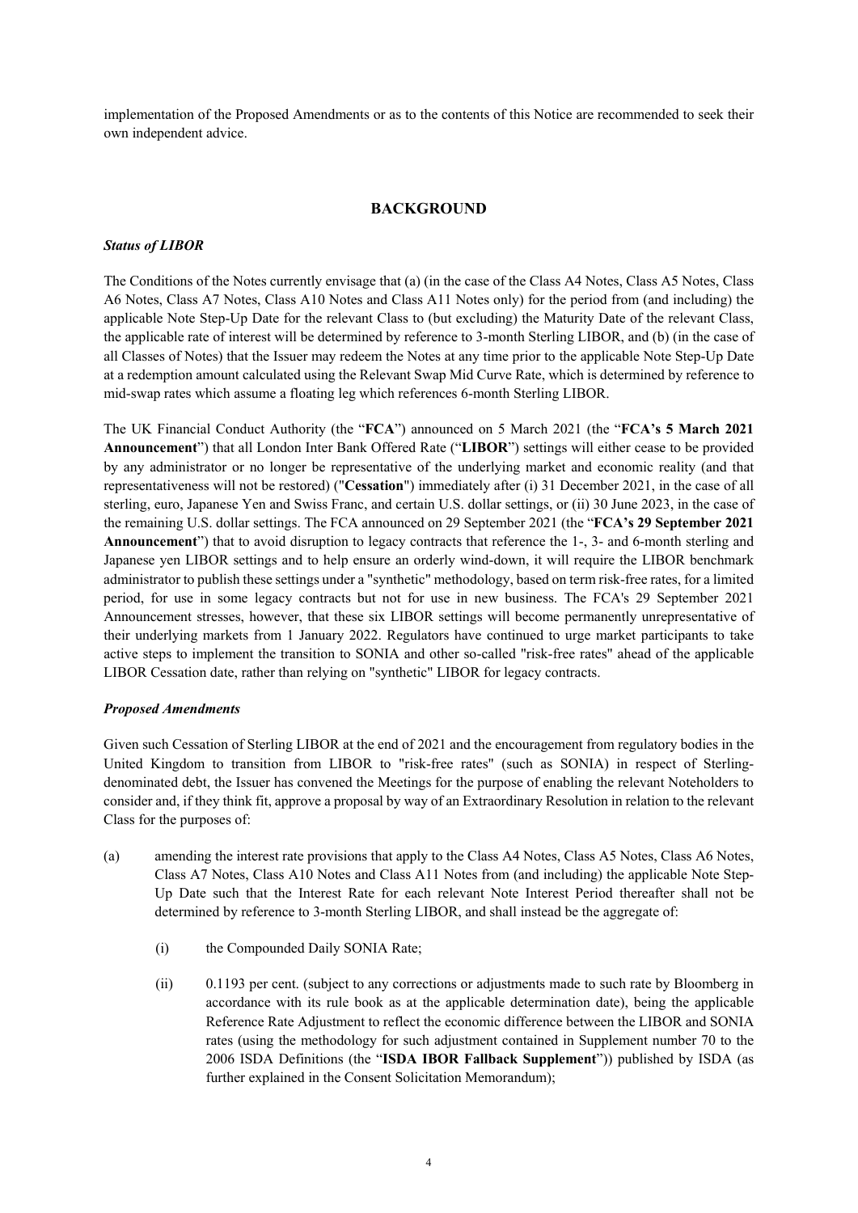implementation of the Proposed Amendments or as to the contents of this Notice are recommended to seek their own independent advice.

## BACKGROUND

***Status of LIBOR***

The Conditions of the Notes currently envisage that (a) (in the case of the Class A4 Notes, Class A5 Notes, Class A6 Notes, Class A7 Notes, Class A10 Notes and Class A11 Notes only) for the period from (and including) the applicable Note Step-Up Date for the relevant Class to (but excluding) the Maturity Date of the relevant Class, the applicable rate of interest will be determined by reference to 3-month Sterling LIBOR, and (b) (in the case of all Classes of Notes) that the Issuer may redeem the Notes at any time prior to the applicable Note Step-Up Date at a redemption amount calculated using the Relevant Swap Mid Curve Rate, which is determined by reference to mid-swap rates which assume a floating leg which references 6-month Sterling LIBOR.

The UK Financial Conduct Authority (the "**FCA**") announced on 5 March 2021 (the "**FCA's 5 March 2021 Announcement**") that all London Inter Bank Offered Rate ("**LIBOR**") settings will either cease to be provided by any administrator or no longer be representative of the underlying market and economic reality (and that representativeness will not be restored) ("**Cessation**") immediately after (i) 31 December 2021, in the case of all sterling, euro, Japanese Yen and Swiss Franc, and certain U.S. dollar settings, or (ii) 30 June 2023, in the case of the remaining U.S. dollar settings. The FCA announced on 29 September 2021 (the "**FCA's 29 September 2021 Announcement**") that to avoid disruption to legacy contracts that reference the 1-, 3- and 6-month sterling and Japanese yen LIBOR settings and to help ensure an orderly wind-down, it will require the LIBOR benchmark administrator to publish these settings under a "synthetic" methodology, based on term risk-free rates, for a limited period, for use in some legacy contracts but not for use in new business. The FCA's 29 September 2021 Announcement stresses, however, that these six LIBOR settings will become permanently unrepresentative of their underlying markets from 1 January 2022. Regulators have continued to urge market participants to take active steps to implement the transition to SONIA and other so-called "risk-free rates" ahead of the applicable LIBOR Cessation date, rather than relying on "synthetic" LIBOR for legacy contracts.

***Proposed Amendments***

Given such Cessation of Sterling LIBOR at the end of 2021 and the encouragement from regulatory bodies in the United Kingdom to transition from LIBOR to "risk-free rates" (such as SONIA) in respect of Sterling-denominated debt, the Issuer has convened the Meetings for the purpose of enabling the relevant Noteholders to consider and, if they think fit, approve a proposal by way of an Extraordinary Resolution in relation to the relevant Class for the purposes of:

(a) amending the interest rate provisions that apply to the Class A4 Notes, Class A5 Notes, Class A6 Notes, Class A7 Notes, Class A10 Notes and Class A11 Notes from (and including) the applicable Note Step-Up Date such that the Interest Rate for each relevant Note Interest Period thereafter shall not be determined by reference to 3-month Sterling LIBOR, and shall instead be the aggregate of:

   (i) the Compounded Daily SONIA Rate;

   (ii) 0.1193 per cent. (subject to any corrections or adjustments made to such rate by Bloomberg in accordance with its rule book as at the applicable determination date), being the applicable Reference Rate Adjustment to reflect the economic difference between the LIBOR and SONIA rates (using the methodology for such adjustment contained in Supplement number 70 to the 2006 ISDA Definitions (the "**ISDA IBOR Fallback Supplement**")) published by ISDA (as further explained in the Consent Solicitation Memorandum);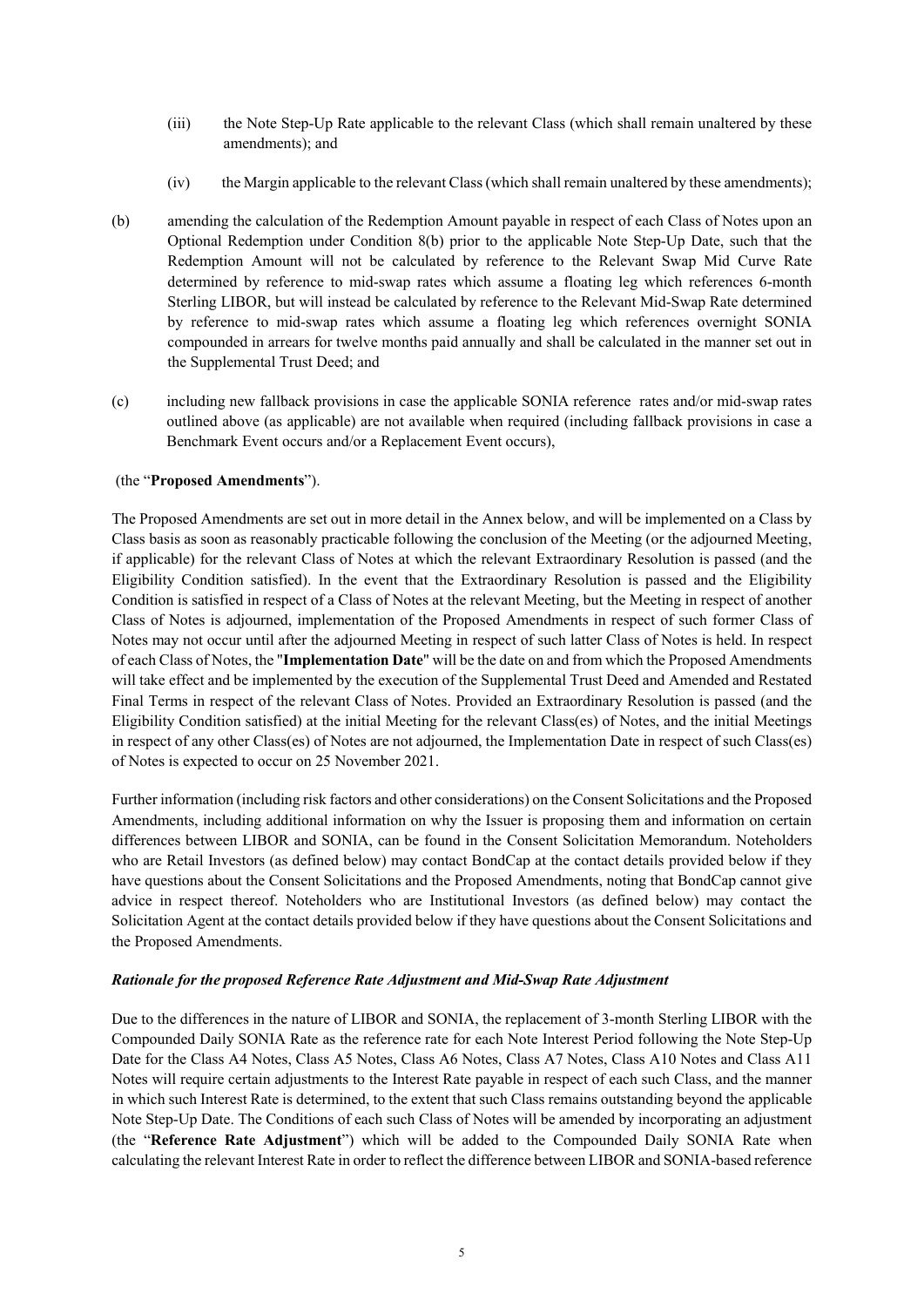(iii) the Note Step-Up Rate applicable to the relevant Class (which shall remain unaltered by these amendments); and

(iv) the Margin applicable to the relevant Class (which shall remain unaltered by these amendments);

(b) amending the calculation of the Redemption Amount payable in respect of each Class of Notes upon an Optional Redemption under Condition 8(b) prior to the applicable Note Step-Up Date, such that the Redemption Amount will not be calculated by reference to the Relevant Swap Mid Curve Rate determined by reference to mid-swap rates which assume a floating leg which references 6-month Sterling LIBOR, but will instead be calculated by reference to the Relevant Mid-Swap Rate determined by reference to mid-swap rates which assume a floating leg which references overnight SONIA compounded in arrears for twelve months paid annually and shall be calculated in the manner set out in the Supplemental Trust Deed; and

(c) including new fallback provisions in case the applicable SONIA reference rates and/or mid-swap rates outlined above (as applicable) are not available when required (including fallback provisions in case a Benchmark Event occurs and/or a Replacement Event occurs),

(the "**Proposed Amendments**").

The Proposed Amendments are set out in more detail in the Annex below, and will be implemented on a Class by Class basis as soon as reasonably practicable following the conclusion of the Meeting (or the adjourned Meeting, if applicable) for the relevant Class of Notes at which the relevant Extraordinary Resolution is passed (and the Eligibility Condition satisfied). In the event that the Extraordinary Resolution is passed and the Eligibility Condition is satisfied in respect of a Class of Notes at the relevant Meeting, but the Meeting in respect of another Class of Notes is adjourned, implementation of the Proposed Amendments in respect of such former Class of Notes may not occur until after the adjourned Meeting in respect of such latter Class of Notes is held. In respect of each Class of Notes, the "**Implementation Date**" will be the date on and from which the Proposed Amendments will take effect and be implemented by the execution of the Supplemental Trust Deed and Amended and Restated Final Terms in respect of the relevant Class of Notes. Provided an Extraordinary Resolution is passed (and the Eligibility Condition satisfied) at the initial Meeting for the relevant Class(es) of Notes, and the initial Meetings in respect of any other Class(es) of Notes are not adjourned, the Implementation Date in respect of such Class(es) of Notes is expected to occur on 25 November 2021.

Further information (including risk factors and other considerations) on the Consent Solicitations and the Proposed Amendments, including additional information on why the Issuer is proposing them and information on certain differences between LIBOR and SONIA, can be found in the Consent Solicitation Memorandum. Noteholders who are Retail Investors (as defined below) may contact BondCap at the contact details provided below if they have questions about the Consent Solicitations and the Proposed Amendments, noting that BondCap cannot give advice in respect thereof. Noteholders who are Institutional Investors (as defined below) may contact the Solicitation Agent at the contact details provided below if they have questions about the Consent Solicitations and the Proposed Amendments.

***Rationale for the proposed Reference Rate Adjustment and Mid-Swap Rate Adjustment***

Due to the differences in the nature of LIBOR and SONIA, the replacement of 3-month Sterling LIBOR with the Compounded Daily SONIA Rate as the reference rate for each Note Interest Period following the Note Step-Up Date for the Class A4 Notes, Class A5 Notes, Class A6 Notes, Class A7 Notes, Class A10 Notes and Class A11 Notes will require certain adjustments to the Interest Rate payable in respect of each such Class, and the manner in which such Interest Rate is determined, to the extent that such Class remains outstanding beyond the applicable Note Step-Up Date. The Conditions of each such Class of Notes will be amended by incorporating an adjustment (the "**Reference Rate Adjustment**") which will be added to the Compounded Daily SONIA Rate when calculating the relevant Interest Rate in order to reflect the difference between LIBOR and SONIA-based reference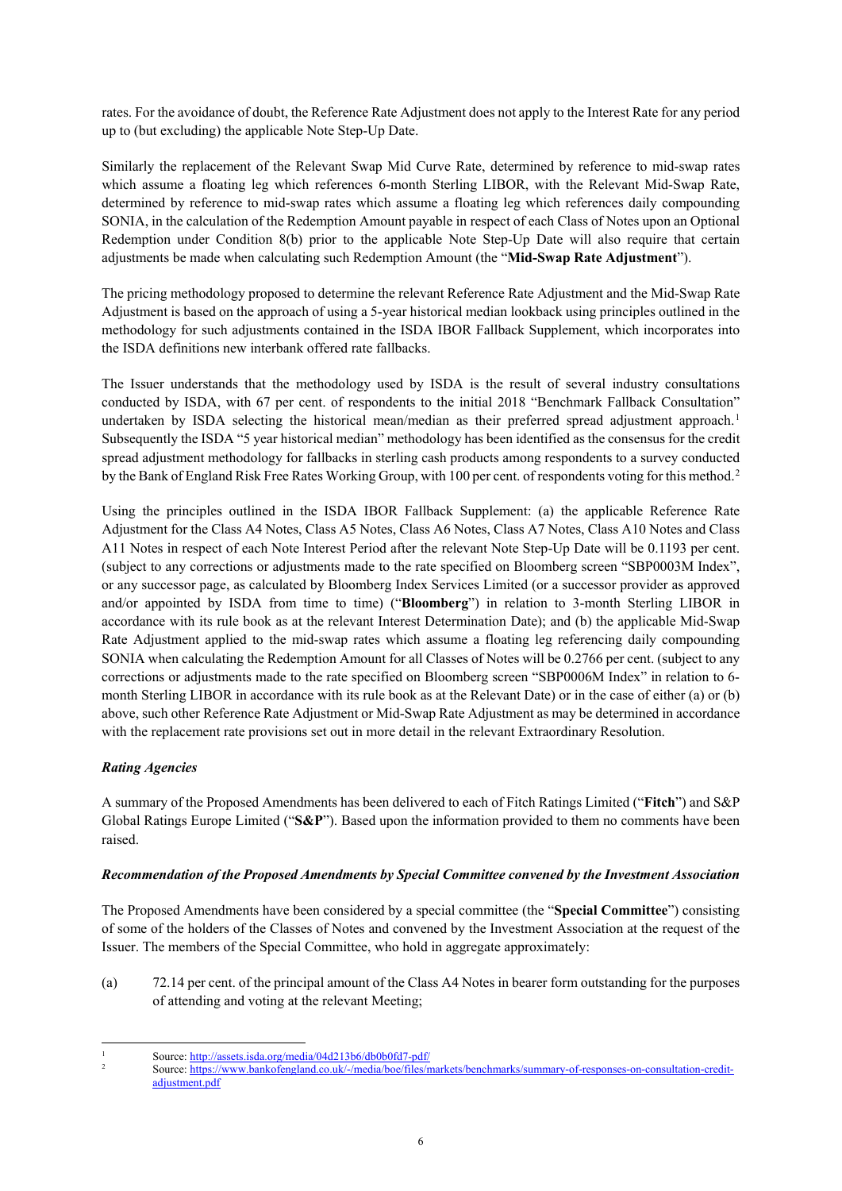rates. For the avoidance of doubt, the Reference Rate Adjustment does not apply to the Interest Rate for any period up to (but excluding) the applicable Note Step-Up Date.

Similarly the replacement of the Relevant Swap Mid Curve Rate, determined by reference to mid-swap rates which assume a floating leg which references 6-month Sterling LIBOR, with the Relevant Mid-Swap Rate, determined by reference to mid-swap rates which assume a floating leg which references daily compounding SONIA, in the calculation of the Redemption Amount payable in respect of each Class of Notes upon an Optional Redemption under Condition 8(b) prior to the applicable Note Step-Up Date will also require that certain adjustments be made when calculating such Redemption Amount (the "**Mid-Swap Rate Adjustment**").

The pricing methodology proposed to determine the relevant Reference Rate Adjustment and the Mid-Swap Rate Adjustment is based on the approach of using a 5-year historical median lookback using principles outlined in the methodology for such adjustments contained in the ISDA IBOR Fallback Supplement, which incorporates into the ISDA definitions new interbank offered rate fallbacks.

The Issuer understands that the methodology used by ISDA is the result of several industry consultations conducted by ISDA, with 67 per cent. of respondents to the initial 2018 "Benchmark Fallback Consultation" undertaken by ISDA selecting the historical mean/median as their preferred spread adjustment approach.[1] Subsequently the ISDA "5 year historical median" methodology has been identified as the consensus for the credit spread adjustment methodology for fallbacks in sterling cash products among respondents to a survey conducted by the Bank of England Risk Free Rates Working Group, with 100 per cent. of respondents voting for this method.[2]

Using the principles outlined in the ISDA IBOR Fallback Supplement: (a) the applicable Reference Rate Adjustment for the Class A4 Notes, Class A5 Notes, Class A6 Notes, Class A7 Notes, Class A10 Notes and Class A11 Notes in respect of each Note Interest Period after the relevant Note Step-Up Date will be 0.1193 per cent. (subject to any corrections or adjustments made to the rate specified on Bloomberg screen "SBP0003M Index", or any successor page, as calculated by Bloomberg Index Services Limited (or a successor provider as approved and/or appointed by ISDA from time to time) ("**Bloomberg**") in relation to 3-month Sterling LIBOR in accordance with its rule book as at the relevant Interest Determination Date); and (b) the applicable Mid-Swap Rate Adjustment applied to the mid-swap rates which assume a floating leg referencing daily compounding SONIA when calculating the Redemption Amount for all Classes of Notes will be 0.2766 per cent. (subject to any corrections or adjustments made to the rate specified on Bloomberg screen "SBP0006M Index" in relation to 6-month Sterling LIBOR in accordance with its rule book as at the Relevant Date) or in the case of either (a) or (b) above, such other Reference Rate Adjustment or Mid-Swap Rate Adjustment as may be determined in accordance with the replacement rate provisions set out in more detail in the relevant Extraordinary Resolution.

***Rating Agencies***

A summary of the Proposed Amendments has been delivered to each of Fitch Ratings Limited ("**Fitch**") and S&P Global Ratings Europe Limited ("**S&P**"). Based upon the information provided to them no comments have been raised.

***Recommendation of the Proposed Amendments by Special Committee convened by the Investment Association***

The Proposed Amendments have been considered by a special committee (the "**Special Committee**") consisting of some of the holders of the Classes of Notes and convened by the Investment Association at the request of the Issuer. The members of the Special Committee, who hold in aggregate approximately:

(a) 72.14 per cent. of the principal amount of the Class A4 Notes in bearer form outstanding for the purposes of attending and voting at the relevant Meeting;

---

[1] Source: http://assets.isda.org/media/04d213b6/db0b0fd7-pdf/

[2] Source: https://www.bankofengland.co.uk/-/media/boe/files/markets/benchmarks/summary-of-responses-on-consultation-credit-adjustment.pdf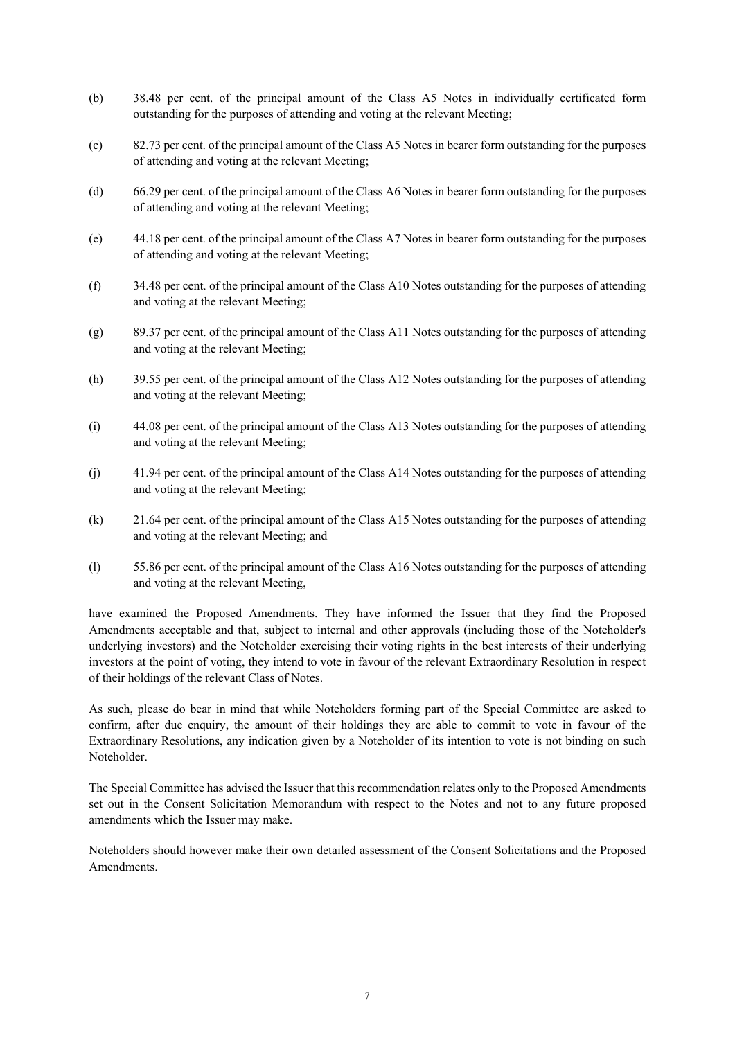(b) 38.48 per cent. of the principal amount of the Class A5 Notes in individually certificated form outstanding for the purposes of attending and voting at the relevant Meeting;

(c) 82.73 per cent. of the principal amount of the Class A5 Notes in bearer form outstanding for the purposes of attending and voting at the relevant Meeting;

(d) 66.29 per cent. of the principal amount of the Class A6 Notes in bearer form outstanding for the purposes of attending and voting at the relevant Meeting;

(e) 44.18 per cent. of the principal amount of the Class A7 Notes in bearer form outstanding for the purposes of attending and voting at the relevant Meeting;

(f) 34.48 per cent. of the principal amount of the Class A10 Notes outstanding for the purposes of attending and voting at the relevant Meeting;

(g) 89.37 per cent. of the principal amount of the Class A11 Notes outstanding for the purposes of attending and voting at the relevant Meeting;

(h) 39.55 per cent. of the principal amount of the Class A12 Notes outstanding for the purposes of attending and voting at the relevant Meeting;

(i) 44.08 per cent. of the principal amount of the Class A13 Notes outstanding for the purposes of attending and voting at the relevant Meeting;

(j) 41.94 per cent. of the principal amount of the Class A14 Notes outstanding for the purposes of attending and voting at the relevant Meeting;

(k) 21.64 per cent. of the principal amount of the Class A15 Notes outstanding for the purposes of attending and voting at the relevant Meeting; and

(l) 55.86 per cent. of the principal amount of the Class A16 Notes outstanding for the purposes of attending and voting at the relevant Meeting,

have examined the Proposed Amendments. They have informed the Issuer that they find the Proposed Amendments acceptable and that, subject to internal and other approvals (including those of the Noteholder's underlying investors) and the Noteholder exercising their voting rights in the best interests of their underlying investors at the point of voting, they intend to vote in favour of the relevant Extraordinary Resolution in respect of their holdings of the relevant Class of Notes.

As such, please do bear in mind that while Noteholders forming part of the Special Committee are asked to confirm, after due enquiry, the amount of their holdings they are able to commit to vote in favour of the Extraordinary Resolutions, any indication given by a Noteholder of its intention to vote is not binding on such Noteholder.

The Special Committee has advised the Issuer that this recommendation relates only to the Proposed Amendments set out in the Consent Solicitation Memorandum with respect to the Notes and not to any future proposed amendments which the Issuer may make.

Noteholders should however make their own detailed assessment of the Consent Solicitations and the Proposed Amendments.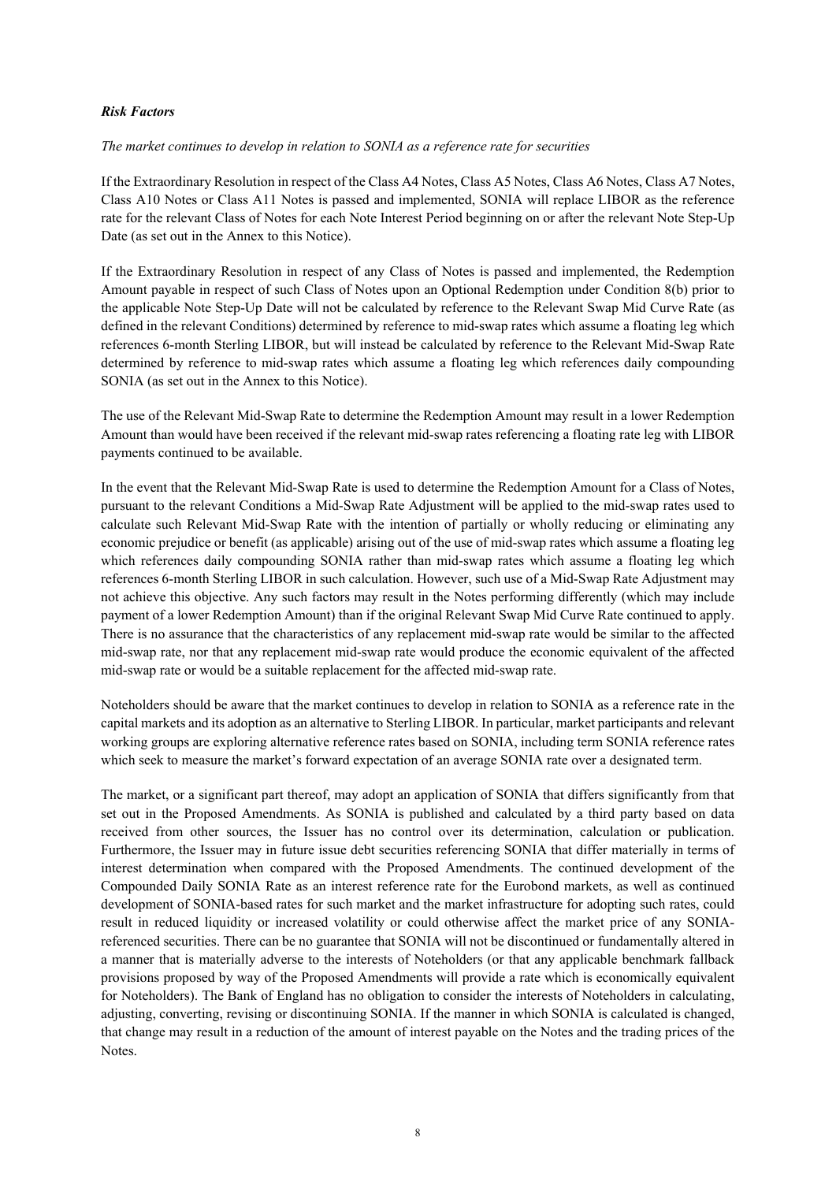***Risk Factors***

*The market continues to develop in relation to SONIA as a reference rate for securities*

If the Extraordinary Resolution in respect of the Class A4 Notes, Class A5 Notes, Class A6 Notes, Class A7 Notes, Class A10 Notes or Class A11 Notes is passed and implemented, SONIA will replace LIBOR as the reference rate for the relevant Class of Notes for each Note Interest Period beginning on or after the relevant Note Step-Up Date (as set out in the Annex to this Notice).

If the Extraordinary Resolution in respect of any Class of Notes is passed and implemented, the Redemption Amount payable in respect of such Class of Notes upon an Optional Redemption under Condition 8(b) prior to the applicable Note Step-Up Date will not be calculated by reference to the Relevant Swap Mid Curve Rate (as defined in the relevant Conditions) determined by reference to mid-swap rates which assume a floating leg which references 6-month Sterling LIBOR, but will instead be calculated by reference to the Relevant Mid-Swap Rate determined by reference to mid-swap rates which assume a floating leg which references daily compounding SONIA (as set out in the Annex to this Notice).

The use of the Relevant Mid-Swap Rate to determine the Redemption Amount may result in a lower Redemption Amount than would have been received if the relevant mid-swap rates referencing a floating rate leg with LIBOR payments continued to be available.

In the event that the Relevant Mid-Swap Rate is used to determine the Redemption Amount for a Class of Notes, pursuant to the relevant Conditions a Mid-Swap Rate Adjustment will be applied to the mid-swap rates used to calculate such Relevant Mid-Swap Rate with the intention of partially or wholly reducing or eliminating any economic prejudice or benefit (as applicable) arising out of the use of mid-swap rates which assume a floating leg which references daily compounding SONIA rather than mid-swap rates which assume a floating leg which references 6-month Sterling LIBOR in such calculation. However, such use of a Mid-Swap Rate Adjustment may not achieve this objective. Any such factors may result in the Notes performing differently (which may include payment of a lower Redemption Amount) than if the original Relevant Swap Mid Curve Rate continued to apply. There is no assurance that the characteristics of any replacement mid-swap rate would be similar to the affected mid-swap rate, nor that any replacement mid-swap rate would produce the economic equivalent of the affected mid-swap rate or would be a suitable replacement for the affected mid-swap rate.

Noteholders should be aware that the market continues to develop in relation to SONIA as a reference rate in the capital markets and its adoption as an alternative to Sterling LIBOR. In particular, market participants and relevant working groups are exploring alternative reference rates based on SONIA, including term SONIA reference rates which seek to measure the market's forward expectation of an average SONIA rate over a designated term.

The market, or a significant part thereof, may adopt an application of SONIA that differs significantly from that set out in the Proposed Amendments. As SONIA is published and calculated by a third party based on data received from other sources, the Issuer has no control over its determination, calculation or publication. Furthermore, the Issuer may in future issue debt securities referencing SONIA that differ materially in terms of interest determination when compared with the Proposed Amendments. The continued development of the Compounded Daily SONIA Rate as an interest reference rate for the Eurobond markets, as well as continued development of SONIA-based rates for such market and the market infrastructure for adopting such rates, could result in reduced liquidity or increased volatility or could otherwise affect the market price of any SONIA-referenced securities. There can be no guarantee that SONIA will not be discontinued or fundamentally altered in a manner that is materially adverse to the interests of Noteholders (or that any applicable benchmark fallback provisions proposed by way of the Proposed Amendments will provide a rate which is economically equivalent for Noteholders). The Bank of England has no obligation to consider the interests of Noteholders in calculating, adjusting, converting, revising or discontinuing SONIA. If the manner in which SONIA is calculated is changed, that change may result in a reduction of the amount of interest payable on the Notes and the trading prices of the Notes.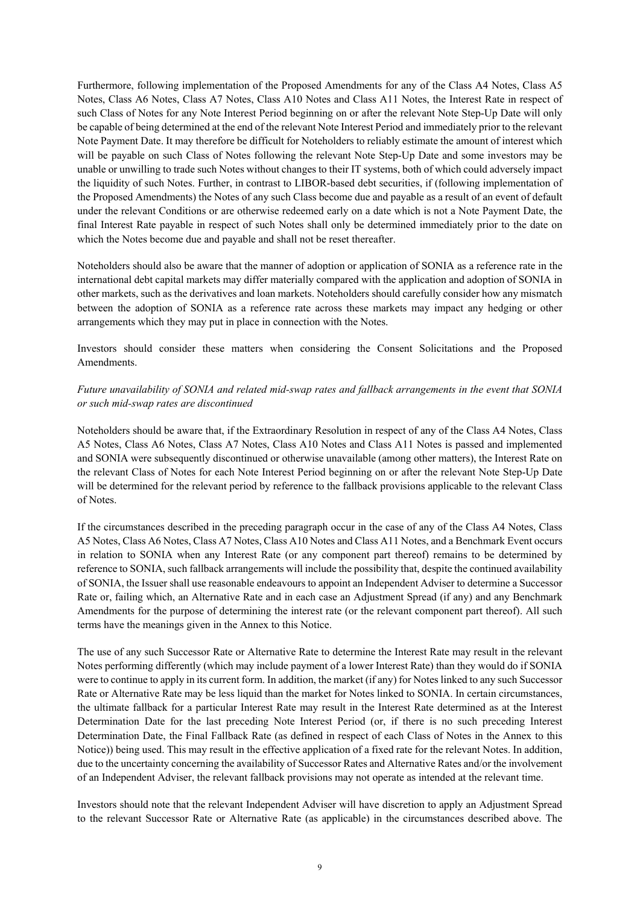Furthermore, following implementation of the Proposed Amendments for any of the Class A4 Notes, Class A5 Notes, Class A6 Notes, Class A7 Notes, Class A10 Notes and Class A11 Notes, the Interest Rate in respect of such Class of Notes for any Note Interest Period beginning on or after the relevant Note Step-Up Date will only be capable of being determined at the end of the relevant Note Interest Period and immediately prior to the relevant Note Payment Date. It may therefore be difficult for Noteholders to reliably estimate the amount of interest which will be payable on such Class of Notes following the relevant Note Step-Up Date and some investors may be unable or unwilling to trade such Notes without changes to their IT systems, both of which could adversely impact the liquidity of such Notes. Further, in contrast to LIBOR-based debt securities, if (following implementation of the Proposed Amendments) the Notes of any such Class become due and payable as a result of an event of default under the relevant Conditions or are otherwise redeemed early on a date which is not a Note Payment Date, the final Interest Rate payable in respect of such Notes shall only be determined immediately prior to the date on which the Notes become due and payable and shall not be reset thereafter.

Noteholders should also be aware that the manner of adoption or application of SONIA as a reference rate in the international debt capital markets may differ materially compared with the application and adoption of SONIA in other markets, such as the derivatives and loan markets. Noteholders should carefully consider how any mismatch between the adoption of SONIA as a reference rate across these markets may impact any hedging or other arrangements which they may put in place in connection with the Notes.

Investors should consider these matters when considering the Consent Solicitations and the Proposed Amendments.

*Future unavailability of SONIA and related mid-swap rates and fallback arrangements in the event that SONIA or such mid-swap rates are discontinued*

Noteholders should be aware that, if the Extraordinary Resolution in respect of any of the Class A4 Notes, Class A5 Notes, Class A6 Notes, Class A7 Notes, Class A10 Notes and Class A11 Notes is passed and implemented and SONIA were subsequently discontinued or otherwise unavailable (among other matters), the Interest Rate on the relevant Class of Notes for each Note Interest Period beginning on or after the relevant Note Step-Up Date will be determined for the relevant period by reference to the fallback provisions applicable to the relevant Class of Notes.

If the circumstances described in the preceding paragraph occur in the case of any of the Class A4 Notes, Class A5 Notes, Class A6 Notes, Class A7 Notes, Class A10 Notes and Class A11 Notes, and a Benchmark Event occurs in relation to SONIA when any Interest Rate (or any component part thereof) remains to be determined by reference to SONIA, such fallback arrangements will include the possibility that, despite the continued availability of SONIA, the Issuer shall use reasonable endeavours to appoint an Independent Adviser to determine a Successor Rate or, failing which, an Alternative Rate and in each case an Adjustment Spread (if any) and any Benchmark Amendments for the purpose of determining the interest rate (or the relevant component part thereof). All such terms have the meanings given in the Annex to this Notice.

The use of any such Successor Rate or Alternative Rate to determine the Interest Rate may result in the relevant Notes performing differently (which may include payment of a lower Interest Rate) than they would do if SONIA were to continue to apply in its current form. In addition, the market (if any) for Notes linked to any such Successor Rate or Alternative Rate may be less liquid than the market for Notes linked to SONIA. In certain circumstances, the ultimate fallback for a particular Interest Rate may result in the Interest Rate determined as at the Interest Determination Date for the last preceding Note Interest Period (or, if there is no such preceding Interest Determination Date, the Final Fallback Rate (as defined in respect of each Class of Notes in the Annex to this Notice)) being used. This may result in the effective application of a fixed rate for the relevant Notes. In addition, due to the uncertainty concerning the availability of Successor Rates and Alternative Rates and/or the involvement of an Independent Adviser, the relevant fallback provisions may not operate as intended at the relevant time.

Investors should note that the relevant Independent Adviser will have discretion to apply an Adjustment Spread to the relevant Successor Rate or Alternative Rate (as applicable) in the circumstances described above. The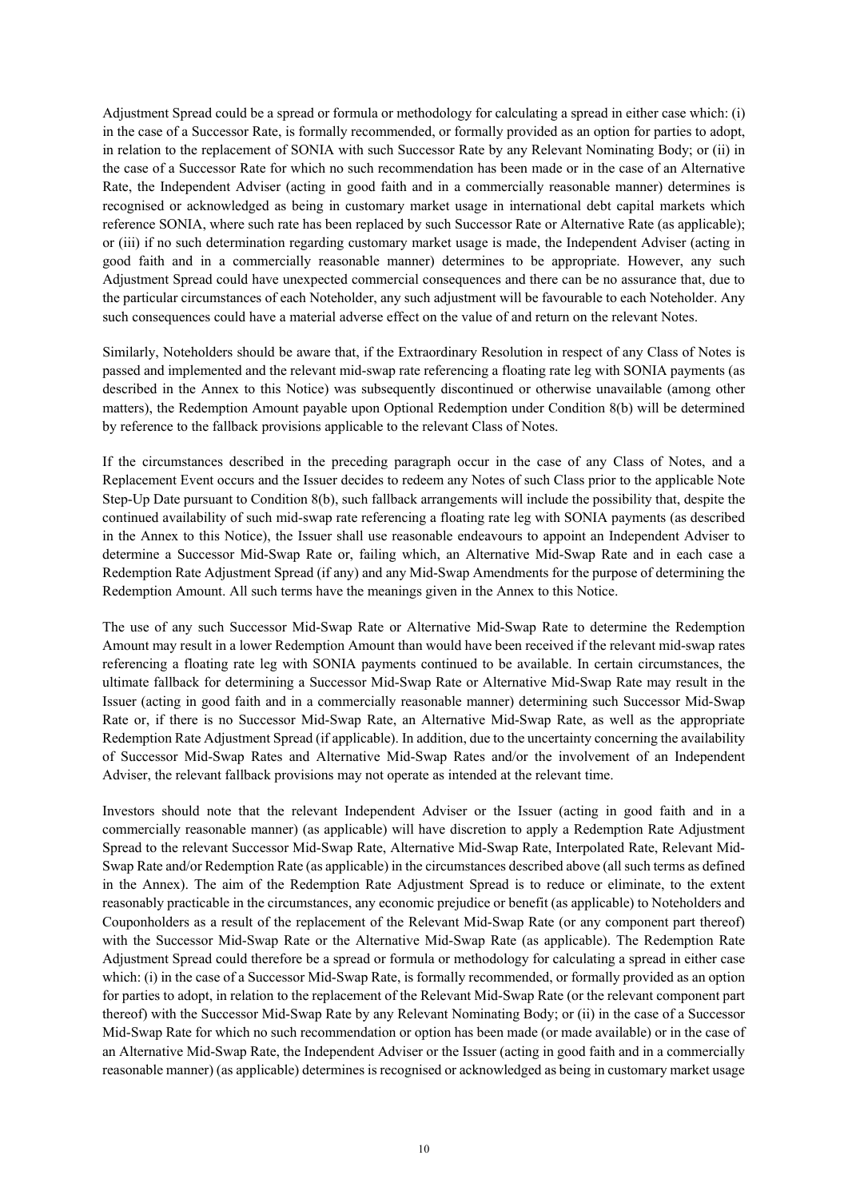Adjustment Spread could be a spread or formula or methodology for calculating a spread in either case which: (i) in the case of a Successor Rate, is formally recommended, or formally provided as an option for parties to adopt, in relation to the replacement of SONIA with such Successor Rate by any Relevant Nominating Body; or (ii) in the case of a Successor Rate for which no such recommendation has been made or in the case of an Alternative Rate, the Independent Adviser (acting in good faith and in a commercially reasonable manner) determines is recognised or acknowledged as being in customary market usage in international debt capital markets which reference SONIA, where such rate has been replaced by such Successor Rate or Alternative Rate (as applicable); or (iii) if no such determination regarding customary market usage is made, the Independent Adviser (acting in good faith and in a commercially reasonable manner) determines to be appropriate. However, any such Adjustment Spread could have unexpected commercial consequences and there can be no assurance that, due to the particular circumstances of each Noteholder, any such adjustment will be favourable to each Noteholder. Any such consequences could have a material adverse effect on the value of and return on the relevant Notes.

Similarly, Noteholders should be aware that, if the Extraordinary Resolution in respect of any Class of Notes is passed and implemented and the relevant mid-swap rate referencing a floating rate leg with SONIA payments (as described in the Annex to this Notice) was subsequently discontinued or otherwise unavailable (among other matters), the Redemption Amount payable upon Optional Redemption under Condition 8(b) will be determined by reference to the fallback provisions applicable to the relevant Class of Notes.

If the circumstances described in the preceding paragraph occur in the case of any Class of Notes, and a Replacement Event occurs and the Issuer decides to redeem any Notes of such Class prior to the applicable Note Step-Up Date pursuant to Condition 8(b), such fallback arrangements will include the possibility that, despite the continued availability of such mid-swap rate referencing a floating rate leg with SONIA payments (as described in the Annex to this Notice), the Issuer shall use reasonable endeavours to appoint an Independent Adviser to determine a Successor Mid-Swap Rate or, failing which, an Alternative Mid-Swap Rate and in each case a Redemption Rate Adjustment Spread (if any) and any Mid-Swap Amendments for the purpose of determining the Redemption Amount. All such terms have the meanings given in the Annex to this Notice.

The use of any such Successor Mid-Swap Rate or Alternative Mid-Swap Rate to determine the Redemption Amount may result in a lower Redemption Amount than would have been received if the relevant mid-swap rates referencing a floating rate leg with SONIA payments continued to be available. In certain circumstances, the ultimate fallback for determining a Successor Mid-Swap Rate or Alternative Mid-Swap Rate may result in the Issuer (acting in good faith and in a commercially reasonable manner) determining such Successor Mid-Swap Rate or, if there is no Successor Mid-Swap Rate, an Alternative Mid-Swap Rate, as well as the appropriate Redemption Rate Adjustment Spread (if applicable). In addition, due to the uncertainty concerning the availability of Successor Mid-Swap Rates and Alternative Mid-Swap Rates and/or the involvement of an Independent Adviser, the relevant fallback provisions may not operate as intended at the relevant time.

Investors should note that the relevant Independent Adviser or the Issuer (acting in good faith and in a commercially reasonable manner) (as applicable) will have discretion to apply a Redemption Rate Adjustment Spread to the relevant Successor Mid-Swap Rate, Alternative Mid-Swap Rate, Interpolated Rate, Relevant Mid-Swap Rate and/or Redemption Rate (as applicable) in the circumstances described above (all such terms as defined in the Annex). The aim of the Redemption Rate Adjustment Spread is to reduce or eliminate, to the extent reasonably practicable in the circumstances, any economic prejudice or benefit (as applicable) to Noteholders and Couponholders as a result of the replacement of the Relevant Mid-Swap Rate (or any component part thereof) with the Successor Mid-Swap Rate or the Alternative Mid-Swap Rate (as applicable). The Redemption Rate Adjustment Spread could therefore be a spread or formula or methodology for calculating a spread in either case which: (i) in the case of a Successor Mid-Swap Rate, is formally recommended, or formally provided as an option for parties to adopt, in relation to the replacement of the Relevant Mid-Swap Rate (or the relevant component part thereof) with the Successor Mid-Swap Rate by any Relevant Nominating Body; or (ii) in the case of a Successor Mid-Swap Rate for which no such recommendation or option has been made (or made available) or in the case of an Alternative Mid-Swap Rate, the Independent Adviser or the Issuer (acting in good faith and in a commercially reasonable manner) (as applicable) determines is recognised or acknowledged as being in customary market usage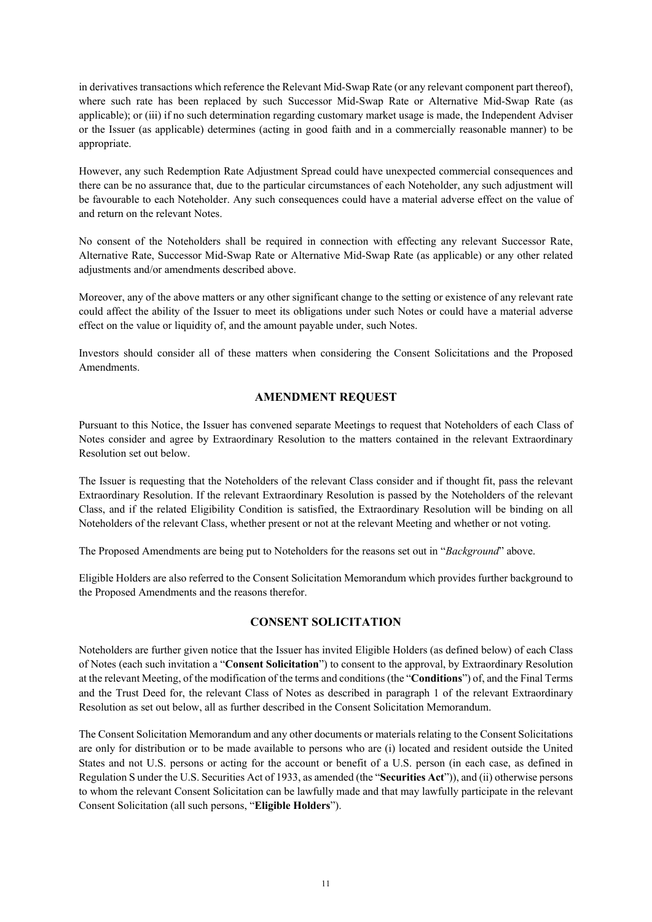in derivatives transactions which reference the Relevant Mid-Swap Rate (or any relevant component part thereof), where such rate has been replaced by such Successor Mid-Swap Rate or Alternative Mid-Swap Rate (as applicable); or (iii) if no such determination regarding customary market usage is made, the Independent Adviser or the Issuer (as applicable) determines (acting in good faith and in a commercially reasonable manner) to be appropriate.

However, any such Redemption Rate Adjustment Spread could have unexpected commercial consequences and there can be no assurance that, due to the particular circumstances of each Noteholder, any such adjustment will be favourable to each Noteholder. Any such consequences could have a material adverse effect on the value of and return on the relevant Notes.

No consent of the Noteholders shall be required in connection with effecting any relevant Successor Rate, Alternative Rate, Successor Mid-Swap Rate or Alternative Mid-Swap Rate (as applicable) or any other related adjustments and/or amendments described above.

Moreover, any of the above matters or any other significant change to the setting or existence of any relevant rate could affect the ability of the Issuer to meet its obligations under such Notes or could have a material adverse effect on the value or liquidity of, and the amount payable under, such Notes.

Investors should consider all of these matters when considering the Consent Solicitations and the Proposed Amendments.

## AMENDMENT REQUEST

Pursuant to this Notice, the Issuer has convened separate Meetings to request that Noteholders of each Class of Notes consider and agree by Extraordinary Resolution to the matters contained in the relevant Extraordinary Resolution set out below.

The Issuer is requesting that the Noteholders of the relevant Class consider and if thought fit, pass the relevant Extraordinary Resolution. If the relevant Extraordinary Resolution is passed by the Noteholders of the relevant Class, and if the related Eligibility Condition is satisfied, the Extraordinary Resolution will be binding on all Noteholders of the relevant Class, whether present or not at the relevant Meeting and whether or not voting.

The Proposed Amendments are being put to Noteholders for the reasons set out in "*Background*" above.

Eligible Holders are also referred to the Consent Solicitation Memorandum which provides further background to the Proposed Amendments and the reasons therefor.

## CONSENT SOLICITATION

Noteholders are further given notice that the Issuer has invited Eligible Holders (as defined below) of each Class of Notes (each such invitation a "**Consent Solicitation**") to consent to the approval, by Extraordinary Resolution at the relevant Meeting, of the modification of the terms and conditions (the "**Conditions**") of, and the Final Terms and the Trust Deed for, the relevant Class of Notes as described in paragraph 1 of the relevant Extraordinary Resolution as set out below, all as further described in the Consent Solicitation Memorandum.

The Consent Solicitation Memorandum and any other documents or materials relating to the Consent Solicitations are only for distribution or to be made available to persons who are (i) located and resident outside the United States and not U.S. persons or acting for the account or benefit of a U.S. person (in each case, as defined in Regulation S under the U.S. Securities Act of 1933, as amended (the "**Securities Act**")), and (ii) otherwise persons to whom the relevant Consent Solicitation can be lawfully made and that may lawfully participate in the relevant Consent Solicitation (all such persons, "**Eligible Holders**").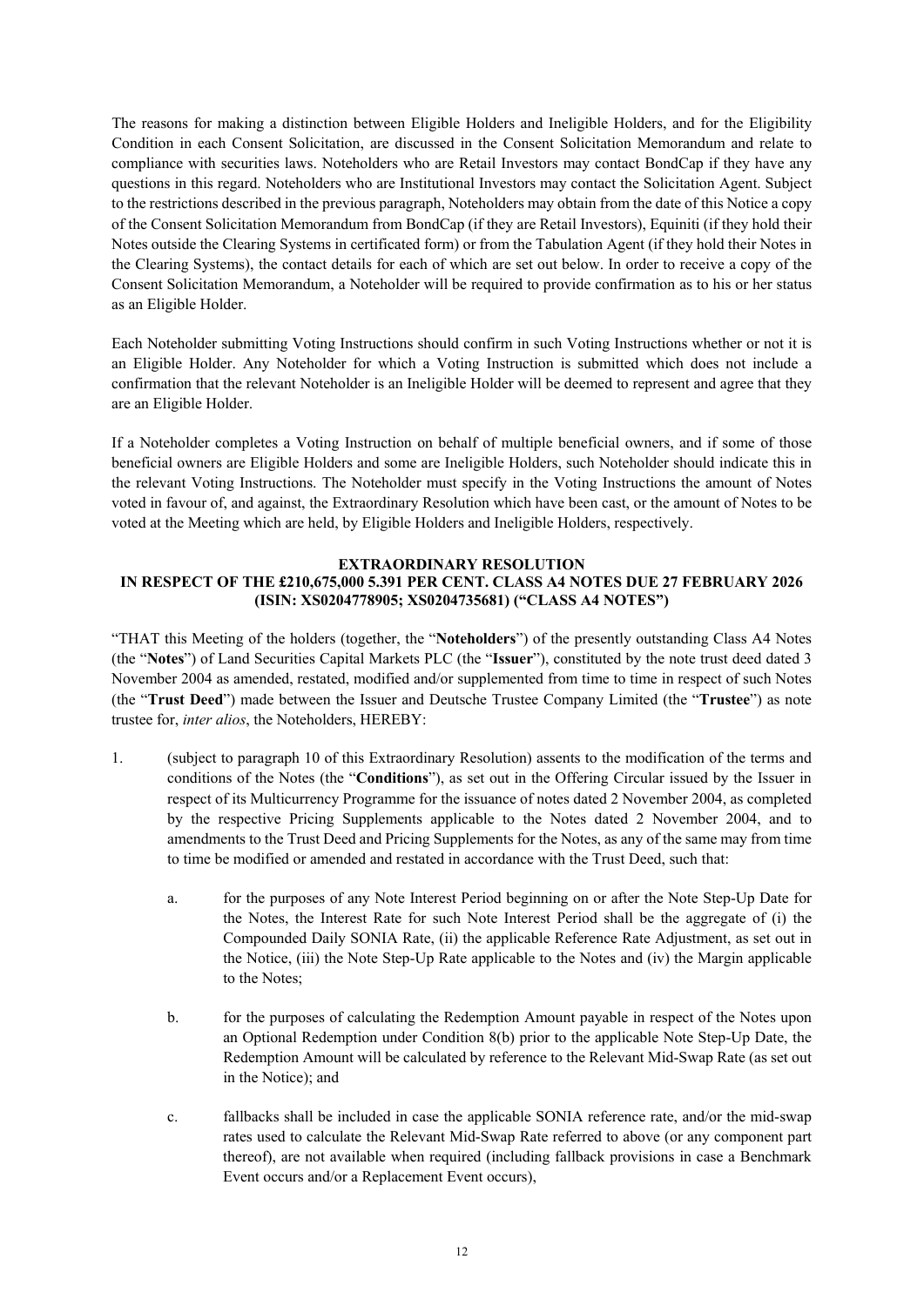The reasons for making a distinction between Eligible Holders and Ineligible Holders, and for the Eligibility Condition in each Consent Solicitation, are discussed in the Consent Solicitation Memorandum and relate to compliance with securities laws. Noteholders who are Retail Investors may contact BondCap if they have any questions in this regard. Noteholders who are Institutional Investors may contact the Solicitation Agent. Subject to the restrictions described in the previous paragraph, Noteholders may obtain from the date of this Notice a copy of the Consent Solicitation Memorandum from BondCap (if they are Retail Investors), Equiniti (if they hold their Notes outside the Clearing Systems in certificated form) or from the Tabulation Agent (if they hold their Notes in the Clearing Systems), the contact details for each of which are set out below. In order to receive a copy of the Consent Solicitation Memorandum, a Noteholder will be required to provide confirmation as to his or her status as an Eligible Holder.

Each Noteholder submitting Voting Instructions should confirm in such Voting Instructions whether or not it is an Eligible Holder. Any Noteholder for which a Voting Instruction is submitted which does not include a confirmation that the relevant Noteholder is an Ineligible Holder will be deemed to represent and agree that they are an Eligible Holder.

If a Noteholder completes a Voting Instruction on behalf of multiple beneficial owners, and if some of those beneficial owners are Eligible Holders and some are Ineligible Holders, such Noteholder should indicate this in the relevant Voting Instructions. The Noteholder must specify in the Voting Instructions the amount of Notes voted in favour of, and against, the Extraordinary Resolution which have been cast, or the amount of Notes to be voted at the Meeting which are held, by Eligible Holders and Ineligible Holders, respectively.

## EXTRAORDINARY RESOLUTION
## IN RESPECT OF THE £210,675,000 5.391 PER CENT. CLASS A4 NOTES DUE 27 FEBRUARY 2026 (ISIN: XS0204778905; XS0204735681) ("CLASS A4 NOTES")

"THAT this Meeting of the holders (together, the "**Noteholders**") of the presently outstanding Class A4 Notes (the "**Notes**") of Land Securities Capital Markets PLC (the "**Issuer**"), constituted by the note trust deed dated 3 November 2004 as amended, restated, modified and/or supplemented from time to time in respect of such Notes (the "**Trust Deed**") made between the Issuer and Deutsche Trustee Company Limited (the "**Trustee**") as note trustee for, *inter alios*, the Noteholders, HEREBY:

1. (subject to paragraph 10 of this Extraordinary Resolution) assents to the modification of the terms and conditions of the Notes (the "**Conditions**"), as set out in the Offering Circular issued by the Issuer in respect of its Multicurrency Programme for the issuance of notes dated 2 November 2004, as completed by the respective Pricing Supplements applicable to the Notes dated 2 November 2004, and to amendments to the Trust Deed and Pricing Supplements for the Notes, as any of the same may from time to time be modified or amended and restated in accordance with the Trust Deed, such that:

   a. for the purposes of any Note Interest Period beginning on or after the Note Step-Up Date for the Notes, the Interest Rate for such Note Interest Period shall be the aggregate of (i) the Compounded Daily SONIA Rate, (ii) the applicable Reference Rate Adjustment, as set out in the Notice, (iii) the Note Step-Up Rate applicable to the Notes and (iv) the Margin applicable to the Notes;

   b. for the purposes of calculating the Redemption Amount payable in respect of the Notes upon an Optional Redemption under Condition 8(b) prior to the applicable Note Step-Up Date, the Redemption Amount will be calculated by reference to the Relevant Mid-Swap Rate (as set out in the Notice); and

   c. fallbacks shall be included in case the applicable SONIA reference rate, and/or the mid-swap rates used to calculate the Relevant Mid-Swap Rate referred to above (or any component part thereof), are not available when required (including fallback provisions in case a Benchmark Event occurs and/or a Replacement Event occurs),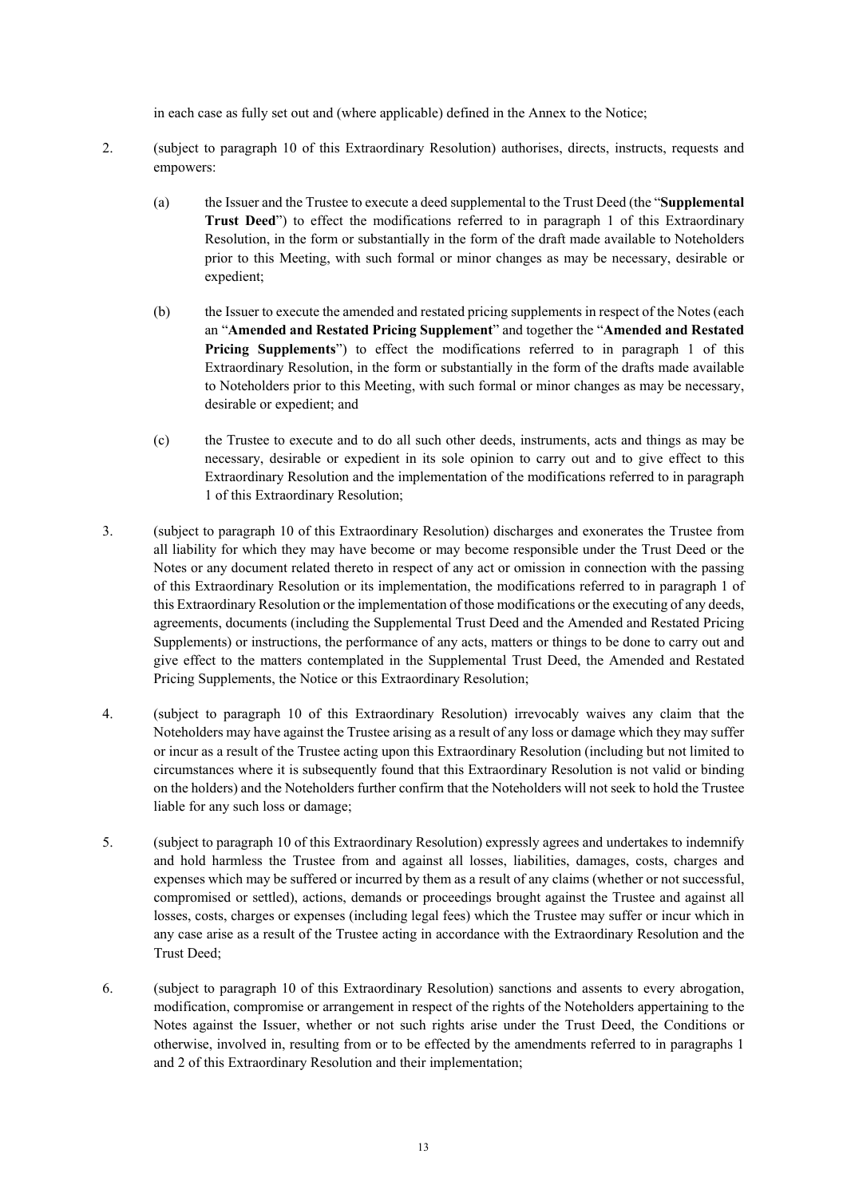in each case as fully set out and (where applicable) defined in the Annex to the Notice;

2. (subject to paragraph 10 of this Extraordinary Resolution) authorises, directs, instructs, requests and empowers:

   (a) the Issuer and the Trustee to execute a deed supplemental to the Trust Deed (the "**Supplemental Trust Deed**") to effect the modifications referred to in paragraph 1 of this Extraordinary Resolution, in the form or substantially in the form of the draft made available to Noteholders prior to this Meeting, with such formal or minor changes as may be necessary, desirable or expedient;

   (b) the Issuer to execute the amended and restated pricing supplements in respect of the Notes (each an "**Amended and Restated Pricing Supplement**" and together the "**Amended and Restated Pricing Supplements**") to effect the modifications referred to in paragraph 1 of this Extraordinary Resolution, in the form or substantially in the form of the drafts made available to Noteholders prior to this Meeting, with such formal or minor changes as may be necessary, desirable or expedient; and

   (c) the Trustee to execute and to do all such other deeds, instruments, acts and things as may be necessary, desirable or expedient in its sole opinion to carry out and to give effect to this Extraordinary Resolution and the implementation of the modifications referred to in paragraph 1 of this Extraordinary Resolution;

3. (subject to paragraph 10 of this Extraordinary Resolution) discharges and exonerates the Trustee from all liability for which they may have become or may become responsible under the Trust Deed or the Notes or any document related thereto in respect of any act or omission in connection with the passing of this Extraordinary Resolution or its implementation, the modifications referred to in paragraph 1 of this Extraordinary Resolution or the implementation of those modifications or the executing of any deeds, agreements, documents (including the Supplemental Trust Deed and the Amended and Restated Pricing Supplements) or instructions, the performance of any acts, matters or things to be done to carry out and give effect to the matters contemplated in the Supplemental Trust Deed, the Amended and Restated Pricing Supplements, the Notice or this Extraordinary Resolution;

4. (subject to paragraph 10 of this Extraordinary Resolution) irrevocably waives any claim that the Noteholders may have against the Trustee arising as a result of any loss or damage which they may suffer or incur as a result of the Trustee acting upon this Extraordinary Resolution (including but not limited to circumstances where it is subsequently found that this Extraordinary Resolution is not valid or binding on the holders) and the Noteholders further confirm that the Noteholders will not seek to hold the Trustee liable for any such loss or damage;

5. (subject to paragraph 10 of this Extraordinary Resolution) expressly agrees and undertakes to indemnify and hold harmless the Trustee from and against all losses, liabilities, damages, costs, charges and expenses which may be suffered or incurred by them as a result of any claims (whether or not successful, compromised or settled), actions, demands or proceedings brought against the Trustee and against all losses, costs, charges or expenses (including legal fees) which the Trustee may suffer or incur which in any case arise as a result of the Trustee acting in accordance with the Extraordinary Resolution and the Trust Deed;

6. (subject to paragraph 10 of this Extraordinary Resolution) sanctions and assents to every abrogation, modification, compromise or arrangement in respect of the rights of the Noteholders appertaining to the Notes against the Issuer, whether or not such rights arise under the Trust Deed, the Conditions or otherwise, involved in, resulting from or to be effected by the amendments referred to in paragraphs 1 and 2 of this Extraordinary Resolution and their implementation;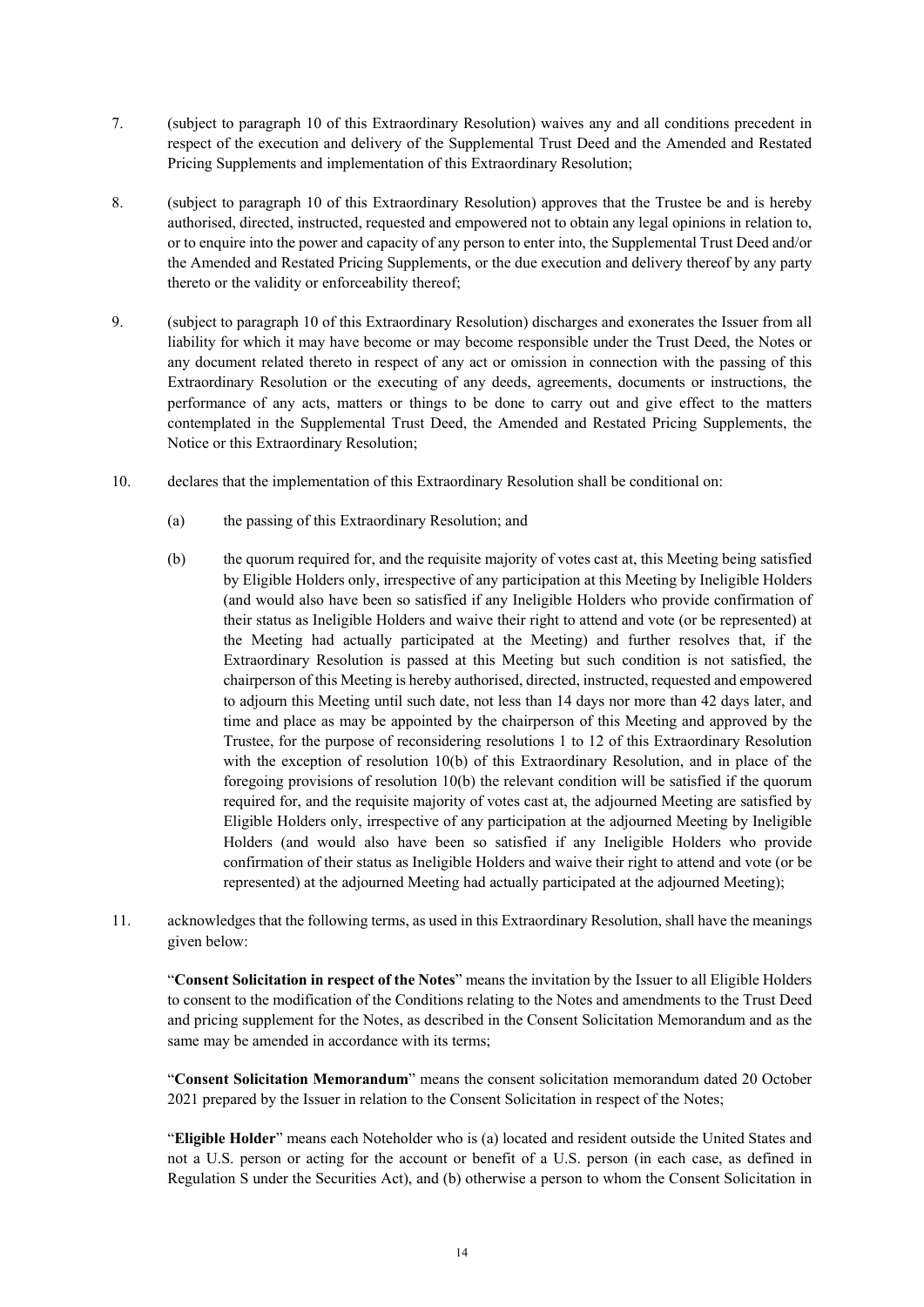7. (subject to paragraph 10 of this Extraordinary Resolution) waives any and all conditions precedent in respect of the execution and delivery of the Supplemental Trust Deed and the Amended and Restated Pricing Supplements and implementation of this Extraordinary Resolution;

8. (subject to paragraph 10 of this Extraordinary Resolution) approves that the Trustee be and is hereby authorised, directed, instructed, requested and empowered not to obtain any legal opinions in relation to, or to enquire into the power and capacity of any person to enter into, the Supplemental Trust Deed and/or the Amended and Restated Pricing Supplements, or the due execution and delivery thereof by any party thereto or the validity or enforceability thereof;

9. (subject to paragraph 10 of this Extraordinary Resolution) discharges and exonerates the Issuer from all liability for which it may have become or may become responsible under the Trust Deed, the Notes or any document related thereto in respect of any act or omission in connection with the passing of this Extraordinary Resolution or the executing of any deeds, agreements, documents or instructions, the performance of any acts, matters or things to be done to carry out and give effect to the matters contemplated in the Supplemental Trust Deed, the Amended and Restated Pricing Supplements, the Notice or this Extraordinary Resolution;

10. declares that the implementation of this Extraordinary Resolution shall be conditional on:

    (a) the passing of this Extraordinary Resolution; and

    (b) the quorum required for, and the requisite majority of votes cast at, this Meeting being satisfied by Eligible Holders only, irrespective of any participation at this Meeting by Ineligible Holders (and would also have been so satisfied if any Ineligible Holders who provide confirmation of their status as Ineligible Holders and waive their right to attend and vote (or be represented) at the Meeting had actually participated at the Meeting) and further resolves that, if the Extraordinary Resolution is passed at this Meeting but such condition is not satisfied, the chairperson of this Meeting is hereby authorised, directed, instructed, requested and empowered to adjourn this Meeting until such date, not less than 14 days nor more than 42 days later, and time and place as may be appointed by the chairperson of this Meeting and approved by the Trustee, for the purpose of reconsidering resolutions 1 to 12 of this Extraordinary Resolution with the exception of resolution 10(b) of this Extraordinary Resolution, and in place of the foregoing provisions of resolution 10(b) the relevant condition will be satisfied if the quorum required for, and the requisite majority of votes cast at, the adjourned Meeting are satisfied by Eligible Holders only, irrespective of any participation at the adjourned Meeting by Ineligible Holders (and would also have been so satisfied if any Ineligible Holders who provide confirmation of their status as Ineligible Holders and waive their right to attend and vote (or be represented) at the adjourned Meeting had actually participated at the adjourned Meeting);

11. acknowledges that the following terms, as used in this Extraordinary Resolution, shall have the meanings given below:

    "**Consent Solicitation in respect of the Notes**" means the invitation by the Issuer to all Eligible Holders to consent to the modification of the Conditions relating to the Notes and amendments to the Trust Deed and pricing supplement for the Notes, as described in the Consent Solicitation Memorandum and as the same may be amended in accordance with its terms;

    "**Consent Solicitation Memorandum**" means the consent solicitation memorandum dated 20 October 2021 prepared by the Issuer in relation to the Consent Solicitation in respect of the Notes;

    "**Eligible Holder**" means each Noteholder who is (a) located and resident outside the United States and not a U.S. person or acting for the account or benefit of a U.S. person (in each case, as defined in Regulation S under the Securities Act), and (b) otherwise a person to whom the Consent Solicitation in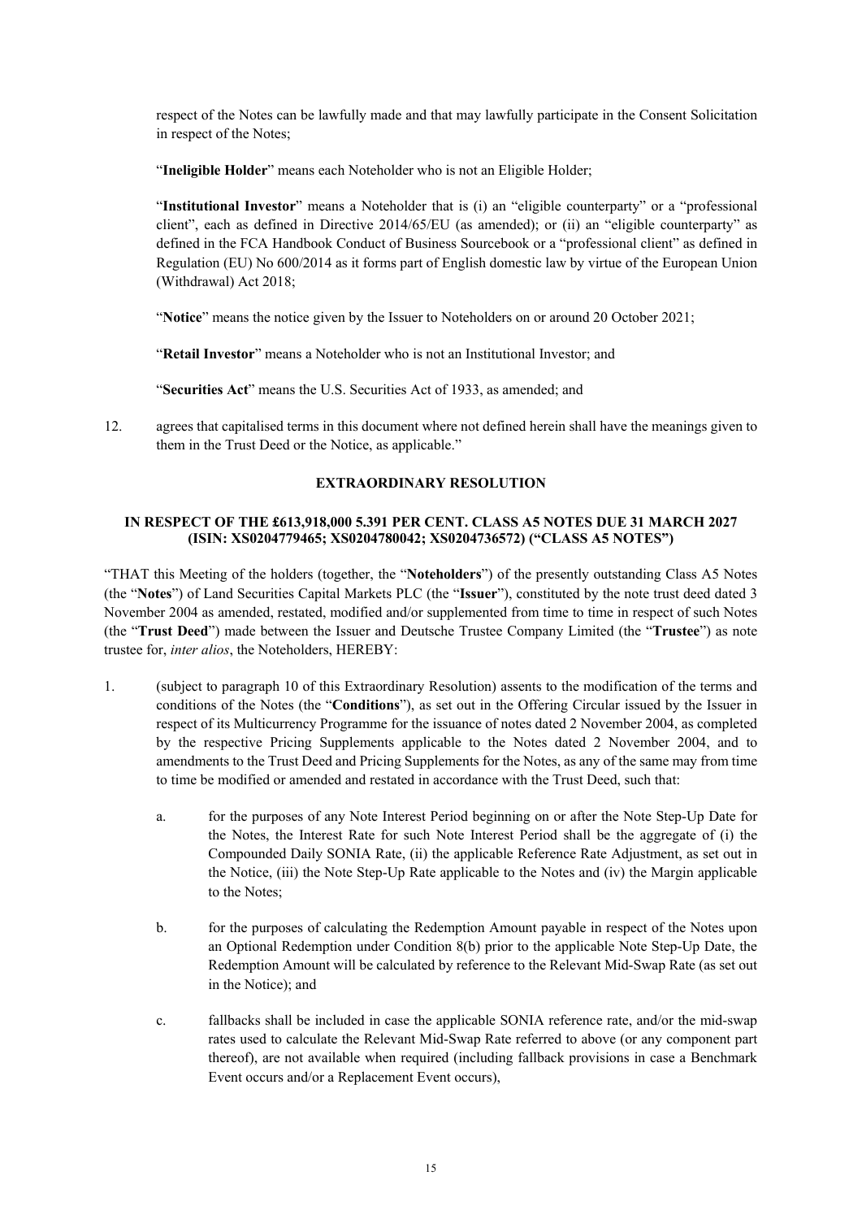respect of the Notes can be lawfully made and that may lawfully participate in the Consent Solicitation in respect of the Notes;

"**Ineligible Holder**" means each Noteholder who is not an Eligible Holder;

"**Institutional Investor**" means a Noteholder that is (i) an "eligible counterparty" or a "professional client", each as defined in Directive 2014/65/EU (as amended); or (ii) an "eligible counterparty" as defined in the FCA Handbook Conduct of Business Sourcebook or a "professional client" as defined in Regulation (EU) No 600/2014 as it forms part of English domestic law by virtue of the European Union (Withdrawal) Act 2018;

"**Notice**" means the notice given by the Issuer to Noteholders on or around 20 October 2021;

"**Retail Investor**" means a Noteholder who is not an Institutional Investor; and

"**Securities Act**" means the U.S. Securities Act of 1933, as amended; and

12. agrees that capitalised terms in this document where not defined herein shall have the meanings given to them in the Trust Deed or the Notice, as applicable."

**EXTRAORDINARY RESOLUTION**

**IN RESPECT OF THE £613,918,000 5.391 PER CENT. CLASS A5 NOTES DUE 31 MARCH 2027 (ISIN: XS0204779465; XS0204780042; XS0204736572) ("CLASS A5 NOTES")**

"THAT this Meeting of the holders (together, the "**Noteholders**") of the presently outstanding Class A5 Notes (the "**Notes**") of Land Securities Capital Markets PLC (the "**Issuer**"), constituted by the note trust deed dated 3 November 2004 as amended, restated, modified and/or supplemented from time to time in respect of such Notes (the "**Trust Deed**") made between the Issuer and Deutsche Trustee Company Limited (the "**Trustee**") as note trustee for, *inter alios*, the Noteholders, HEREBY:

1. (subject to paragraph 10 of this Extraordinary Resolution) assents to the modification of the terms and conditions of the Notes (the "**Conditions**"), as set out in the Offering Circular issued by the Issuer in respect of its Multicurrency Programme for the issuance of notes dated 2 November 2004, as completed by the respective Pricing Supplements applicable to the Notes dated 2 November 2004, and to amendments to the Trust Deed and Pricing Supplements for the Notes, as any of the same may from time to time be modified or amended and restated in accordance with the Trust Deed, such that:

    a. for the purposes of any Note Interest Period beginning on or after the Note Step-Up Date for the Notes, the Interest Rate for such Note Interest Period shall be the aggregate of (i) the Compounded Daily SONIA Rate, (ii) the applicable Reference Rate Adjustment, as set out in the Notice, (iii) the Note Step-Up Rate applicable to the Notes and (iv) the Margin applicable to the Notes;

    b. for the purposes of calculating the Redemption Amount payable in respect of the Notes upon an Optional Redemption under Condition 8(b) prior to the applicable Note Step-Up Date, the Redemption Amount will be calculated by reference to the Relevant Mid-Swap Rate (as set out in the Notice); and

    c. fallbacks shall be included in case the applicable SONIA reference rate, and/or the mid-swap rates used to calculate the Relevant Mid-Swap Rate referred to above (or any component part thereof), are not available when required (including fallback provisions in case a Benchmark Event occurs and/or a Replacement Event occurs),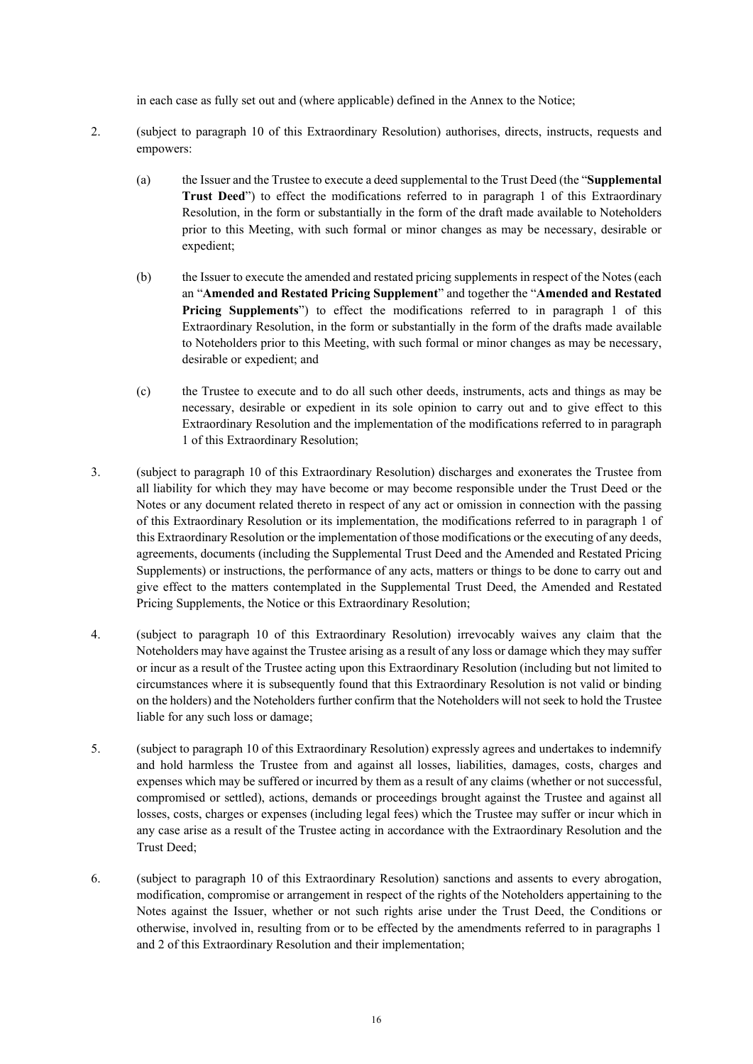in each case as fully set out and (where applicable) defined in the Annex to the Notice;

2. (subject to paragraph 10 of this Extraordinary Resolution) authorises, directs, instructs, requests and empowers:

   (a) the Issuer and the Trustee to execute a deed supplemental to the Trust Deed (the "**Supplemental Trust Deed**") to effect the modifications referred to in paragraph 1 of this Extraordinary Resolution, in the form or substantially in the form of the draft made available to Noteholders prior to this Meeting, with such formal or minor changes as may be necessary, desirable or expedient;

   (b) the Issuer to execute the amended and restated pricing supplements in respect of the Notes (each an "**Amended and Restated Pricing Supplement**" and together the "**Amended and Restated Pricing Supplements**") to effect the modifications referred to in paragraph 1 of this Extraordinary Resolution, in the form or substantially in the form of the drafts made available to Noteholders prior to this Meeting, with such formal or minor changes as may be necessary, desirable or expedient; and

   (c) the Trustee to execute and to do all such other deeds, instruments, acts and things as may be necessary, desirable or expedient in its sole opinion to carry out and to give effect to this Extraordinary Resolution and the implementation of the modifications referred to in paragraph 1 of this Extraordinary Resolution;

3. (subject to paragraph 10 of this Extraordinary Resolution) discharges and exonerates the Trustee from all liability for which they may have become or may become responsible under the Trust Deed or the Notes or any document related thereto in respect of any act or omission in connection with the passing of this Extraordinary Resolution or its implementation, the modifications referred to in paragraph 1 of this Extraordinary Resolution or the implementation of those modifications or the executing of any deeds, agreements, documents (including the Supplemental Trust Deed and the Amended and Restated Pricing Supplements) or instructions, the performance of any acts, matters or things to be done to carry out and give effect to the matters contemplated in the Supplemental Trust Deed, the Amended and Restated Pricing Supplements, the Notice or this Extraordinary Resolution;

4. (subject to paragraph 10 of this Extraordinary Resolution) irrevocably waives any claim that the Noteholders may have against the Trustee arising as a result of any loss or damage which they may suffer or incur as a result of the Trustee acting upon this Extraordinary Resolution (including but not limited to circumstances where it is subsequently found that this Extraordinary Resolution is not valid or binding on the holders) and the Noteholders further confirm that the Noteholders will not seek to hold the Trustee liable for any such loss or damage;

5. (subject to paragraph 10 of this Extraordinary Resolution) expressly agrees and undertakes to indemnify and hold harmless the Trustee from and against all losses, liabilities, damages, costs, charges and expenses which may be suffered or incurred by them as a result of any claims (whether or not successful, compromised or settled), actions, demands or proceedings brought against the Trustee and against all losses, costs, charges or expenses (including legal fees) which the Trustee may suffer or incur which in any case arise as a result of the Trustee acting in accordance with the Extraordinary Resolution and the Trust Deed;

6. (subject to paragraph 10 of this Extraordinary Resolution) sanctions and assents to every abrogation, modification, compromise or arrangement in respect of the rights of the Noteholders appertaining to the Notes against the Issuer, whether or not such rights arise under the Trust Deed, the Conditions or otherwise, involved in, resulting from or to be effected by the amendments referred to in paragraphs 1 and 2 of this Extraordinary Resolution and their implementation;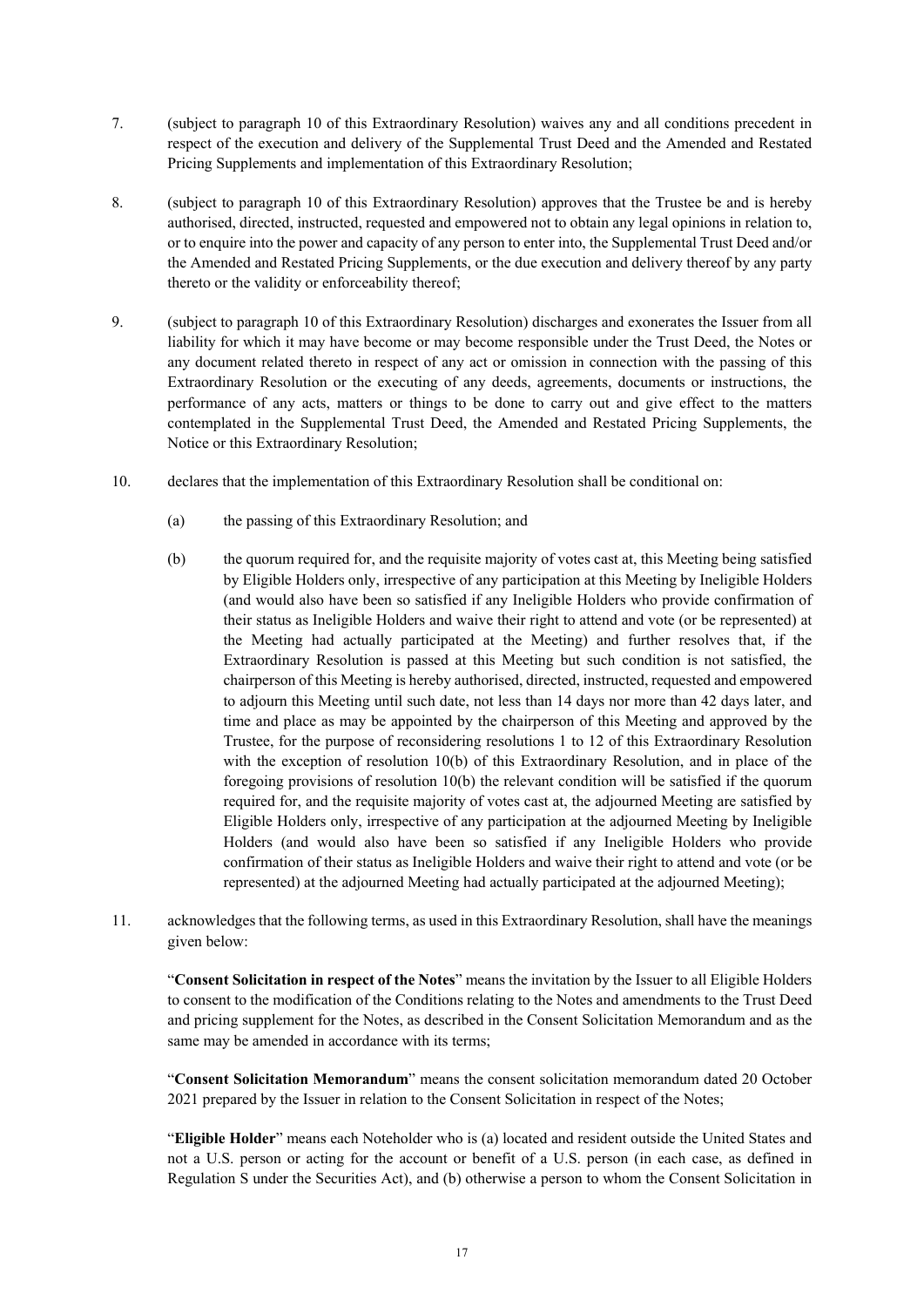7. (subject to paragraph 10 of this Extraordinary Resolution) waives any and all conditions precedent in respect of the execution and delivery of the Supplemental Trust Deed and the Amended and Restated Pricing Supplements and implementation of this Extraordinary Resolution;

8. (subject to paragraph 10 of this Extraordinary Resolution) approves that the Trustee be and is hereby authorised, directed, instructed, requested and empowered not to obtain any legal opinions in relation to, or to enquire into the power and capacity of any person to enter into, the Supplemental Trust Deed and/or the Amended and Restated Pricing Supplements, or the due execution and delivery thereof by any party thereto or the validity or enforceability thereof;

9. (subject to paragraph 10 of this Extraordinary Resolution) discharges and exonerates the Issuer from all liability for which it may have become or may become responsible under the Trust Deed, the Notes or any document related thereto in respect of any act or omission in connection with the passing of this Extraordinary Resolution or the executing of any deeds, agreements, documents or instructions, the performance of any acts, matters or things to be done to carry out and give effect to the matters contemplated in the Supplemental Trust Deed, the Amended and Restated Pricing Supplements, the Notice or this Extraordinary Resolution;

10. declares that the implementation of this Extraordinary Resolution shall be conditional on:

    (a) the passing of this Extraordinary Resolution; and

    (b) the quorum required for, and the requisite majority of votes cast at, this Meeting being satisfied by Eligible Holders only, irrespective of any participation at this Meeting by Ineligible Holders (and would also have been so satisfied if any Ineligible Holders who provide confirmation of their status as Ineligible Holders and waive their right to attend and vote (or be represented) at the Meeting had actually participated at the Meeting) and further resolves that, if the Extraordinary Resolution is passed at this Meeting but such condition is not satisfied, the chairperson of this Meeting is hereby authorised, directed, instructed, requested and empowered to adjourn this Meeting until such date, not less than 14 days nor more than 42 days later, and time and place as may be appointed by the chairperson of this Meeting and approved by the Trustee, for the purpose of reconsidering resolutions 1 to 12 of this Extraordinary Resolution with the exception of resolution 10(b) of this Extraordinary Resolution, and in place of the foregoing provisions of resolution 10(b) the relevant condition will be satisfied if the quorum required for, and the requisite majority of votes cast at, the adjourned Meeting are satisfied by Eligible Holders only, irrespective of any participation at the adjourned Meeting by Ineligible Holders (and would also have been so satisfied if any Ineligible Holders who provide confirmation of their status as Ineligible Holders and waive their right to attend and vote (or be represented) at the adjourned Meeting had actually participated at the adjourned Meeting);

11. acknowledges that the following terms, as used in this Extraordinary Resolution, shall have the meanings given below:

    "**Consent Solicitation in respect of the Notes**" means the invitation by the Issuer to all Eligible Holders to consent to the modification of the Conditions relating to the Notes and amendments to the Trust Deed and pricing supplement for the Notes, as described in the Consent Solicitation Memorandum and as the same may be amended in accordance with its terms;

    "**Consent Solicitation Memorandum**" means the consent solicitation memorandum dated 20 October 2021 prepared by the Issuer in relation to the Consent Solicitation in respect of the Notes;

    "**Eligible Holder**" means each Noteholder who is (a) located and resident outside the United States and not a U.S. person or acting for the account or benefit of a U.S. person (in each case, as defined in Regulation S under the Securities Act), and (b) otherwise a person to whom the Consent Solicitation in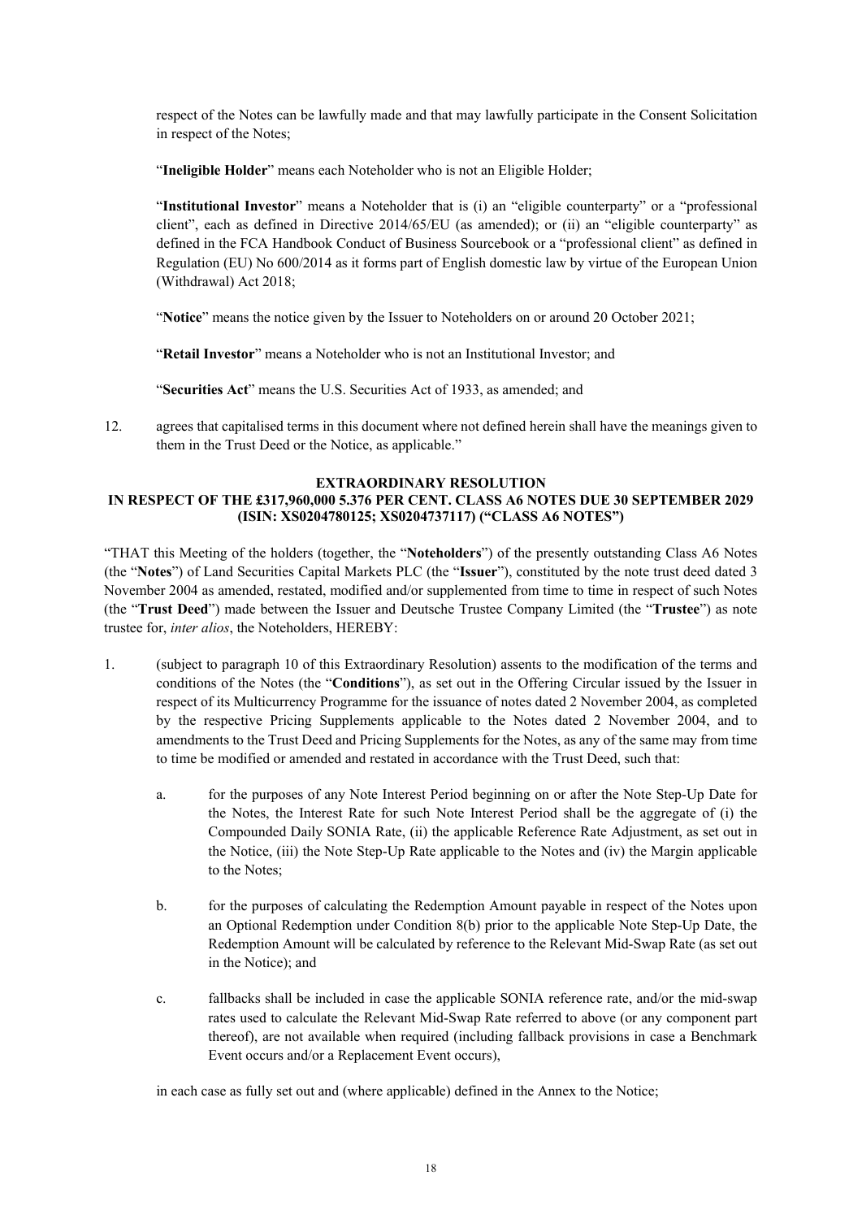respect of the Notes can be lawfully made and that may lawfully participate in the Consent Solicitation in respect of the Notes;

"**Ineligible Holder**" means each Noteholder who is not an Eligible Holder;

"**Institutional Investor**" means a Noteholder that is (i) an "eligible counterparty" or a "professional client", each as defined in Directive 2014/65/EU (as amended); or (ii) an "eligible counterparty" as defined in the FCA Handbook Conduct of Business Sourcebook or a "professional client" as defined in Regulation (EU) No 600/2014 as it forms part of English domestic law by virtue of the European Union (Withdrawal) Act 2018;

"**Notice**" means the notice given by the Issuer to Noteholders on or around 20 October 2021;

"**Retail Investor**" means a Noteholder who is not an Institutional Investor; and

"**Securities Act**" means the U.S. Securities Act of 1933, as amended; and

12. agrees that capitalised terms in this document where not defined herein shall have the meanings given to them in the Trust Deed or the Notice, as applicable."

**EXTRAORDINARY RESOLUTION**
**IN RESPECT OF THE £317,960,000 5.376 PER CENT. CLASS A6 NOTES DUE 30 SEPTEMBER 2029 (ISIN: XS0204780125; XS0204737117) ("CLASS A6 NOTES")**

"THAT this Meeting of the holders (together, the "**Noteholders**") of the presently outstanding Class A6 Notes (the "**Notes**") of Land Securities Capital Markets PLC (the "**Issuer**"), constituted by the note trust deed dated 3 November 2004 as amended, restated, modified and/or supplemented from time to time in respect of such Notes (the "**Trust Deed**") made between the Issuer and Deutsche Trustee Company Limited (the "**Trustee**") as note trustee for, *inter alios*, the Noteholders, HEREBY:

1. (subject to paragraph 10 of this Extraordinary Resolution) assents to the modification of the terms and conditions of the Notes (the "**Conditions**"), as set out in the Offering Circular issued by the Issuer in respect of its Multicurrency Programme for the issuance of notes dated 2 November 2004, as completed by the respective Pricing Supplements applicable to the Notes dated 2 November 2004, and to amendments to the Trust Deed and Pricing Supplements for the Notes, as any of the same may from time to time be modified or amended and restated in accordance with the Trust Deed, such that:

    a. for the purposes of any Note Interest Period beginning on or after the Note Step-Up Date for the Notes, the Interest Rate for such Note Interest Period shall be the aggregate of (i) the Compounded Daily SONIA Rate, (ii) the applicable Reference Rate Adjustment, as set out in the Notice, (iii) the Note Step-Up Rate applicable to the Notes and (iv) the Margin applicable to the Notes;

    b. for the purposes of calculating the Redemption Amount payable in respect of the Notes upon an Optional Redemption under Condition 8(b) prior to the applicable Note Step-Up Date, the Redemption Amount will be calculated by reference to the Relevant Mid-Swap Rate (as set out in the Notice); and

    c. fallbacks shall be included in case the applicable SONIA reference rate, and/or the mid-swap rates used to calculate the Relevant Mid-Swap Rate referred to above (or any component part thereof), are not available when required (including fallback provisions in case a Benchmark Event occurs and/or a Replacement Event occurs),

    in each case as fully set out and (where applicable) defined in the Annex to the Notice;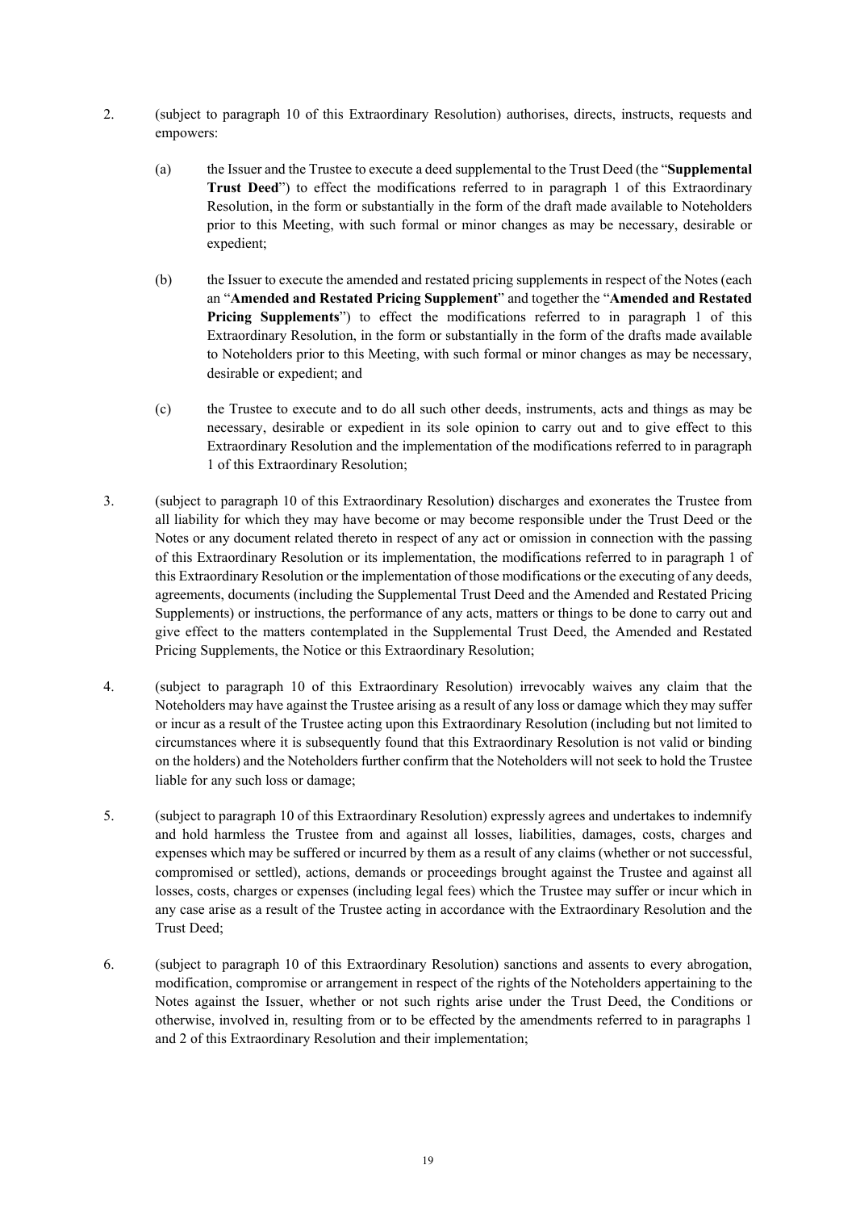2. (subject to paragraph 10 of this Extraordinary Resolution) authorises, directs, instructs, requests and empowers:

   (a) the Issuer and the Trustee to execute a deed supplemental to the Trust Deed (the "**Supplemental Trust Deed**") to effect the modifications referred to in paragraph 1 of this Extraordinary Resolution, in the form or substantially in the form of the draft made available to Noteholders prior to this Meeting, with such formal or minor changes as may be necessary, desirable or expedient;

   (b) the Issuer to execute the amended and restated pricing supplements in respect of the Notes (each an "**Amended and Restated Pricing Supplement**" and together the "**Amended and Restated Pricing Supplements**") to effect the modifications referred to in paragraph 1 of this Extraordinary Resolution, in the form or substantially in the form of the drafts made available to Noteholders prior to this Meeting, with such formal or minor changes as may be necessary, desirable or expedient; and

   (c) the Trustee to execute and to do all such other deeds, instruments, acts and things as may be necessary, desirable or expedient in its sole opinion to carry out and to give effect to this Extraordinary Resolution and the implementation of the modifications referred to in paragraph 1 of this Extraordinary Resolution;

3. (subject to paragraph 10 of this Extraordinary Resolution) discharges and exonerates the Trustee from all liability for which they may have become or may become responsible under the Trust Deed or the Notes or any document related thereto in respect of any act or omission in connection with the passing of this Extraordinary Resolution or its implementation, the modifications referred to in paragraph 1 of this Extraordinary Resolution or the implementation of those modifications or the executing of any deeds, agreements, documents (including the Supplemental Trust Deed and the Amended and Restated Pricing Supplements) or instructions, the performance of any acts, matters or things to be done to carry out and give effect to the matters contemplated in the Supplemental Trust Deed, the Amended and Restated Pricing Supplements, the Notice or this Extraordinary Resolution;

4. (subject to paragraph 10 of this Extraordinary Resolution) irrevocably waives any claim that the Noteholders may have against the Trustee arising as a result of any loss or damage which they may suffer or incur as a result of the Trustee acting upon this Extraordinary Resolution (including but not limited to circumstances where it is subsequently found that this Extraordinary Resolution is not valid or binding on the holders) and the Noteholders further confirm that the Noteholders will not seek to hold the Trustee liable for any such loss or damage;

5. (subject to paragraph 10 of this Extraordinary Resolution) expressly agrees and undertakes to indemnify and hold harmless the Trustee from and against all losses, liabilities, damages, costs, charges and expenses which may be suffered or incurred by them as a result of any claims (whether or not successful, compromised or settled), actions, demands or proceedings brought against the Trustee and against all losses, costs, charges or expenses (including legal fees) which the Trustee may suffer or incur which in any case arise as a result of the Trustee acting in accordance with the Extraordinary Resolution and the Trust Deed;

6. (subject to paragraph 10 of this Extraordinary Resolution) sanctions and assents to every abrogation, modification, compromise or arrangement in respect of the rights of the Noteholders appertaining to the Notes against the Issuer, whether or not such rights arise under the Trust Deed, the Conditions or otherwise, involved in, resulting from or to be effected by the amendments referred to in paragraphs 1 and 2 of this Extraordinary Resolution and their implementation;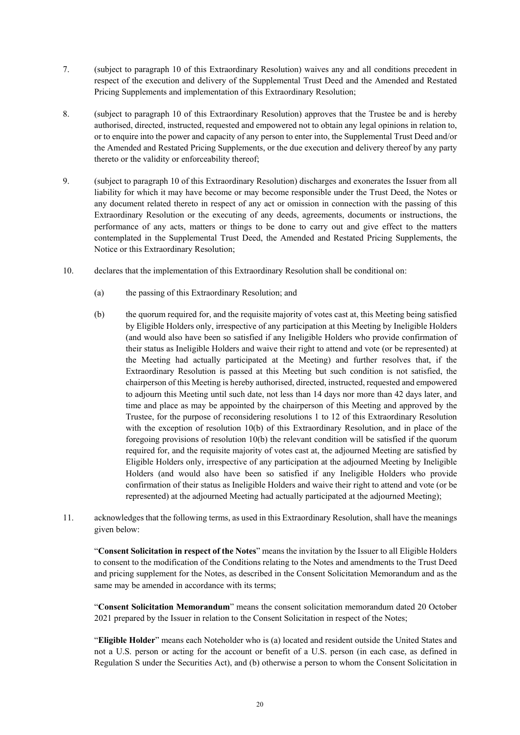7. (subject to paragraph 10 of this Extraordinary Resolution) waives any and all conditions precedent in respect of the execution and delivery of the Supplemental Trust Deed and the Amended and Restated Pricing Supplements and implementation of this Extraordinary Resolution;

8. (subject to paragraph 10 of this Extraordinary Resolution) approves that the Trustee be and is hereby authorised, directed, instructed, requested and empowered not to obtain any legal opinions in relation to, or to enquire into the power and capacity of any person to enter into, the Supplemental Trust Deed and/or the Amended and Restated Pricing Supplements, or the due execution and delivery thereof by any party thereto or the validity or enforceability thereof;

9. (subject to paragraph 10 of this Extraordinary Resolution) discharges and exonerates the Issuer from all liability for which it may have become or may become responsible under the Trust Deed, the Notes or any document related thereto in respect of any act or omission in connection with the passing of this Extraordinary Resolution or the executing of any deeds, agreements, documents or instructions, the performance of any acts, matters or things to be done to carry out and give effect to the matters contemplated in the Supplemental Trust Deed, the Amended and Restated Pricing Supplements, the Notice or this Extraordinary Resolution;

10. declares that the implementation of this Extraordinary Resolution shall be conditional on:

    (a) the passing of this Extraordinary Resolution; and

    (b) the quorum required for, and the requisite majority of votes cast at, this Meeting being satisfied by Eligible Holders only, irrespective of any participation at this Meeting by Ineligible Holders (and would also have been so satisfied if any Ineligible Holders who provide confirmation of their status as Ineligible Holders and waive their right to attend and vote (or be represented) at the Meeting had actually participated at the Meeting) and further resolves that, if the Extraordinary Resolution is passed at this Meeting but such condition is not satisfied, the chairperson of this Meeting is hereby authorised, directed, instructed, requested and empowered to adjourn this Meeting until such date, not less than 14 days nor more than 42 days later, and time and place as may be appointed by the chairperson of this Meeting and approved by the Trustee, for the purpose of reconsidering resolutions 1 to 12 of this Extraordinary Resolution with the exception of resolution 10(b) of this Extraordinary Resolution, and in place of the foregoing provisions of resolution 10(b) the relevant condition will be satisfied if the quorum required for, and the requisite majority of votes cast at, the adjourned Meeting are satisfied by Eligible Holders only, irrespective of any participation at the adjourned Meeting by Ineligible Holders (and would also have been so satisfied if any Ineligible Holders who provide confirmation of their status as Ineligible Holders and waive their right to attend and vote (or be represented) at the adjourned Meeting had actually participated at the adjourned Meeting);

11. acknowledges that the following terms, as used in this Extraordinary Resolution, shall have the meanings given below:

    "**Consent Solicitation in respect of the Notes**" means the invitation by the Issuer to all Eligible Holders to consent to the modification of the Conditions relating to the Notes and amendments to the Trust Deed and pricing supplement for the Notes, as described in the Consent Solicitation Memorandum and as the same may be amended in accordance with its terms;

    "**Consent Solicitation Memorandum**" means the consent solicitation memorandum dated 20 October 2021 prepared by the Issuer in relation to the Consent Solicitation in respect of the Notes;

    "**Eligible Holder**" means each Noteholder who is (a) located and resident outside the United States and not a U.S. person or acting for the account or benefit of a U.S. person (in each case, as defined in Regulation S under the Securities Act), and (b) otherwise a person to whom the Consent Solicitation in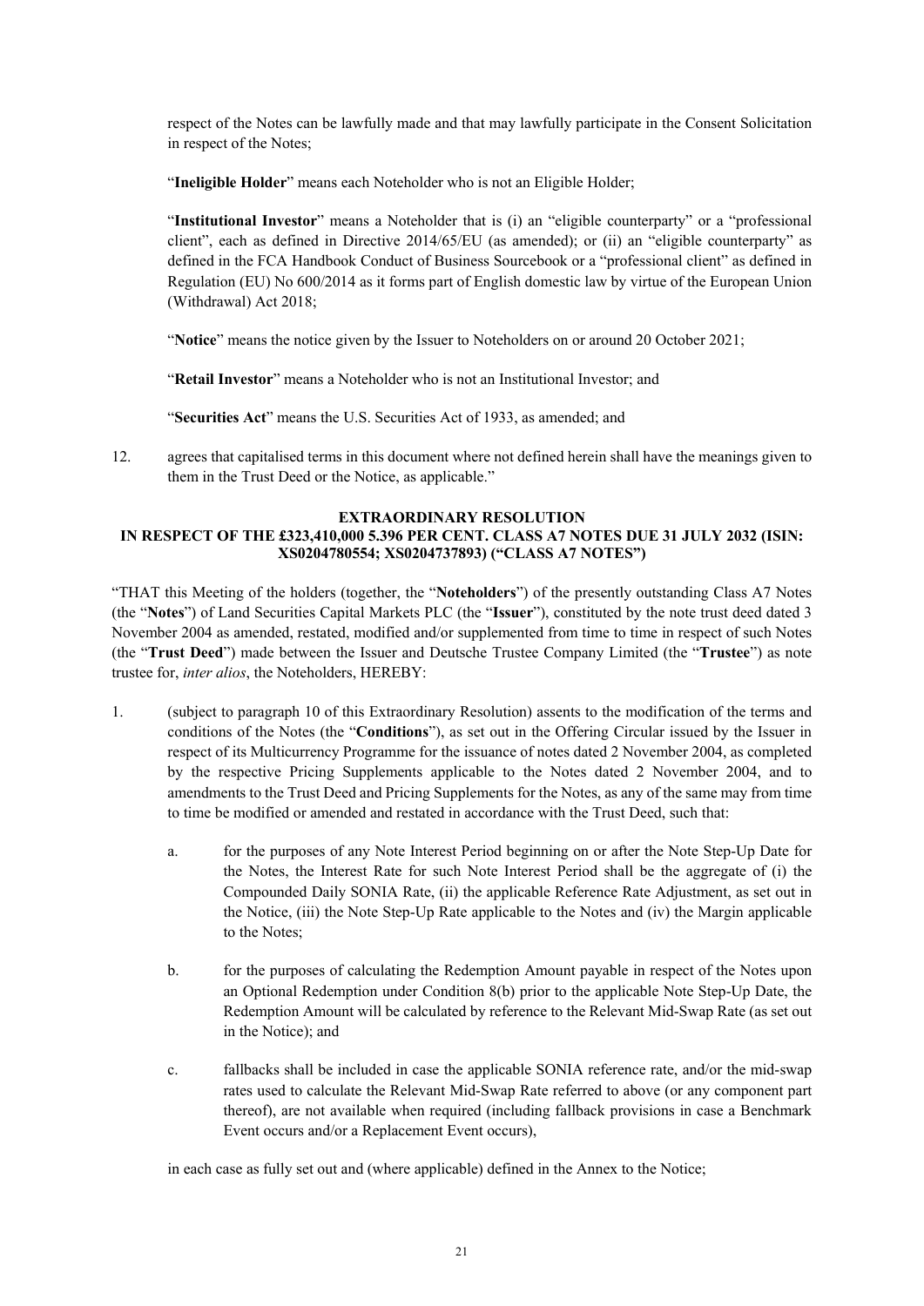respect of the Notes can be lawfully made and that may lawfully participate in the Consent Solicitation in respect of the Notes;

"**Ineligible Holder**" means each Noteholder who is not an Eligible Holder;

"**Institutional Investor**" means a Noteholder that is (i) an "eligible counterparty" or a "professional client", each as defined in Directive 2014/65/EU (as amended); or (ii) an "eligible counterparty" as defined in the FCA Handbook Conduct of Business Sourcebook or a "professional client" as defined in Regulation (EU) No 600/2014 as it forms part of English domestic law by virtue of the European Union (Withdrawal) Act 2018;

"**Notice**" means the notice given by the Issuer to Noteholders on or around 20 October 2021;

"**Retail Investor**" means a Noteholder who is not an Institutional Investor; and

"**Securities Act**" means the U.S. Securities Act of 1933, as amended; and

12. agrees that capitalised terms in this document where not defined herein shall have the meanings given to them in the Trust Deed or the Notice, as applicable."

**EXTRAORDINARY RESOLUTION**
**IN RESPECT OF THE £323,410,000 5.396 PER CENT. CLASS A7 NOTES DUE 31 JULY 2032 (ISIN: XS0204780554; XS0204737893) ("CLASS A7 NOTES")**

"THAT this Meeting of the holders (together, the "**Noteholders**") of the presently outstanding Class A7 Notes (the "**Notes**") of Land Securities Capital Markets PLC (the "**Issuer**"), constituted by the note trust deed dated 3 November 2004 as amended, restated, modified and/or supplemented from time to time in respect of such Notes (the "**Trust Deed**") made between the Issuer and Deutsche Trustee Company Limited (the "**Trustee**") as note trustee for, *inter alios*, the Noteholders, HEREBY:

1. (subject to paragraph 10 of this Extraordinary Resolution) assents to the modification of the terms and conditions of the Notes (the "**Conditions**"), as set out in the Offering Circular issued by the Issuer in respect of its Multicurrency Programme for the issuance of notes dated 2 November 2004, as completed by the respective Pricing Supplements applicable to the Notes dated 2 November 2004, and to amendments to the Trust Deed and Pricing Supplements for the Notes, as any of the same may from time to time be modified or amended and restated in accordance with the Trust Deed, such that:

   a. for the purposes of any Note Interest Period beginning on or after the Note Step-Up Date for the Notes, the Interest Rate for such Note Interest Period shall be the aggregate of (i) the Compounded Daily SONIA Rate, (ii) the applicable Reference Rate Adjustment, as set out in the Notice, (iii) the Note Step-Up Rate applicable to the Notes and (iv) the Margin applicable to the Notes;

   b. for the purposes of calculating the Redemption Amount payable in respect of the Notes upon an Optional Redemption under Condition 8(b) prior to the applicable Note Step-Up Date, the Redemption Amount will be calculated by reference to the Relevant Mid-Swap Rate (as set out in the Notice); and

   c. fallbacks shall be included in case the applicable SONIA reference rate, and/or the mid-swap rates used to calculate the Relevant Mid-Swap Rate referred to above (or any component part thereof), are not available when required (including fallback provisions in case a Benchmark Event occurs and/or a Replacement Event occurs),

   in each case as fully set out and (where applicable) defined in the Annex to the Notice;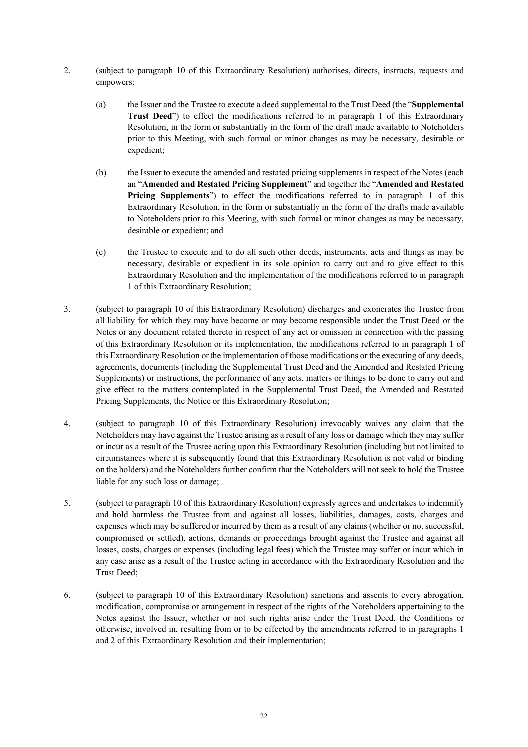2. (subject to paragraph 10 of this Extraordinary Resolution) authorises, directs, instructs, requests and empowers:

   (a) the Issuer and the Trustee to execute a deed supplemental to the Trust Deed (the "**Supplemental Trust Deed**") to effect the modifications referred to in paragraph 1 of this Extraordinary Resolution, in the form or substantially in the form of the draft made available to Noteholders prior to this Meeting, with such formal or minor changes as may be necessary, desirable or expedient;

   (b) the Issuer to execute the amended and restated pricing supplements in respect of the Notes (each an "**Amended and Restated Pricing Supplement**" and together the "**Amended and Restated Pricing Supplements**") to effect the modifications referred to in paragraph 1 of this Extraordinary Resolution, in the form or substantially in the form of the drafts made available to Noteholders prior to this Meeting, with such formal or minor changes as may be necessary, desirable or expedient; and

   (c) the Trustee to execute and to do all such other deeds, instruments, acts and things as may be necessary, desirable or expedient in its sole opinion to carry out and to give effect to this Extraordinary Resolution and the implementation of the modifications referred to in paragraph 1 of this Extraordinary Resolution;

3. (subject to paragraph 10 of this Extraordinary Resolution) discharges and exonerates the Trustee from all liability for which they may have become or may become responsible under the Trust Deed or the Notes or any document related thereto in respect of any act or omission in connection with the passing of this Extraordinary Resolution or its implementation, the modifications referred to in paragraph 1 of this Extraordinary Resolution or the implementation of those modifications or the executing of any deeds, agreements, documents (including the Supplemental Trust Deed and the Amended and Restated Pricing Supplements) or instructions, the performance of any acts, matters or things to be done to carry out and give effect to the matters contemplated in the Supplemental Trust Deed, the Amended and Restated Pricing Supplements, the Notice or this Extraordinary Resolution;

4. (subject to paragraph 10 of this Extraordinary Resolution) irrevocably waives any claim that the Noteholders may have against the Trustee arising as a result of any loss or damage which they may suffer or incur as a result of the Trustee acting upon this Extraordinary Resolution (including but not limited to circumstances where it is subsequently found that this Extraordinary Resolution is not valid or binding on the holders) and the Noteholders further confirm that the Noteholders will not seek to hold the Trustee liable for any such loss or damage;

5. (subject to paragraph 10 of this Extraordinary Resolution) expressly agrees and undertakes to indemnify and hold harmless the Trustee from and against all losses, liabilities, damages, costs, charges and expenses which may be suffered or incurred by them as a result of any claims (whether or not successful, compromised or settled), actions, demands or proceedings brought against the Trustee and against all losses, costs, charges or expenses (including legal fees) which the Trustee may suffer or incur which in any case arise as a result of the Trustee acting in accordance with the Extraordinary Resolution and the Trust Deed;

6. (subject to paragraph 10 of this Extraordinary Resolution) sanctions and assents to every abrogation, modification, compromise or arrangement in respect of the rights of the Noteholders appertaining to the Notes against the Issuer, whether or not such rights arise under the Trust Deed, the Conditions or otherwise, involved in, resulting from or to be effected by the amendments referred to in paragraphs 1 and 2 of this Extraordinary Resolution and their implementation;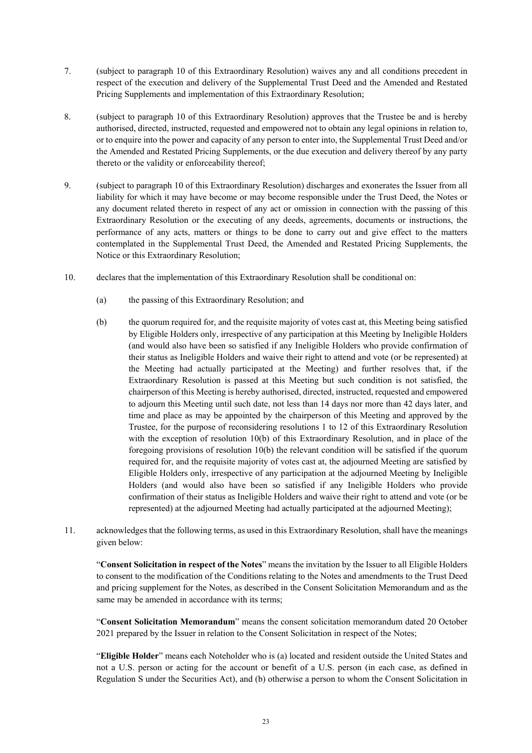7. (subject to paragraph 10 of this Extraordinary Resolution) waives any and all conditions precedent in respect of the execution and delivery of the Supplemental Trust Deed and the Amended and Restated Pricing Supplements and implementation of this Extraordinary Resolution;

8. (subject to paragraph 10 of this Extraordinary Resolution) approves that the Trustee be and is hereby authorised, directed, instructed, requested and empowered not to obtain any legal opinions in relation to, or to enquire into the power and capacity of any person to enter into, the Supplemental Trust Deed and/or the Amended and Restated Pricing Supplements, or the due execution and delivery thereof by any party thereto or the validity or enforceability thereof;

9. (subject to paragraph 10 of this Extraordinary Resolution) discharges and exonerates the Issuer from all liability for which it may have become or may become responsible under the Trust Deed, the Notes or any document related thereto in respect of any act or omission in connection with the passing of this Extraordinary Resolution or the executing of any deeds, agreements, documents or instructions, the performance of any acts, matters or things to be done to carry out and give effect to the matters contemplated in the Supplemental Trust Deed, the Amended and Restated Pricing Supplements, the Notice or this Extraordinary Resolution;

10. declares that the implementation of this Extraordinary Resolution shall be conditional on:

    (a) the passing of this Extraordinary Resolution; and

    (b) the quorum required for, and the requisite majority of votes cast at, this Meeting being satisfied by Eligible Holders only, irrespective of any participation at this Meeting by Ineligible Holders (and would also have been so satisfied if any Ineligible Holders who provide confirmation of their status as Ineligible Holders and waive their right to attend and vote (or be represented) at the Meeting had actually participated at the Meeting) and further resolves that, if the Extraordinary Resolution is passed at this Meeting but such condition is not satisfied, the chairperson of this Meeting is hereby authorised, directed, instructed, requested and empowered to adjourn this Meeting until such date, not less than 14 days nor more than 42 days later, and time and place as may be appointed by the chairperson of this Meeting and approved by the Trustee, for the purpose of reconsidering resolutions 1 to 12 of this Extraordinary Resolution with the exception of resolution 10(b) of this Extraordinary Resolution, and in place of the foregoing provisions of resolution 10(b) the relevant condition will be satisfied if the quorum required for, and the requisite majority of votes cast at, the adjourned Meeting are satisfied by Eligible Holders only, irrespective of any participation at the adjourned Meeting by Ineligible Holders (and would also have been so satisfied if any Ineligible Holders who provide confirmation of their status as Ineligible Holders and waive their right to attend and vote (or be represented) at the adjourned Meeting had actually participated at the adjourned Meeting);

11. acknowledges that the following terms, as used in this Extraordinary Resolution, shall have the meanings given below:

    "**Consent Solicitation in respect of the Notes**" means the invitation by the Issuer to all Eligible Holders to consent to the modification of the Conditions relating to the Notes and amendments to the Trust Deed and pricing supplement for the Notes, as described in the Consent Solicitation Memorandum and as the same may be amended in accordance with its terms;

    "**Consent Solicitation Memorandum**" means the consent solicitation memorandum dated 20 October 2021 prepared by the Issuer in relation to the Consent Solicitation in respect of the Notes;

    "**Eligible Holder**" means each Noteholder who is (a) located and resident outside the United States and not a U.S. person or acting for the account or benefit of a U.S. person (in each case, as defined in Regulation S under the Securities Act), and (b) otherwise a person to whom the Consent Solicitation in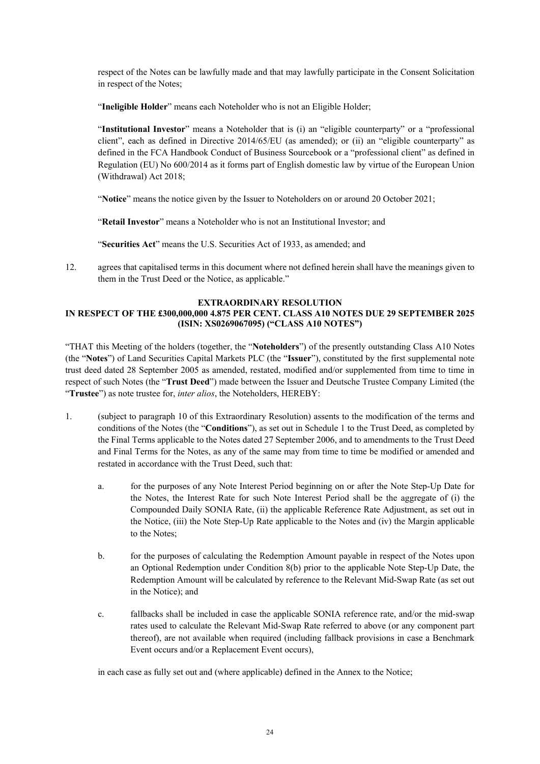respect of the Notes can be lawfully made and that may lawfully participate in the Consent Solicitation in respect of the Notes;

"**Ineligible Holder**" means each Noteholder who is not an Eligible Holder;

"**Institutional Investor**" means a Noteholder that is (i) an "eligible counterparty" or a "professional client", each as defined in Directive 2014/65/EU (as amended); or (ii) an "eligible counterparty" as defined in the FCA Handbook Conduct of Business Sourcebook or a "professional client" as defined in Regulation (EU) No 600/2014 as it forms part of English domestic law by virtue of the European Union (Withdrawal) Act 2018;

"**Notice**" means the notice given by the Issuer to Noteholders on or around 20 October 2021;

"**Retail Investor**" means a Noteholder who is not an Institutional Investor; and

"**Securities Act**" means the U.S. Securities Act of 1933, as amended; and

12. agrees that capitalised terms in this document where not defined herein shall have the meanings given to them in the Trust Deed or the Notice, as applicable."

**EXTRAORDINARY RESOLUTION**
**IN RESPECT OF THE £300,000,000 4.875 PER CENT. CLASS A10 NOTES DUE 29 SEPTEMBER 2025 (ISIN: XS0269067095) ("CLASS A10 NOTES")**

"THAT this Meeting of the holders (together, the "**Noteholders**") of the presently outstanding Class A10 Notes (the "**Notes**") of Land Securities Capital Markets PLC (the "**Issuer**"), constituted by the first supplemental note trust deed dated 28 September 2005 as amended, restated, modified and/or supplemented from time to time in respect of such Notes (the "**Trust Deed**") made between the Issuer and Deutsche Trustee Company Limited (the "**Trustee**") as note trustee for, *inter alios*, the Noteholders, HEREBY:

1. (subject to paragraph 10 of this Extraordinary Resolution) assents to the modification of the terms and conditions of the Notes (the "**Conditions**"), as set out in Schedule 1 to the Trust Deed, as completed by the Final Terms applicable to the Notes dated 27 September 2006, and to amendments to the Trust Deed and Final Terms for the Notes, as any of the same may from time to time be modified or amended and restated in accordance with the Trust Deed, such that:

   a. for the purposes of any Note Interest Period beginning on or after the Note Step-Up Date for the Notes, the Interest Rate for such Note Interest Period shall be the aggregate of (i) the Compounded Daily SONIA Rate, (ii) the applicable Reference Rate Adjustment, as set out in the Notice, (iii) the Note Step-Up Rate applicable to the Notes and (iv) the Margin applicable to the Notes;

   b. for the purposes of calculating the Redemption Amount payable in respect of the Notes upon an Optional Redemption under Condition 8(b) prior to the applicable Note Step-Up Date, the Redemption Amount will be calculated by reference to the Relevant Mid-Swap Rate (as set out in the Notice); and

   c. fallbacks shall be included in case the applicable SONIA reference rate, and/or the mid-swap rates used to calculate the Relevant Mid-Swap Rate referred to above (or any component part thereof), are not available when required (including fallback provisions in case a Benchmark Event occurs and/or a Replacement Event occurs),

   in each case as fully set out and (where applicable) defined in the Annex to the Notice;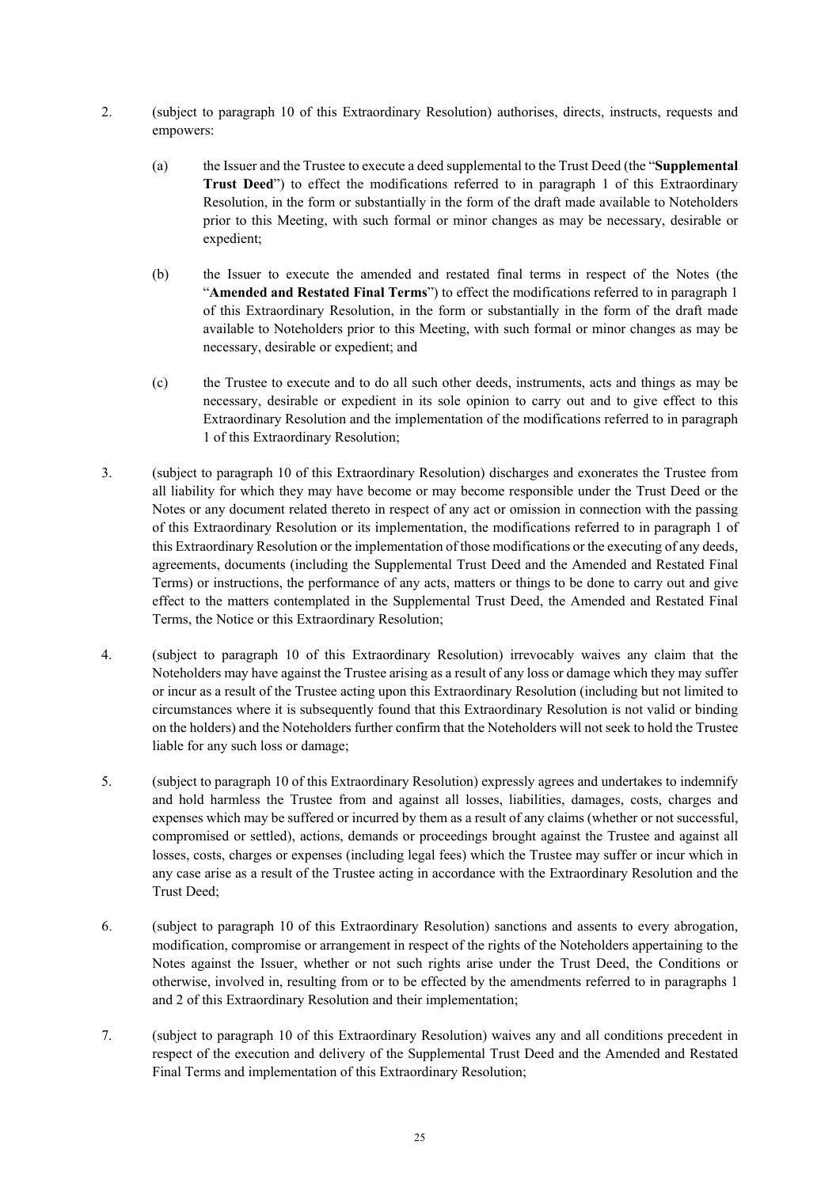2. (subject to paragraph 10 of this Extraordinary Resolution) authorises, directs, instructs, requests and empowers:

   (a) the Issuer and the Trustee to execute a deed supplemental to the Trust Deed (the "**Supplemental Trust Deed**") to effect the modifications referred to in paragraph 1 of this Extraordinary Resolution, in the form or substantially in the form of the draft made available to Noteholders prior to this Meeting, with such formal or minor changes as may be necessary, desirable or expedient;

   (b) the Issuer to execute the amended and restated final terms in respect of the Notes (the "**Amended and Restated Final Terms**") to effect the modifications referred to in paragraph 1 of this Extraordinary Resolution, in the form or substantially in the form of the draft made available to Noteholders prior to this Meeting, with such formal or minor changes as may be necessary, desirable or expedient; and

   (c) the Trustee to execute and to do all such other deeds, instruments, acts and things as may be necessary, desirable or expedient in its sole opinion to carry out and to give effect to this Extraordinary Resolution and the implementation of the modifications referred to in paragraph 1 of this Extraordinary Resolution;

3. (subject to paragraph 10 of this Extraordinary Resolution) discharges and exonerates the Trustee from all liability for which they may have become or may become responsible under the Trust Deed or the Notes or any document related thereto in respect of any act or omission in connection with the passing of this Extraordinary Resolution or its implementation, the modifications referred to in paragraph 1 of this Extraordinary Resolution or the implementation of those modifications or the executing of any deeds, agreements, documents (including the Supplemental Trust Deed and the Amended and Restated Final Terms) or instructions, the performance of any acts, matters or things to be done to carry out and give effect to the matters contemplated in the Supplemental Trust Deed, the Amended and Restated Final Terms, the Notice or this Extraordinary Resolution;

4. (subject to paragraph 10 of this Extraordinary Resolution) irrevocably waives any claim that the Noteholders may have against the Trustee arising as a result of any loss or damage which they may suffer or incur as a result of the Trustee acting upon this Extraordinary Resolution (including but not limited to circumstances where it is subsequently found that this Extraordinary Resolution is not valid or binding on the holders) and the Noteholders further confirm that the Noteholders will not seek to hold the Trustee liable for any such loss or damage;

5. (subject to paragraph 10 of this Extraordinary Resolution) expressly agrees and undertakes to indemnify and hold harmless the Trustee from and against all losses, liabilities, damages, costs, charges and expenses which may be suffered or incurred by them as a result of any claims (whether or not successful, compromised or settled), actions, demands or proceedings brought against the Trustee and against all losses, costs, charges or expenses (including legal fees) which the Trustee may suffer or incur which in any case arise as a result of the Trustee acting in accordance with the Extraordinary Resolution and the Trust Deed;

6. (subject to paragraph 10 of this Extraordinary Resolution) sanctions and assents to every abrogation, modification, compromise or arrangement in respect of the rights of the Noteholders appertaining to the Notes against the Issuer, whether or not such rights arise under the Trust Deed, the Conditions or otherwise, involved in, resulting from or to be effected by the amendments referred to in paragraphs 1 and 2 of this Extraordinary Resolution and their implementation;

7. (subject to paragraph 10 of this Extraordinary Resolution) waives any and all conditions precedent in respect of the execution and delivery of the Supplemental Trust Deed and the Amended and Restated Final Terms and implementation of this Extraordinary Resolution;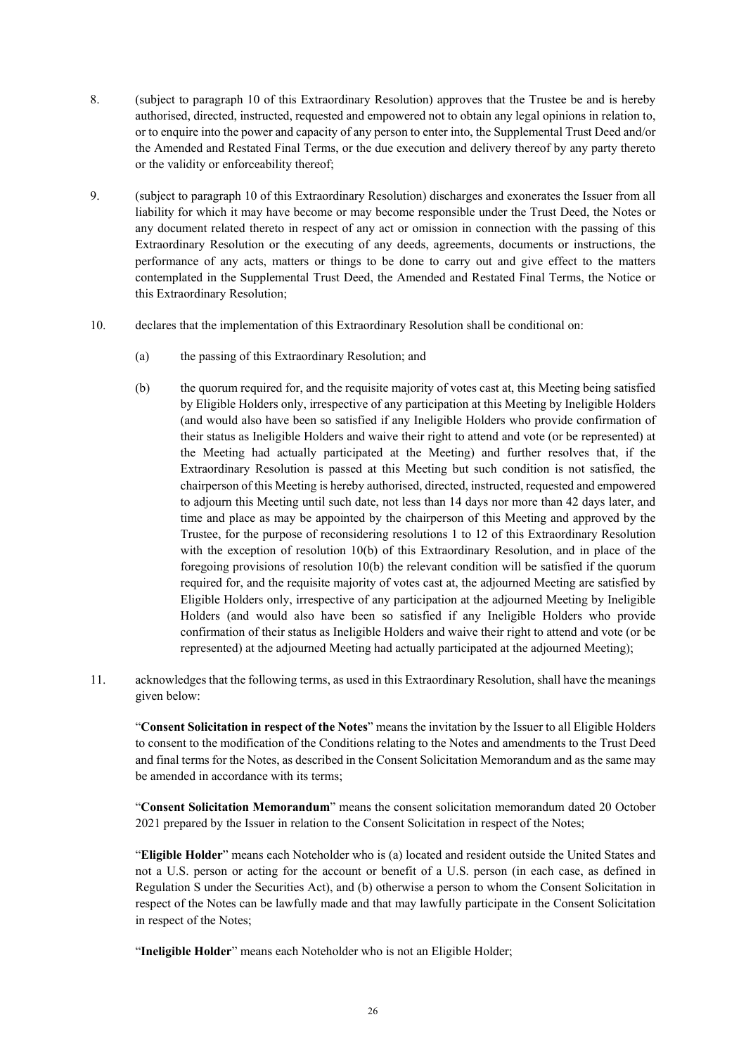8. (subject to paragraph 10 of this Extraordinary Resolution) approves that the Trustee be and is hereby authorised, directed, instructed, requested and empowered not to obtain any legal opinions in relation to, or to enquire into the power and capacity of any person to enter into, the Supplemental Trust Deed and/or the Amended and Restated Final Terms, or the due execution and delivery thereof by any party thereto or the validity or enforceability thereof;

9. (subject to paragraph 10 of this Extraordinary Resolution) discharges and exonerates the Issuer from all liability for which it may have become or may become responsible under the Trust Deed, the Notes or any document related thereto in respect of any act or omission in connection with the passing of this Extraordinary Resolution or the executing of any deeds, agreements, documents or instructions, the performance of any acts, matters or things to be done to carry out and give effect to the matters contemplated in the Supplemental Trust Deed, the Amended and Restated Final Terms, the Notice or this Extraordinary Resolution;

10. declares that the implementation of this Extraordinary Resolution shall be conditional on:

    (a) the passing of this Extraordinary Resolution; and

    (b) the quorum required for, and the requisite majority of votes cast at, this Meeting being satisfied by Eligible Holders only, irrespective of any participation at this Meeting by Ineligible Holders (and would also have been so satisfied if any Ineligible Holders who provide confirmation of their status as Ineligible Holders and waive their right to attend and vote (or be represented) at the Meeting had actually participated at the Meeting) and further resolves that, if the Extraordinary Resolution is passed at this Meeting but such condition is not satisfied, the chairperson of this Meeting is hereby authorised, directed, instructed, requested and empowered to adjourn this Meeting until such date, not less than 14 days nor more than 42 days later, and time and place as may be appointed by the chairperson of this Meeting and approved by the Trustee, for the purpose of reconsidering resolutions 1 to 12 of this Extraordinary Resolution with the exception of resolution 10(b) of this Extraordinary Resolution, and in place of the foregoing provisions of resolution 10(b) the relevant condition will be satisfied if the quorum required for, and the requisite majority of votes cast at, the adjourned Meeting are satisfied by Eligible Holders only, irrespective of any participation at the adjourned Meeting by Ineligible Holders (and would also have been so satisfied if any Ineligible Holders who provide confirmation of their status as Ineligible Holders and waive their right to attend and vote (or be represented) at the adjourned Meeting had actually participated at the adjourned Meeting);

11. acknowledges that the following terms, as used in this Extraordinary Resolution, shall have the meanings given below:

    "**Consent Solicitation in respect of the Notes**" means the invitation by the Issuer to all Eligible Holders to consent to the modification of the Conditions relating to the Notes and amendments to the Trust Deed and final terms for the Notes, as described in the Consent Solicitation Memorandum and as the same may be amended in accordance with its terms;

    "**Consent Solicitation Memorandum**" means the consent solicitation memorandum dated 20 October 2021 prepared by the Issuer in relation to the Consent Solicitation in respect of the Notes;

    "**Eligible Holder**" means each Noteholder who is (a) located and resident outside the United States and not a U.S. person or acting for the account or benefit of a U.S. person (in each case, as defined in Regulation S under the Securities Act), and (b) otherwise a person to whom the Consent Solicitation in respect of the Notes can be lawfully made and that may lawfully participate in the Consent Solicitation in respect of the Notes;

    "**Ineligible Holder**" means each Noteholder who is not an Eligible Holder;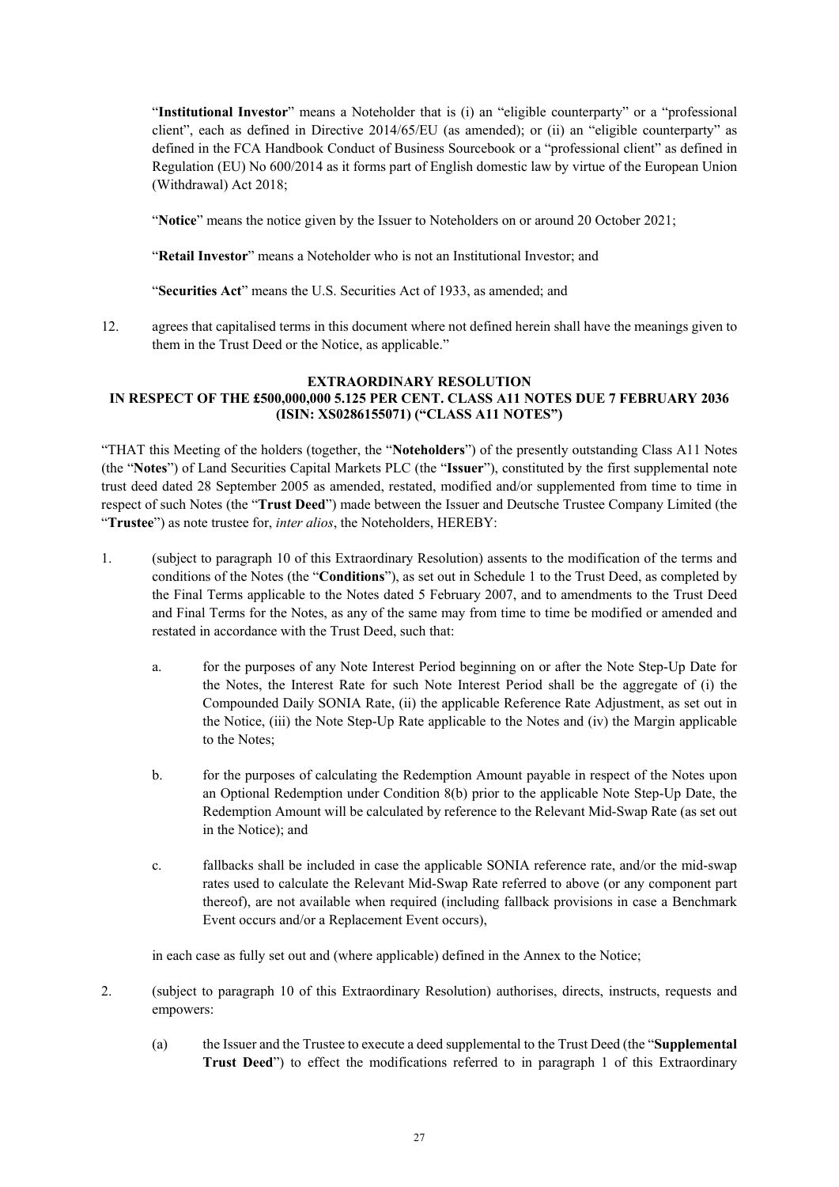"**Institutional Investor**" means a Noteholder that is (i) an "eligible counterparty" or a "professional client", each as defined in Directive 2014/65/EU (as amended); or (ii) an "eligible counterparty" as defined in the FCA Handbook Conduct of Business Sourcebook or a "professional client" as defined in Regulation (EU) No 600/2014 as it forms part of English domestic law by virtue of the European Union (Withdrawal) Act 2018;

"**Notice**" means the notice given by the Issuer to Noteholders on or around 20 October 2021;

"**Retail Investor**" means a Noteholder who is not an Institutional Investor; and

"**Securities Act**" means the U.S. Securities Act of 1933, as amended; and

12. agrees that capitalised terms in this document where not defined herein shall have the meanings given to them in the Trust Deed or the Notice, as applicable."

**EXTRAORDINARY RESOLUTION**
**IN RESPECT OF THE £500,000,000 5.125 PER CENT. CLASS A11 NOTES DUE 7 FEBRUARY 2036 (ISIN: XS0286155071) ("CLASS A11 NOTES")**

"THAT this Meeting of the holders (together, the "**Noteholders**") of the presently outstanding Class A11 Notes (the "**Notes**") of Land Securities Capital Markets PLC (the "**Issuer**"), constituted by the first supplemental note trust deed dated 28 September 2005 as amended, restated, modified and/or supplemented from time to time in respect of such Notes (the "**Trust Deed**") made between the Issuer and Deutsche Trustee Company Limited (the "**Trustee**") as note trustee for, *inter alios*, the Noteholders, HEREBY:

1. (subject to paragraph 10 of this Extraordinary Resolution) assents to the modification of the terms and conditions of the Notes (the "**Conditions**"), as set out in Schedule 1 to the Trust Deed, as completed by the Final Terms applicable to the Notes dated 5 February 2007, and to amendments to the Trust Deed and Final Terms for the Notes, as any of the same may from time to time be modified or amended and restated in accordance with the Trust Deed, such that:

    a. for the purposes of any Note Interest Period beginning on or after the Note Step-Up Date for the Notes, the Interest Rate for such Note Interest Period shall be the aggregate of (i) the Compounded Daily SONIA Rate, (ii) the applicable Reference Rate Adjustment, as set out in the Notice, (iii) the Note Step-Up Rate applicable to the Notes and (iv) the Margin applicable to the Notes;

    b. for the purposes of calculating the Redemption Amount payable in respect of the Notes upon an Optional Redemption under Condition 8(b) prior to the applicable Note Step-Up Date, the Redemption Amount will be calculated by reference to the Relevant Mid-Swap Rate (as set out in the Notice); and

    c. fallbacks shall be included in case the applicable SONIA reference rate, and/or the mid-swap rates used to calculate the Relevant Mid-Swap Rate referred to above (or any component part thereof), are not available when required (including fallback provisions in case a Benchmark Event occurs and/or a Replacement Event occurs),

    in each case as fully set out and (where applicable) defined in the Annex to the Notice;

2. (subject to paragraph 10 of this Extraordinary Resolution) authorises, directs, instructs, requests and empowers:

    (a) the Issuer and the Trustee to execute a deed supplemental to the Trust Deed (the "**Supplemental Trust Deed**") to effect the modifications referred to in paragraph 1 of this Extraordinary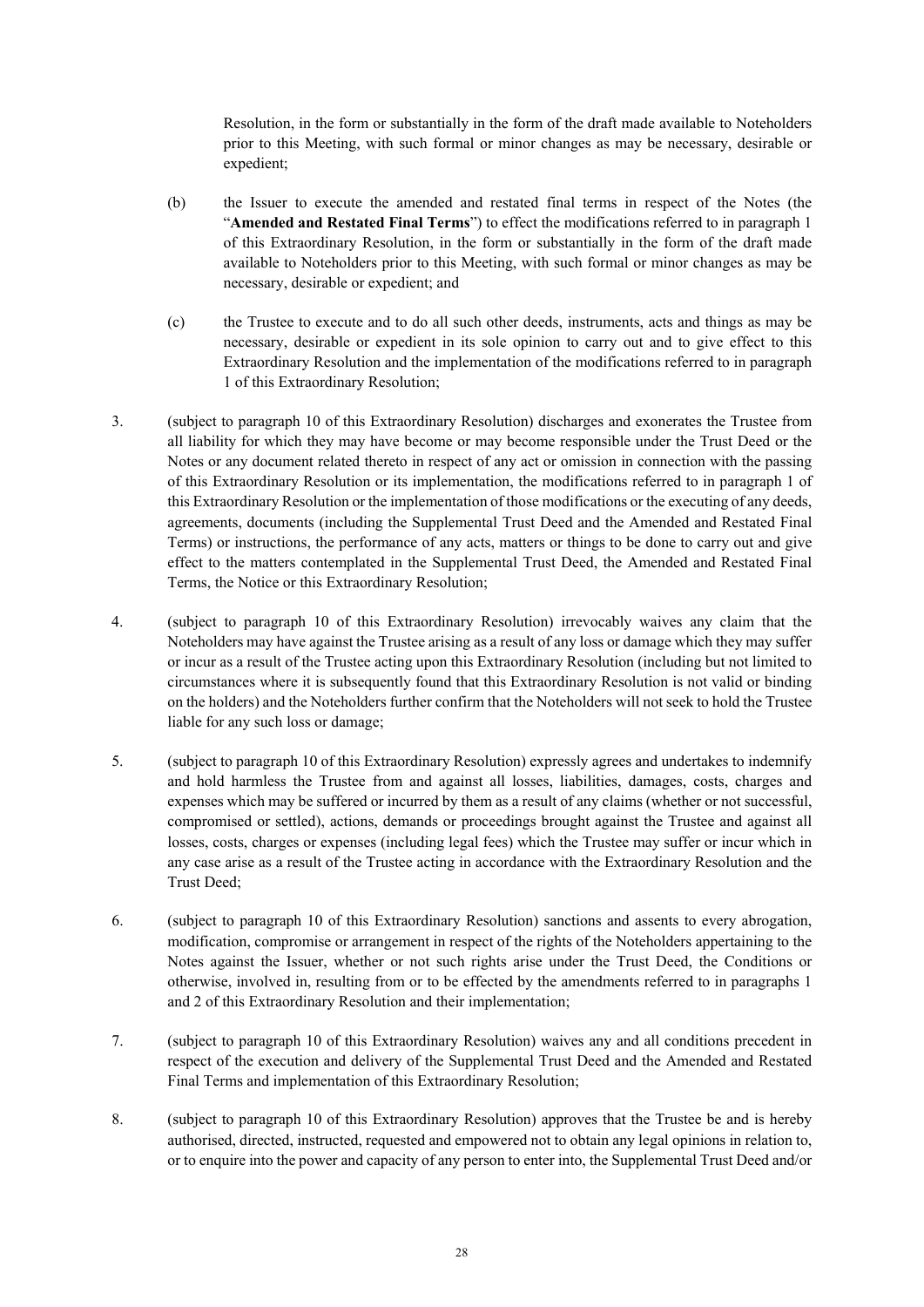Resolution, in the form or substantially in the form of the draft made available to Noteholders prior to this Meeting, with such formal or minor changes as may be necessary, desirable or expedient;

(b) the Issuer to execute the amended and restated final terms in respect of the Notes (the "**Amended and Restated Final Terms**") to effect the modifications referred to in paragraph 1 of this Extraordinary Resolution, in the form or substantially in the form of the draft made available to Noteholders prior to this Meeting, with such formal or minor changes as may be necessary, desirable or expedient; and

(c) the Trustee to execute and to do all such other deeds, instruments, acts and things as may be necessary, desirable or expedient in its sole opinion to carry out and to give effect to this Extraordinary Resolution and the implementation of the modifications referred to in paragraph 1 of this Extraordinary Resolution;

3. (subject to paragraph 10 of this Extraordinary Resolution) discharges and exonerates the Trustee from all liability for which they may have become or may become responsible under the Trust Deed or the Notes or any document related thereto in respect of any act or omission in connection with the passing of this Extraordinary Resolution or its implementation, the modifications referred to in paragraph 1 of this Extraordinary Resolution or the implementation of those modifications or the executing of any deeds, agreements, documents (including the Supplemental Trust Deed and the Amended and Restated Final Terms) or instructions, the performance of any acts, matters or things to be done to carry out and give effect to the matters contemplated in the Supplemental Trust Deed, the Amended and Restated Final Terms, the Notice or this Extraordinary Resolution;

4. (subject to paragraph 10 of this Extraordinary Resolution) irrevocably waives any claim that the Noteholders may have against the Trustee arising as a result of any loss or damage which they may suffer or incur as a result of the Trustee acting upon this Extraordinary Resolution (including but not limited to circumstances where it is subsequently found that this Extraordinary Resolution is not valid or binding on the holders) and the Noteholders further confirm that the Noteholders will not seek to hold the Trustee liable for any such loss or damage;

5. (subject to paragraph 10 of this Extraordinary Resolution) expressly agrees and undertakes to indemnify and hold harmless the Trustee from and against all losses, liabilities, damages, costs, charges and expenses which may be suffered or incurred by them as a result of any claims (whether or not successful, compromised or settled), actions, demands or proceedings brought against the Trustee and against all losses, costs, charges or expenses (including legal fees) which the Trustee may suffer or incur which in any case arise as a result of the Trustee acting in accordance with the Extraordinary Resolution and the Trust Deed;

6. (subject to paragraph 10 of this Extraordinary Resolution) sanctions and assents to every abrogation, modification, compromise or arrangement in respect of the rights of the Noteholders appertaining to the Notes against the Issuer, whether or not such rights arise under the Trust Deed, the Conditions or otherwise, involved in, resulting from or to be effected by the amendments referred to in paragraphs 1 and 2 of this Extraordinary Resolution and their implementation;

7. (subject to paragraph 10 of this Extraordinary Resolution) waives any and all conditions precedent in respect of the execution and delivery of the Supplemental Trust Deed and the Amended and Restated Final Terms and implementation of this Extraordinary Resolution;

8. (subject to paragraph 10 of this Extraordinary Resolution) approves that the Trustee be and is hereby authorised, directed, instructed, requested and empowered not to obtain any legal opinions in relation to, or to enquire into the power and capacity of any person to enter into, the Supplemental Trust Deed and/or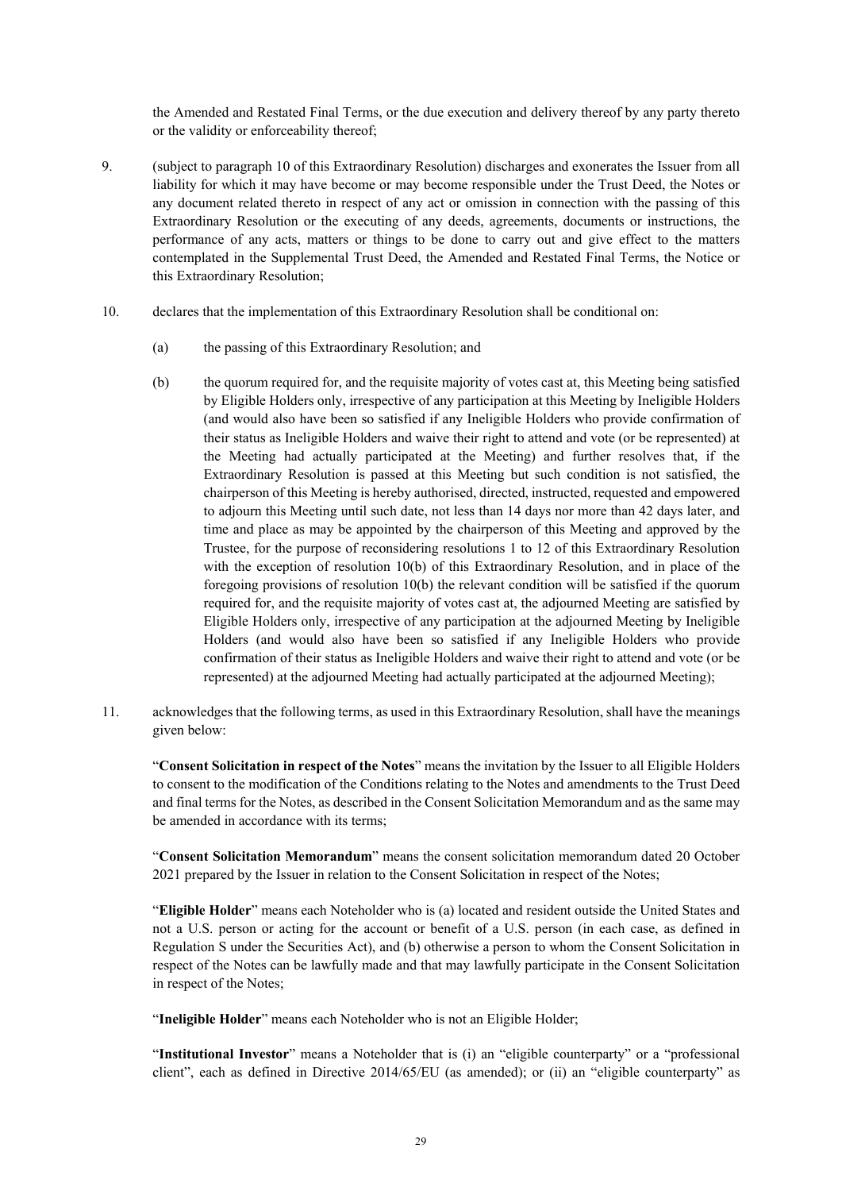the Amended and Restated Final Terms, or the due execution and delivery thereof by any party thereto or the validity or enforceability thereof;

9. (subject to paragraph 10 of this Extraordinary Resolution) discharges and exonerates the Issuer from all liability for which it may have become or may become responsible under the Trust Deed, the Notes or any document related thereto in respect of any act or omission in connection with the passing of this Extraordinary Resolution or the executing of any deeds, agreements, documents or instructions, the performance of any acts, matters or things to be done to carry out and give effect to the matters contemplated in the Supplemental Trust Deed, the Amended and Restated Final Terms, the Notice or this Extraordinary Resolution;

10. declares that the implementation of this Extraordinary Resolution shall be conditional on:

    (a) the passing of this Extraordinary Resolution; and

    (b) the quorum required for, and the requisite majority of votes cast at, this Meeting being satisfied by Eligible Holders only, irrespective of any participation at this Meeting by Ineligible Holders (and would also have been so satisfied if any Ineligible Holders who provide confirmation of their status as Ineligible Holders and waive their right to attend and vote (or be represented) at the Meeting had actually participated at the Meeting) and further resolves that, if the Extraordinary Resolution is passed at this Meeting but such condition is not satisfied, the chairperson of this Meeting is hereby authorised, directed, instructed, requested and empowered to adjourn this Meeting until such date, not less than 14 days nor more than 42 days later, and time and place as may be appointed by the chairperson of this Meeting and approved by the Trustee, for the purpose of reconsidering resolutions 1 to 12 of this Extraordinary Resolution with the exception of resolution 10(b) of this Extraordinary Resolution, and in place of the foregoing provisions of resolution 10(b) the relevant condition will be satisfied if the quorum required for, and the requisite majority of votes cast at, the adjourned Meeting are satisfied by Eligible Holders only, irrespective of any participation at the adjourned Meeting by Ineligible Holders (and would also have been so satisfied if any Ineligible Holders who provide confirmation of their status as Ineligible Holders and waive their right to attend and vote (or be represented) at the adjourned Meeting had actually participated at the adjourned Meeting);

11. acknowledges that the following terms, as used in this Extraordinary Resolution, shall have the meanings given below:

    "**Consent Solicitation in respect of the Notes**" means the invitation by the Issuer to all Eligible Holders to consent to the modification of the Conditions relating to the Notes and amendments to the Trust Deed and final terms for the Notes, as described in the Consent Solicitation Memorandum and as the same may be amended in accordance with its terms;

    "**Consent Solicitation Memorandum**" means the consent solicitation memorandum dated 20 October 2021 prepared by the Issuer in relation to the Consent Solicitation in respect of the Notes;

    "**Eligible Holder**" means each Noteholder who is (a) located and resident outside the United States and not a U.S. person or acting for the account or benefit of a U.S. person (in each case, as defined in Regulation S under the Securities Act), and (b) otherwise a person to whom the Consent Solicitation in respect of the Notes can be lawfully made and that may lawfully participate in the Consent Solicitation in respect of the Notes;

    "**Ineligible Holder**" means each Noteholder who is not an Eligible Holder;

    "**Institutional Investor**" means a Noteholder that is (i) an "eligible counterparty" or a "professional client", each as defined in Directive 2014/65/EU (as amended); or (ii) an "eligible counterparty" as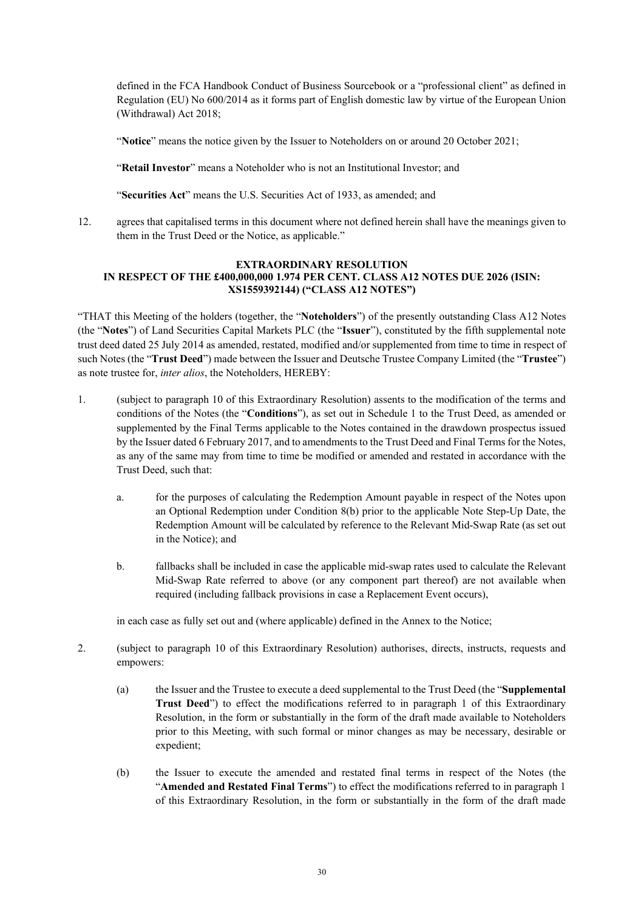defined in the FCA Handbook Conduct of Business Sourcebook or a "professional client" as defined in Regulation (EU) No 600/2014 as it forms part of English domestic law by virtue of the European Union (Withdrawal) Act 2018;

"**Notice**" means the notice given by the Issuer to Noteholders on or around 20 October 2021;

"**Retail Investor**" means a Noteholder who is not an Institutional Investor; and

"**Securities Act**" means the U.S. Securities Act of 1933, as amended; and

12. agrees that capitalised terms in this document where not defined herein shall have the meanings given to them in the Trust Deed or the Notice, as applicable."

**EXTRAORDINARY RESOLUTION**
**IN RESPECT OF THE £400,000,000 1.974 PER CENT. CLASS A12 NOTES DUE 2026 (ISIN: XS1559392144) ("CLASS A12 NOTES")**

"THAT this Meeting of the holders (together, the "**Noteholders**") of the presently outstanding Class A12 Notes (the "**Notes**") of Land Securities Capital Markets PLC (the "**Issuer**"), constituted by the fifth supplemental note trust deed dated 25 July 2014 as amended, restated, modified and/or supplemented from time to time in respect of such Notes (the "**Trust Deed**") made between the Issuer and Deutsche Trustee Company Limited (the "**Trustee**") as note trustee for, *inter alios*, the Noteholders, HEREBY:

1. (subject to paragraph 10 of this Extraordinary Resolution) assents to the modification of the terms and conditions of the Notes (the "**Conditions**"), as set out in Schedule 1 to the Trust Deed, as amended or supplemented by the Final Terms applicable to the Notes contained in the drawdown prospectus issued by the Issuer dated 6 February 2017, and to amendments to the Trust Deed and Final Terms for the Notes, as any of the same may from time to time be modified or amended and restated in accordance with the Trust Deed, such that:

   a. for the purposes of calculating the Redemption Amount payable in respect of the Notes upon an Optional Redemption under Condition 8(b) prior to the applicable Note Step-Up Date, the Redemption Amount will be calculated by reference to the Relevant Mid-Swap Rate (as set out in the Notice); and

   b. fallbacks shall be included in case the applicable mid-swap rates used to calculate the Relevant Mid-Swap Rate referred to above (or any component part thereof) are not available when required (including fallback provisions in case a Replacement Event occurs),

   in each case as fully set out and (where applicable) defined in the Annex to the Notice;

2. (subject to paragraph 10 of this Extraordinary Resolution) authorises, directs, instructs, requests and empowers:

   (a) the Issuer and the Trustee to execute a deed supplemental to the Trust Deed (the "**Supplemental Trust Deed**") to effect the modifications referred to in paragraph 1 of this Extraordinary Resolution, in the form or substantially in the form of the draft made available to Noteholders prior to this Meeting, with such formal or minor changes as may be necessary, desirable or expedient;

   (b) the Issuer to execute the amended and restated final terms in respect of the Notes (the "**Amended and Restated Final Terms**") to effect the modifications referred to in paragraph 1 of this Extraordinary Resolution, in the form or substantially in the form of the draft made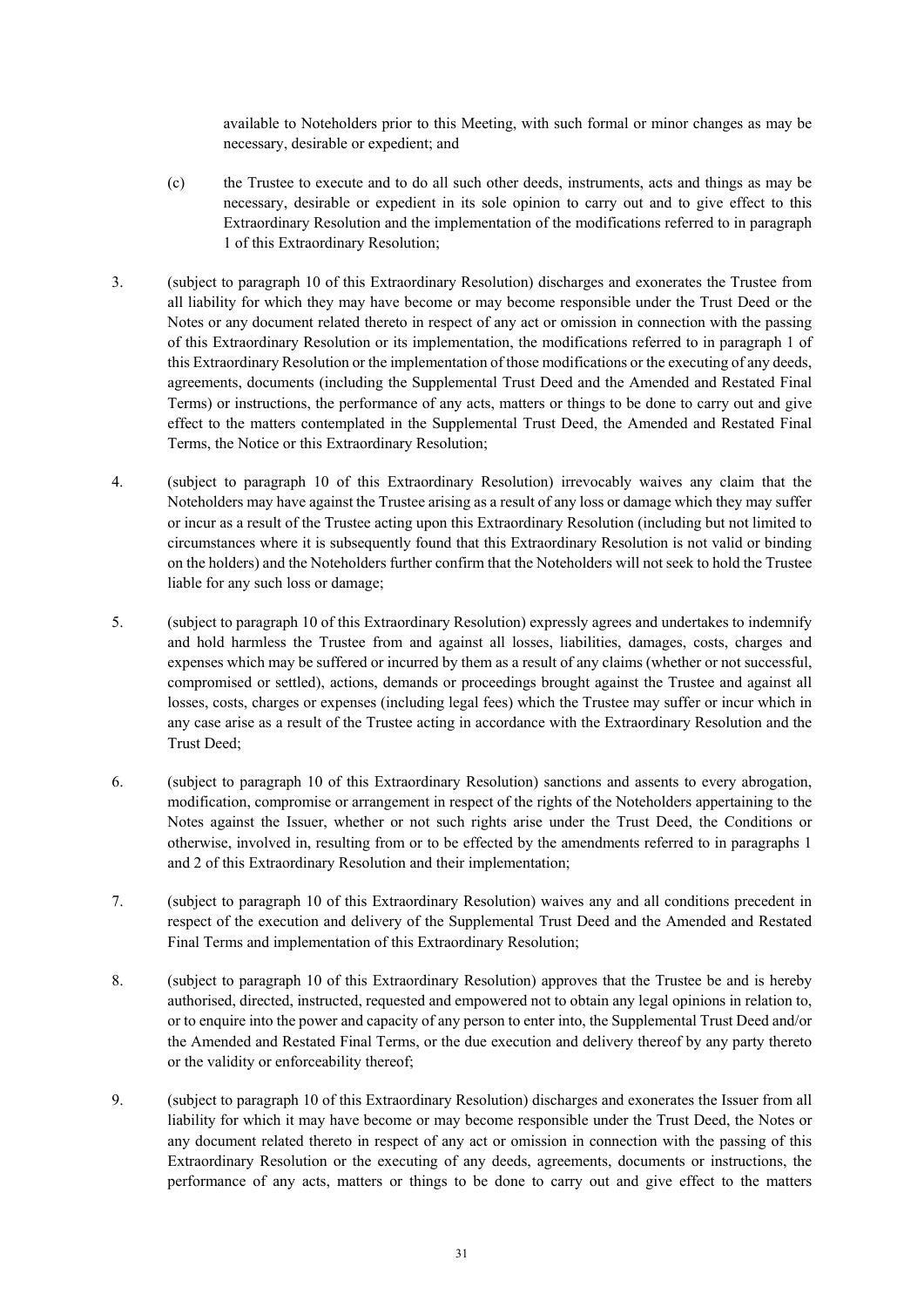available to Noteholders prior to this Meeting, with such formal or minor changes as may be necessary, desirable or expedient; and

(c) the Trustee to execute and to do all such other deeds, instruments, acts and things as may be necessary, desirable or expedient in its sole opinion to carry out and to give effect to this Extraordinary Resolution and the implementation of the modifications referred to in paragraph 1 of this Extraordinary Resolution;

3. (subject to paragraph 10 of this Extraordinary Resolution) discharges and exonerates the Trustee from all liability for which they may have become or may become responsible under the Trust Deed or the Notes or any document related thereto in respect of any act or omission in connection with the passing of this Extraordinary Resolution or its implementation, the modifications referred to in paragraph 1 of this Extraordinary Resolution or the implementation of those modifications or the executing of any deeds, agreements, documents (including the Supplemental Trust Deed and the Amended and Restated Final Terms) or instructions, the performance of any acts, matters or things to be done to carry out and give effect to the matters contemplated in the Supplemental Trust Deed, the Amended and Restated Final Terms, the Notice or this Extraordinary Resolution;

4. (subject to paragraph 10 of this Extraordinary Resolution) irrevocably waives any claim that the Noteholders may have against the Trustee arising as a result of any loss or damage which they may suffer or incur as a result of the Trustee acting upon this Extraordinary Resolution (including but not limited to circumstances where it is subsequently found that this Extraordinary Resolution is not valid or binding on the holders) and the Noteholders further confirm that the Noteholders will not seek to hold the Trustee liable for any such loss or damage;

5. (subject to paragraph 10 of this Extraordinary Resolution) expressly agrees and undertakes to indemnify and hold harmless the Trustee from and against all losses, liabilities, damages, costs, charges and expenses which may be suffered or incurred by them as a result of any claims (whether or not successful, compromised or settled), actions, demands or proceedings brought against the Trustee and against all losses, costs, charges or expenses (including legal fees) which the Trustee may suffer or incur which in any case arise as a result of the Trustee acting in accordance with the Extraordinary Resolution and the Trust Deed;

6. (subject to paragraph 10 of this Extraordinary Resolution) sanctions and assents to every abrogation, modification, compromise or arrangement in respect of the rights of the Noteholders appertaining to the Notes against the Issuer, whether or not such rights arise under the Trust Deed, the Conditions or otherwise, involved in, resulting from or to be effected by the amendments referred to in paragraphs 1 and 2 of this Extraordinary Resolution and their implementation;

7. (subject to paragraph 10 of this Extraordinary Resolution) waives any and all conditions precedent in respect of the execution and delivery of the Supplemental Trust Deed and the Amended and Restated Final Terms and implementation of this Extraordinary Resolution;

8. (subject to paragraph 10 of this Extraordinary Resolution) approves that the Trustee be and is hereby authorised, directed, instructed, requested and empowered not to obtain any legal opinions in relation to, or to enquire into the power and capacity of any person to enter into, the Supplemental Trust Deed and/or the Amended and Restated Final Terms, or the due execution and delivery thereof by any party thereto or the validity or enforceability thereof;

9. (subject to paragraph 10 of this Extraordinary Resolution) discharges and exonerates the Issuer from all liability for which it may have become or may become responsible under the Trust Deed, the Notes or any document related thereto in respect of any act or omission in connection with the passing of this Extraordinary Resolution or the executing of any deeds, agreements, documents or instructions, the performance of any acts, matters or things to be done to carry out and give effect to the matters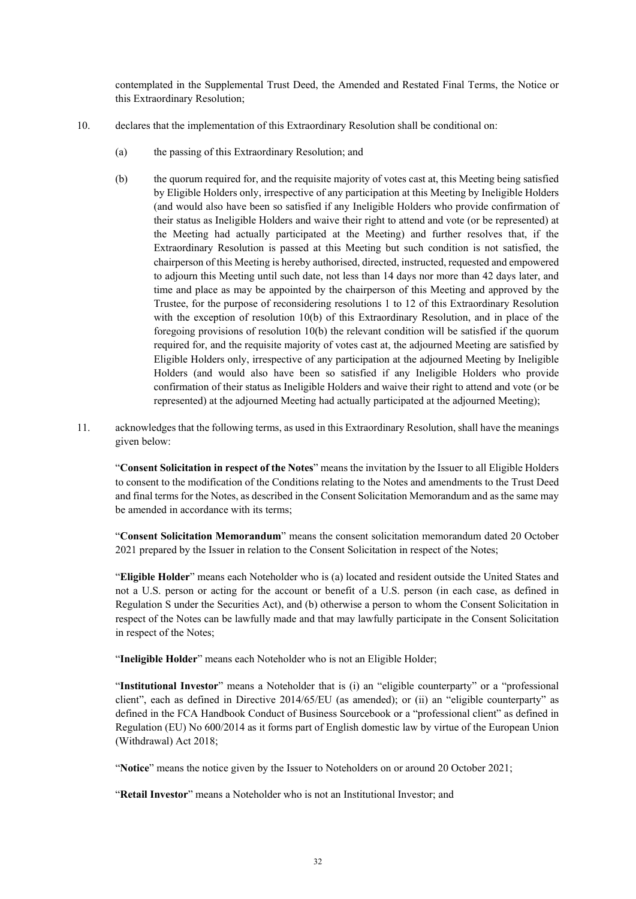contemplated in the Supplemental Trust Deed, the Amended and Restated Final Terms, the Notice or this Extraordinary Resolution;

10. declares that the implementation of this Extraordinary Resolution shall be conditional on:

    (a) the passing of this Extraordinary Resolution; and

    (b) the quorum required for, and the requisite majority of votes cast at, this Meeting being satisfied by Eligible Holders only, irrespective of any participation at this Meeting by Ineligible Holders (and would also have been so satisfied if any Ineligible Holders who provide confirmation of their status as Ineligible Holders and waive their right to attend and vote (or be represented) at the Meeting had actually participated at the Meeting) and further resolves that, if the Extraordinary Resolution is passed at this Meeting but such condition is not satisfied, the chairperson of this Meeting is hereby authorised, directed, instructed, requested and empowered to adjourn this Meeting until such date, not less than 14 days nor more than 42 days later, and time and place as may be appointed by the chairperson of this Meeting and approved by the Trustee, for the purpose of reconsidering resolutions 1 to 12 of this Extraordinary Resolution with the exception of resolution 10(b) of this Extraordinary Resolution, and in place of the foregoing provisions of resolution 10(b) the relevant condition will be satisfied if the quorum required for, and the requisite majority of votes cast at, the adjourned Meeting are satisfied by Eligible Holders only, irrespective of any participation at the adjourned Meeting by Ineligible Holders (and would also have been so satisfied if any Ineligible Holders who provide confirmation of their status as Ineligible Holders and waive their right to attend and vote (or be represented) at the adjourned Meeting had actually participated at the adjourned Meeting);

11. acknowledges that the following terms, as used in this Extraordinary Resolution, shall have the meanings given below:

    "**Consent Solicitation in respect of the Notes**" means the invitation by the Issuer to all Eligible Holders to consent to the modification of the Conditions relating to the Notes and amendments to the Trust Deed and final terms for the Notes, as described in the Consent Solicitation Memorandum and as the same may be amended in accordance with its terms;

    "**Consent Solicitation Memorandum**" means the consent solicitation memorandum dated 20 October 2021 prepared by the Issuer in relation to the Consent Solicitation in respect of the Notes;

    "**Eligible Holder**" means each Noteholder who is (a) located and resident outside the United States and not a U.S. person or acting for the account or benefit of a U.S. person (in each case, as defined in Regulation S under the Securities Act), and (b) otherwise a person to whom the Consent Solicitation in respect of the Notes can be lawfully made and that may lawfully participate in the Consent Solicitation in respect of the Notes;

    "**Ineligible Holder**" means each Noteholder who is not an Eligible Holder;

    "**Institutional Investor**" means a Noteholder that is (i) an "eligible counterparty" or a "professional client", each as defined in Directive 2014/65/EU (as amended); or (ii) an "eligible counterparty" as defined in the FCA Handbook Conduct of Business Sourcebook or a "professional client" as defined in Regulation (EU) No 600/2014 as it forms part of English domestic law by virtue of the European Union (Withdrawal) Act 2018;

    "**Notice**" means the notice given by the Issuer to Noteholders on or around 20 October 2021;

    "**Retail Investor**" means a Noteholder who is not an Institutional Investor; and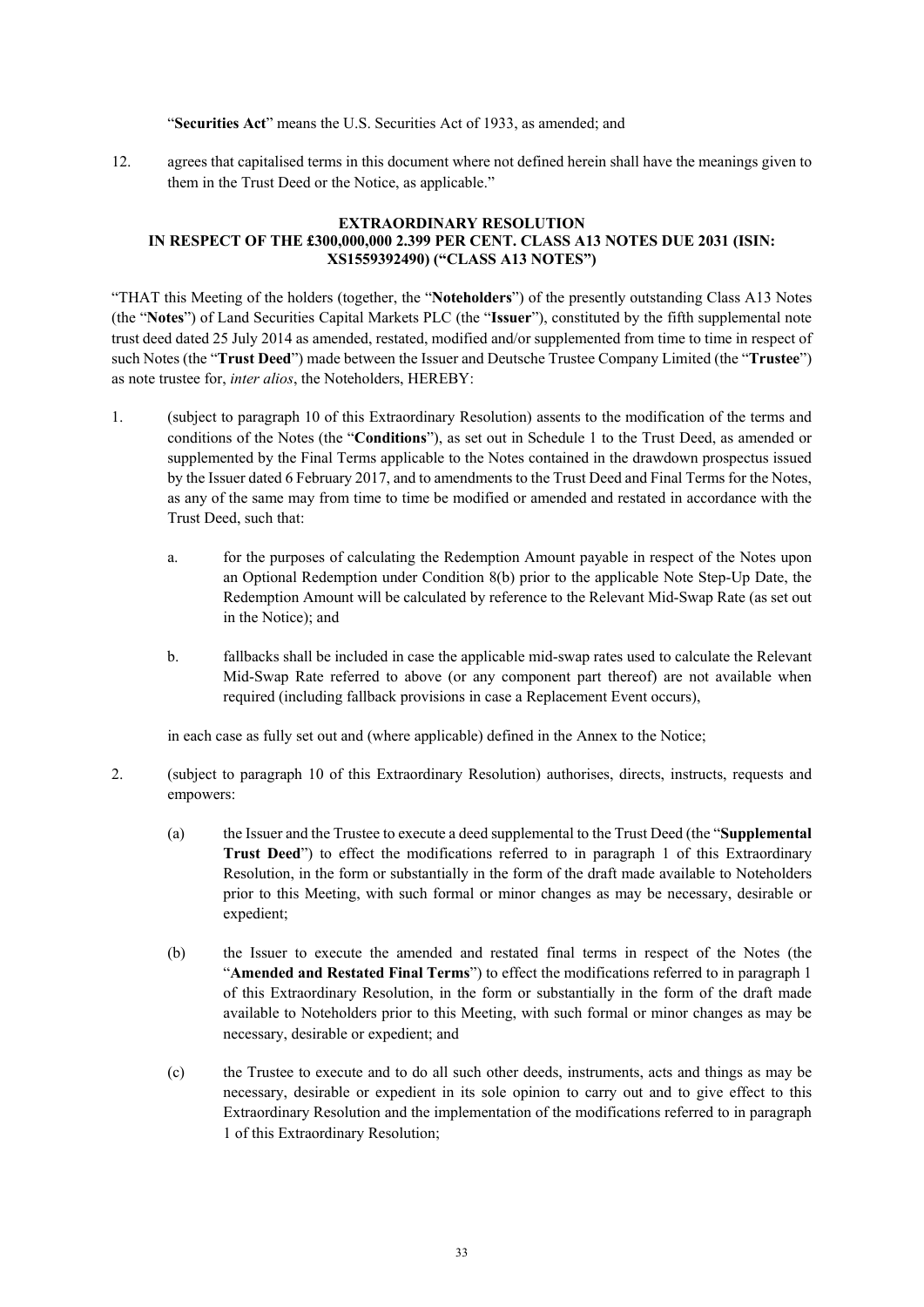"**Securities Act**" means the U.S. Securities Act of 1933, as amended; and

12. agrees that capitalised terms in this document where not defined herein shall have the meanings given to them in the Trust Deed or the Notice, as applicable."

**EXTRAORDINARY RESOLUTION**
**IN RESPECT OF THE £300,000,000 2.399 PER CENT. CLASS A13 NOTES DUE 2031 (ISIN: XS1559392490) ("CLASS A13 NOTES")**

"THAT this Meeting of the holders (together, the "**Noteholders**") of the presently outstanding Class A13 Notes (the "**Notes**") of Land Securities Capital Markets PLC (the "**Issuer**"), constituted by the fifth supplemental note trust deed dated 25 July 2014 as amended, restated, modified and/or supplemented from time to time in respect of such Notes (the "**Trust Deed**") made between the Issuer and Deutsche Trustee Company Limited (the "**Trustee**") as note trustee for, *inter alios*, the Noteholders, HEREBY:

1. (subject to paragraph 10 of this Extraordinary Resolution) assents to the modification of the terms and conditions of the Notes (the "**Conditions**"), as set out in Schedule 1 to the Trust Deed, as amended or supplemented by the Final Terms applicable to the Notes contained in the drawdown prospectus issued by the Issuer dated 6 February 2017, and to amendments to the Trust Deed and Final Terms for the Notes, as any of the same may from time to time be modified or amended and restated in accordance with the Trust Deed, such that:

   a. for the purposes of calculating the Redemption Amount payable in respect of the Notes upon an Optional Redemption under Condition 8(b) prior to the applicable Note Step-Up Date, the Redemption Amount will be calculated by reference to the Relevant Mid-Swap Rate (as set out in the Notice); and

   b. fallbacks shall be included in case the applicable mid-swap rates used to calculate the Relevant Mid-Swap Rate referred to above (or any component part thereof) are not available when required (including fallback provisions in case a Replacement Event occurs),

   in each case as fully set out and (where applicable) defined in the Annex to the Notice;

2. (subject to paragraph 10 of this Extraordinary Resolution) authorises, directs, instructs, requests and empowers:

   (a) the Issuer and the Trustee to execute a deed supplemental to the Trust Deed (the "**Supplemental Trust Deed**") to effect the modifications referred to in paragraph 1 of this Extraordinary Resolution, in the form or substantially in the form of the draft made available to Noteholders prior to this Meeting, with such formal or minor changes as may be necessary, desirable or expedient;

   (b) the Issuer to execute the amended and restated final terms in respect of the Notes (the "**Amended and Restated Final Terms**") to effect the modifications referred to in paragraph 1 of this Extraordinary Resolution, in the form or substantially in the form of the draft made available to Noteholders prior to this Meeting, with such formal or minor changes as may be necessary, desirable or expedient; and

   (c) the Trustee to execute and to do all such other deeds, instruments, acts and things as may be necessary, desirable or expedient in its sole opinion to carry out and to give effect to this Extraordinary Resolution and the implementation of the modifications referred to in paragraph 1 of this Extraordinary Resolution;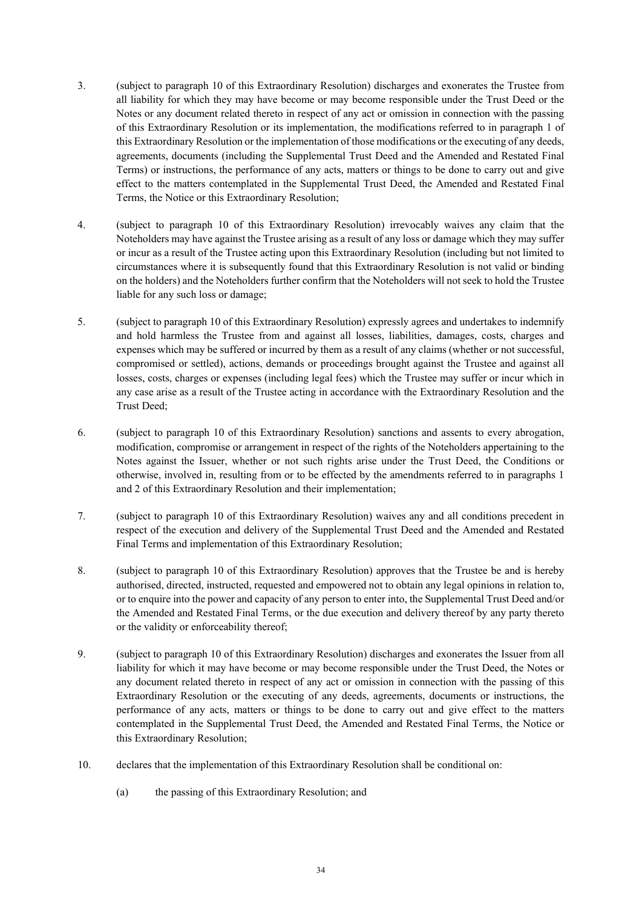3. (subject to paragraph 10 of this Extraordinary Resolution) discharges and exonerates the Trustee from all liability for which they may have become or may become responsible under the Trust Deed or the Notes or any document related thereto in respect of any act or omission in connection with the passing of this Extraordinary Resolution or its implementation, the modifications referred to in paragraph 1 of this Extraordinary Resolution or the implementation of those modifications or the executing of any deeds, agreements, documents (including the Supplemental Trust Deed and the Amended and Restated Final Terms) or instructions, the performance of any acts, matters or things to be done to carry out and give effect to the matters contemplated in the Supplemental Trust Deed, the Amended and Restated Final Terms, the Notice or this Extraordinary Resolution;

4. (subject to paragraph 10 of this Extraordinary Resolution) irrevocably waives any claim that the Noteholders may have against the Trustee arising as a result of any loss or damage which they may suffer or incur as a result of the Trustee acting upon this Extraordinary Resolution (including but not limited to circumstances where it is subsequently found that this Extraordinary Resolution is not valid or binding on the holders) and the Noteholders further confirm that the Noteholders will not seek to hold the Trustee liable for any such loss or damage;

5. (subject to paragraph 10 of this Extraordinary Resolution) expressly agrees and undertakes to indemnify and hold harmless the Trustee from and against all losses, liabilities, damages, costs, charges and expenses which may be suffered or incurred by them as a result of any claims (whether or not successful, compromised or settled), actions, demands or proceedings brought against the Trustee and against all losses, costs, charges or expenses (including legal fees) which the Trustee may suffer or incur which in any case arise as a result of the Trustee acting in accordance with the Extraordinary Resolution and the Trust Deed;

6. (subject to paragraph 10 of this Extraordinary Resolution) sanctions and assents to every abrogation, modification, compromise or arrangement in respect of the rights of the Noteholders appertaining to the Notes against the Issuer, whether or not such rights arise under the Trust Deed, the Conditions or otherwise, involved in, resulting from or to be effected by the amendments referred to in paragraphs 1 and 2 of this Extraordinary Resolution and their implementation;

7. (subject to paragraph 10 of this Extraordinary Resolution) waives any and all conditions precedent in respect of the execution and delivery of the Supplemental Trust Deed and the Amended and Restated Final Terms and implementation of this Extraordinary Resolution;

8. (subject to paragraph 10 of this Extraordinary Resolution) approves that the Trustee be and is hereby authorised, directed, instructed, requested and empowered not to obtain any legal opinions in relation to, or to enquire into the power and capacity of any person to enter into, the Supplemental Trust Deed and/or the Amended and Restated Final Terms, or the due execution and delivery thereof by any party thereto or the validity or enforceability thereof;

9. (subject to paragraph 10 of this Extraordinary Resolution) discharges and exonerates the Issuer from all liability for which it may have become or may become responsible under the Trust Deed, the Notes or any document related thereto in respect of any act or omission in connection with the passing of this Extraordinary Resolution or the executing of any deeds, agreements, documents or instructions, the performance of any acts, matters or things to be done to carry out and give effect to the matters contemplated in the Supplemental Trust Deed, the Amended and Restated Final Terms, the Notice or this Extraordinary Resolution;

10. declares that the implementation of this Extraordinary Resolution shall be conditional on:

    (a) the passing of this Extraordinary Resolution; and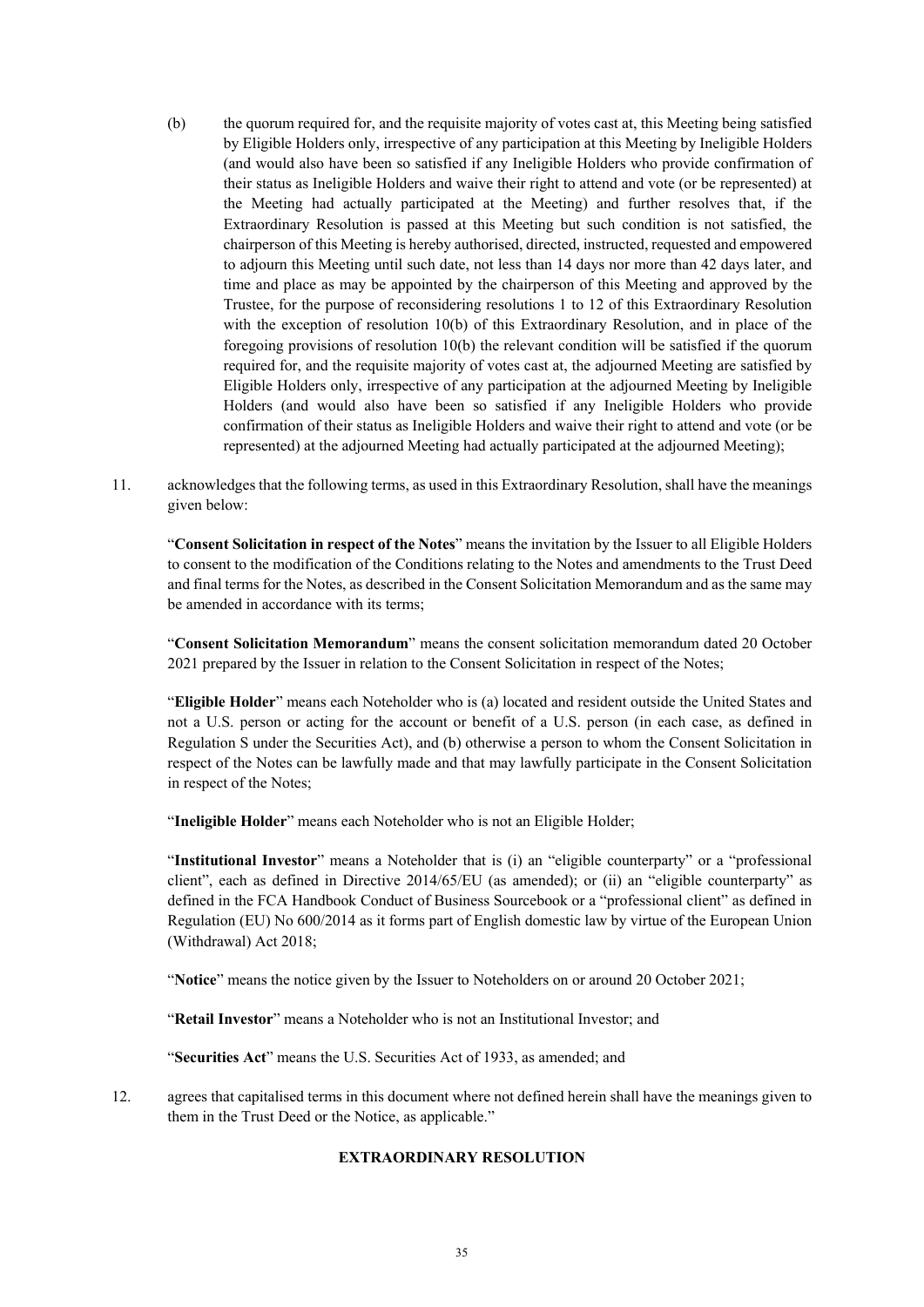(b) the quorum required for, and the requisite majority of votes cast at, this Meeting being satisfied by Eligible Holders only, irrespective of any participation at this Meeting by Ineligible Holders (and would also have been so satisfied if any Ineligible Holders who provide confirmation of their status as Ineligible Holders and waive their right to attend and vote (or be represented) at the Meeting had actually participated at the Meeting) and further resolves that, if the Extraordinary Resolution is passed at this Meeting but such condition is not satisfied, the chairperson of this Meeting is hereby authorised, directed, instructed, requested and empowered to adjourn this Meeting until such date, not less than 14 days nor more than 42 days later, and time and place as may be appointed by the chairperson of this Meeting and approved by the Trustee, for the purpose of reconsidering resolutions 1 to 12 of this Extraordinary Resolution with the exception of resolution 10(b) of this Extraordinary Resolution, and in place of the foregoing provisions of resolution 10(b) the relevant condition will be satisfied if the quorum required for, and the requisite majority of votes cast at, the adjourned Meeting are satisfied by Eligible Holders only, irrespective of any participation at the adjourned Meeting by Ineligible Holders (and would also have been so satisfied if any Ineligible Holders who provide confirmation of their status as Ineligible Holders and waive their right to attend and vote (or be represented) at the adjourned Meeting had actually participated at the adjourned Meeting);

11. acknowledges that the following terms, as used in this Extraordinary Resolution, shall have the meanings given below:

"**Consent Solicitation in respect of the Notes**" means the invitation by the Issuer to all Eligible Holders to consent to the modification of the Conditions relating to the Notes and amendments to the Trust Deed and final terms for the Notes, as described in the Consent Solicitation Memorandum and as the same may be amended in accordance with its terms;

"**Consent Solicitation Memorandum**" means the consent solicitation memorandum dated 20 October 2021 prepared by the Issuer in relation to the Consent Solicitation in respect of the Notes;

"**Eligible Holder**" means each Noteholder who is (a) located and resident outside the United States and not a U.S. person or acting for the account or benefit of a U.S. person (in each case, as defined in Regulation S under the Securities Act), and (b) otherwise a person to whom the Consent Solicitation in respect of the Notes can be lawfully made and that may lawfully participate in the Consent Solicitation in respect of the Notes;

"**Ineligible Holder**" means each Noteholder who is not an Eligible Holder;

"**Institutional Investor**" means a Noteholder that is (i) an "eligible counterparty" or a "professional client", each as defined in Directive 2014/65/EU (as amended); or (ii) an "eligible counterparty" as defined in the FCA Handbook Conduct of Business Sourcebook or a "professional client" as defined in Regulation (EU) No 600/2014 as it forms part of English domestic law by virtue of the European Union (Withdrawal) Act 2018;

"**Notice**" means the notice given by the Issuer to Noteholders on or around 20 October 2021;

"**Retail Investor**" means a Noteholder who is not an Institutional Investor; and

"**Securities Act**" means the U.S. Securities Act of 1933, as amended; and

12. agrees that capitalised terms in this document where not defined herein shall have the meanings given to them in the Trust Deed or the Notice, as applicable."

**EXTRAORDINARY RESOLUTION**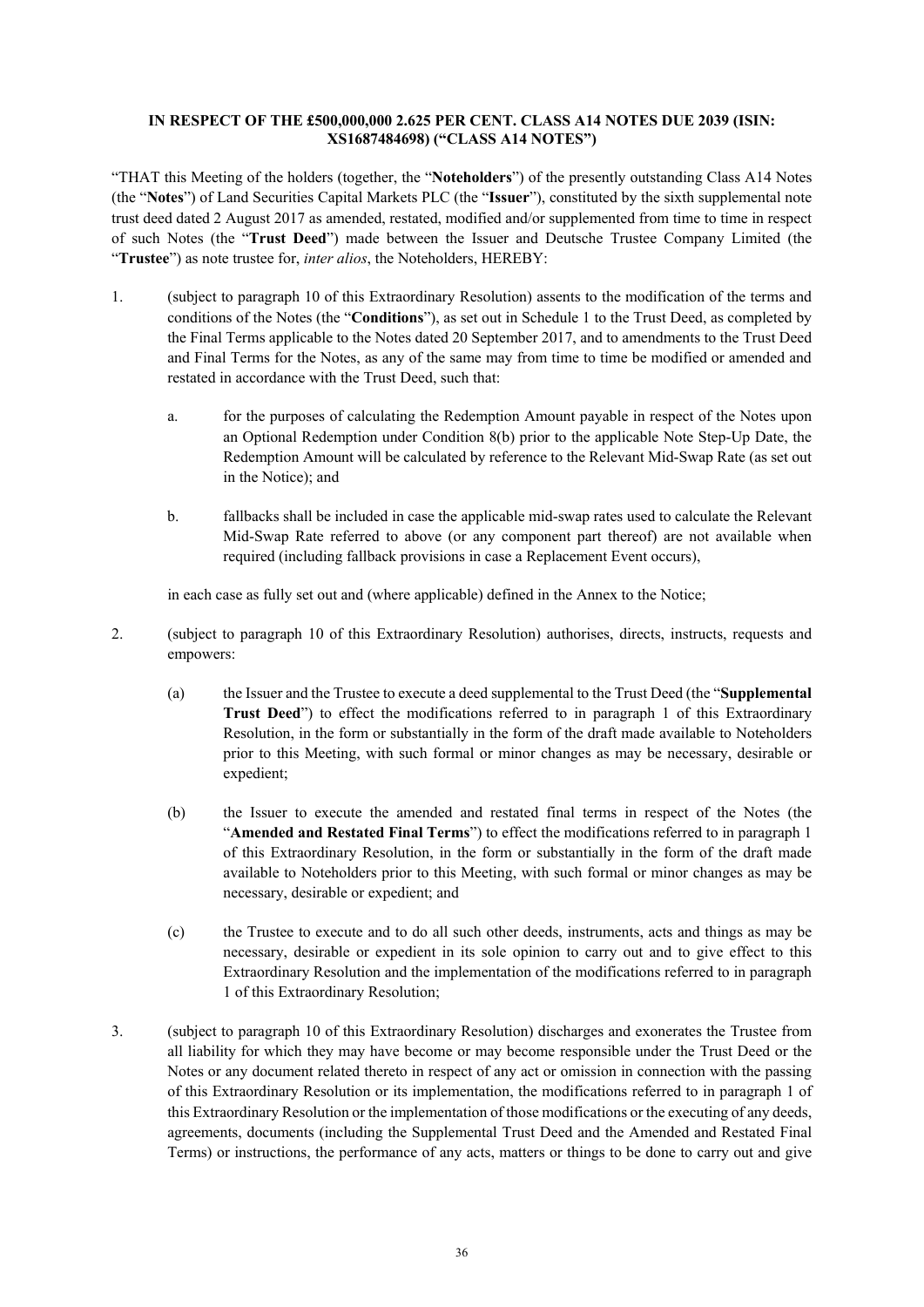**IN RESPECT OF THE £500,000,000 2.625 PER CENT. CLASS A14 NOTES DUE 2039 (ISIN: XS1687484698) ("CLASS A14 NOTES")**

"THAT this Meeting of the holders (together, the "**Noteholders**") of the presently outstanding Class A14 Notes (the "**Notes**") of Land Securities Capital Markets PLC (the "**Issuer**"), constituted by the sixth supplemental note trust deed dated 2 August 2017 as amended, restated, modified and/or supplemented from time to time in respect of such Notes (the "**Trust Deed**") made between the Issuer and Deutsche Trustee Company Limited (the "**Trustee**") as note trustee for, *inter alios*, the Noteholders, HEREBY:

1. (subject to paragraph 10 of this Extraordinary Resolution) assents to the modification of the terms and conditions of the Notes (the "**Conditions**"), as set out in Schedule 1 to the Trust Deed, as completed by the Final Terms applicable to the Notes dated 20 September 2017, and to amendments to the Trust Deed and Final Terms for the Notes, as any of the same may from time to time be modified or amended and restated in accordance with the Trust Deed, such that:

   a. for the purposes of calculating the Redemption Amount payable in respect of the Notes upon an Optional Redemption under Condition 8(b) prior to the applicable Note Step-Up Date, the Redemption Amount will be calculated by reference to the Relevant Mid-Swap Rate (as set out in the Notice); and

   b. fallbacks shall be included in case the applicable mid-swap rates used to calculate the Relevant Mid-Swap Rate referred to above (or any component part thereof) are not available when required (including fallback provisions in case a Replacement Event occurs),

   in each case as fully set out and (where applicable) defined in the Annex to the Notice;

2. (subject to paragraph 10 of this Extraordinary Resolution) authorises, directs, instructs, requests and empowers:

   (a) the Issuer and the Trustee to execute a deed supplemental to the Trust Deed (the "**Supplemental Trust Deed**") to effect the modifications referred to in paragraph 1 of this Extraordinary Resolution, in the form or substantially in the form of the draft made available to Noteholders prior to this Meeting, with such formal or minor changes as may be necessary, desirable or expedient;

   (b) the Issuer to execute the amended and restated final terms in respect of the Notes (the "**Amended and Restated Final Terms**") to effect the modifications referred to in paragraph 1 of this Extraordinary Resolution, in the form or substantially in the form of the draft made available to Noteholders prior to this Meeting, with such formal or minor changes as may be necessary, desirable or expedient; and

   (c) the Trustee to execute and to do all such other deeds, instruments, acts and things as may be necessary, desirable or expedient in its sole opinion to carry out and to give effect to this Extraordinary Resolution and the implementation of the modifications referred to in paragraph 1 of this Extraordinary Resolution;

3. (subject to paragraph 10 of this Extraordinary Resolution) discharges and exonerates the Trustee from all liability for which they may have become or may become responsible under the Trust Deed or the Notes or any document related thereto in respect of any act or omission in connection with the passing of this Extraordinary Resolution or its implementation, the modifications referred to in paragraph 1 of this Extraordinary Resolution or the implementation of those modifications or the executing of any deeds, agreements, documents (including the Supplemental Trust Deed and the Amended and Restated Final Terms) or instructions, the performance of any acts, matters or things to be done to carry out and give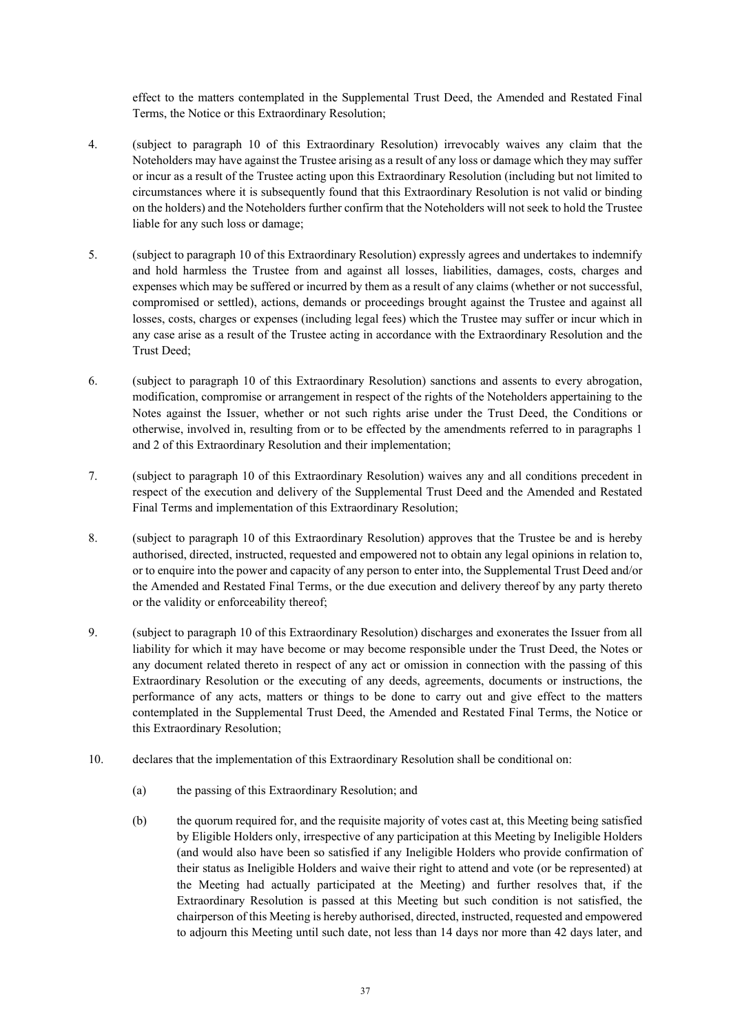effect to the matters contemplated in the Supplemental Trust Deed, the Amended and Restated Final Terms, the Notice or this Extraordinary Resolution;

4. (subject to paragraph 10 of this Extraordinary Resolution) irrevocably waives any claim that the Noteholders may have against the Trustee arising as a result of any loss or damage which they may suffer or incur as a result of the Trustee acting upon this Extraordinary Resolution (including but not limited to circumstances where it is subsequently found that this Extraordinary Resolution is not valid or binding on the holders) and the Noteholders further confirm that the Noteholders will not seek to hold the Trustee liable for any such loss or damage;

5. (subject to paragraph 10 of this Extraordinary Resolution) expressly agrees and undertakes to indemnify and hold harmless the Trustee from and against all losses, liabilities, damages, costs, charges and expenses which may be suffered or incurred by them as a result of any claims (whether or not successful, compromised or settled), actions, demands or proceedings brought against the Trustee and against all losses, costs, charges or expenses (including legal fees) which the Trustee may suffer or incur which in any case arise as a result of the Trustee acting in accordance with the Extraordinary Resolution and the Trust Deed;

6. (subject to paragraph 10 of this Extraordinary Resolution) sanctions and assents to every abrogation, modification, compromise or arrangement in respect of the rights of the Noteholders appertaining to the Notes against the Issuer, whether or not such rights arise under the Trust Deed, the Conditions or otherwise, involved in, resulting from or to be effected by the amendments referred to in paragraphs 1 and 2 of this Extraordinary Resolution and their implementation;

7. (subject to paragraph 10 of this Extraordinary Resolution) waives any and all conditions precedent in respect of the execution and delivery of the Supplemental Trust Deed and the Amended and Restated Final Terms and implementation of this Extraordinary Resolution;

8. (subject to paragraph 10 of this Extraordinary Resolution) approves that the Trustee be and is hereby authorised, directed, instructed, requested and empowered not to obtain any legal opinions in relation to, or to enquire into the power and capacity of any person to enter into, the Supplemental Trust Deed and/or the Amended and Restated Final Terms, or the due execution and delivery thereof by any party thereto or the validity or enforceability thereof;

9. (subject to paragraph 10 of this Extraordinary Resolution) discharges and exonerates the Issuer from all liability for which it may have become or may become responsible under the Trust Deed, the Notes or any document related thereto in respect of any act or omission in connection with the passing of this Extraordinary Resolution or the executing of any deeds, agreements, documents or instructions, the performance of any acts, matters or things to be done to carry out and give effect to the matters contemplated in the Supplemental Trust Deed, the Amended and Restated Final Terms, the Notice or this Extraordinary Resolution;

10. declares that the implementation of this Extraordinary Resolution shall be conditional on:

    (a) the passing of this Extraordinary Resolution; and

    (b) the quorum required for, and the requisite majority of votes cast at, this Meeting being satisfied by Eligible Holders only, irrespective of any participation at this Meeting by Ineligible Holders (and would also have been so satisfied if any Ineligible Holders who provide confirmation of their status as Ineligible Holders and waive their right to attend and vote (or be represented) at the Meeting had actually participated at the Meeting) and further resolves that, if the Extraordinary Resolution is passed at this Meeting but such condition is not satisfied, the chairperson of this Meeting is hereby authorised, directed, instructed, requested and empowered to adjourn this Meeting until such date, not less than 14 days nor more than 42 days later, and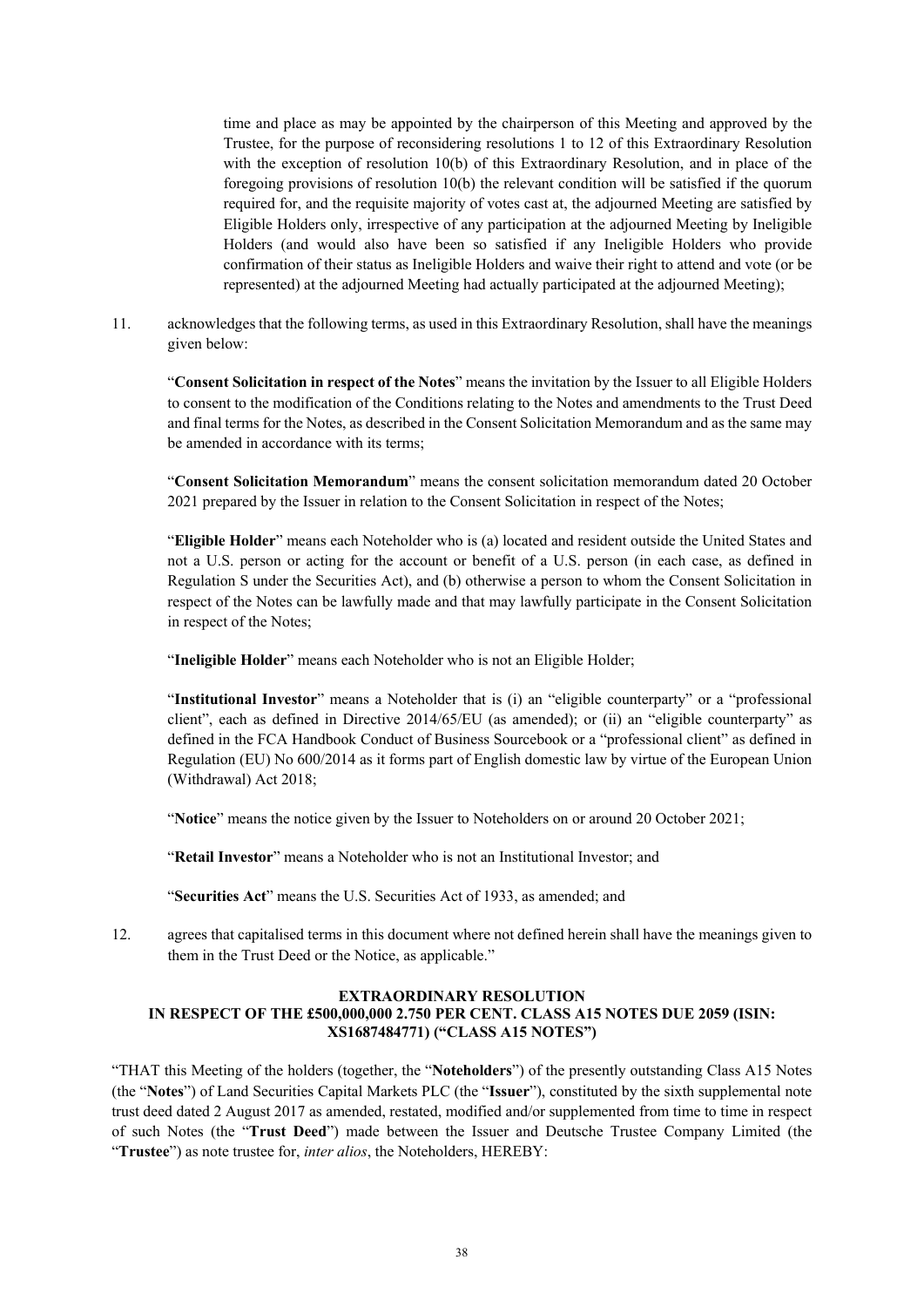time and place as may be appointed by the chairperson of this Meeting and approved by the Trustee, for the purpose of reconsidering resolutions 1 to 12 of this Extraordinary Resolution with the exception of resolution 10(b) of this Extraordinary Resolution, and in place of the foregoing provisions of resolution 10(b) the relevant condition will be satisfied if the quorum required for, and the requisite majority of votes cast at, the adjourned Meeting are satisfied by Eligible Holders only, irrespective of any participation at the adjourned Meeting by Ineligible Holders (and would also have been so satisfied if any Ineligible Holders who provide confirmation of their status as Ineligible Holders and waive their right to attend and vote (or be represented) at the adjourned Meeting had actually participated at the adjourned Meeting);

11. acknowledges that the following terms, as used in this Extraordinary Resolution, shall have the meanings given below:

 "**Consent Solicitation in respect of the Notes**" means the invitation by the Issuer to all Eligible Holders to consent to the modification of the Conditions relating to the Notes and amendments to the Trust Deed and final terms for the Notes, as described in the Consent Solicitation Memorandum and as the same may be amended in accordance with its terms;

 "**Consent Solicitation Memorandum**" means the consent solicitation memorandum dated 20 October 2021 prepared by the Issuer in relation to the Consent Solicitation in respect of the Notes;

 "**Eligible Holder**" means each Noteholder who is (a) located and resident outside the United States and not a U.S. person or acting for the account or benefit of a U.S. person (in each case, as defined in Regulation S under the Securities Act), and (b) otherwise a person to whom the Consent Solicitation in respect of the Notes can be lawfully made and that may lawfully participate in the Consent Solicitation in respect of the Notes;

 "**Ineligible Holder**" means each Noteholder who is not an Eligible Holder;

 "**Institutional Investor**" means a Noteholder that is (i) an "eligible counterparty" or a "professional client", each as defined in Directive 2014/65/EU (as amended); or (ii) an "eligible counterparty" as defined in the FCA Handbook Conduct of Business Sourcebook or a "professional client" as defined in Regulation (EU) No 600/2014 as it forms part of English domestic law by virtue of the European Union (Withdrawal) Act 2018;

 "**Notice**" means the notice given by the Issuer to Noteholders on or around 20 October 2021;

 "**Retail Investor**" means a Noteholder who is not an Institutional Investor; and

 "**Securities Act**" means the U.S. Securities Act of 1933, as amended; and

12. agrees that capitalised terms in this document where not defined herein shall have the meanings given to them in the Trust Deed or the Notice, as applicable."

**EXTRAORDINARY RESOLUTION**
**IN RESPECT OF THE £500,000,000 2.750 PER CENT. CLASS A15 NOTES DUE 2059 (ISIN: XS1687484771) ("CLASS A15 NOTES")**

"THAT this Meeting of the holders (together, the "**Noteholders**") of the presently outstanding Class A15 Notes (the "**Notes**") of Land Securities Capital Markets PLC (the "**Issuer**"), constituted by the sixth supplemental note trust deed dated 2 August 2017 as amended, restated, modified and/or supplemented from time to time in respect of such Notes (the "**Trust Deed**") made between the Issuer and Deutsche Trustee Company Limited (the "**Trustee**") as note trustee for, *inter alios*, the Noteholders, HEREBY: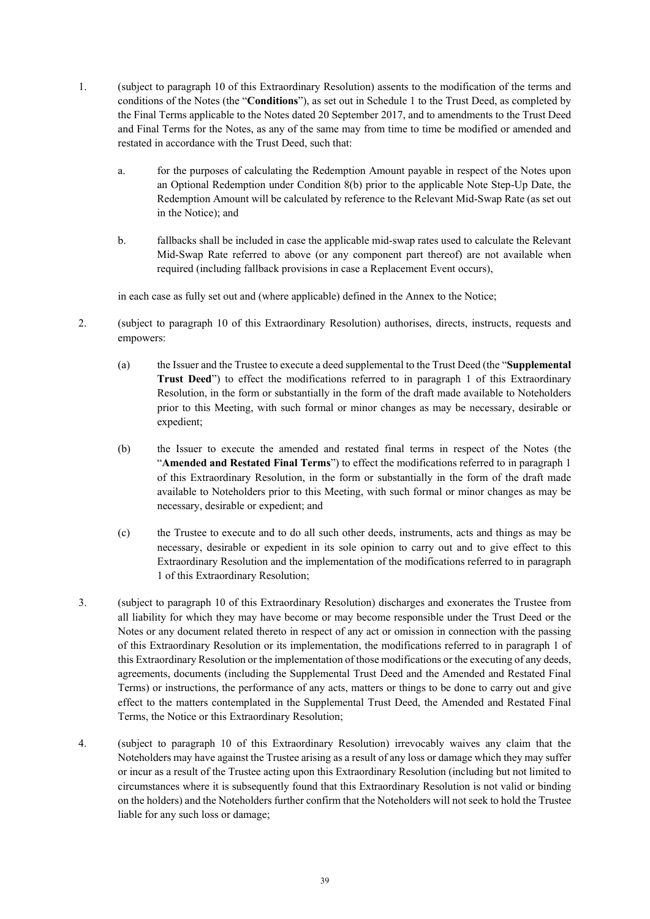1. (subject to paragraph 10 of this Extraordinary Resolution) assents to the modification of the terms and conditions of the Notes (the "**Conditions**"), as set out in Schedule 1 to the Trust Deed, as completed by the Final Terms applicable to the Notes dated 20 September 2017, and to amendments to the Trust Deed and Final Terms for the Notes, as any of the same may from time to time be modified or amended and restated in accordance with the Trust Deed, such that:

   a. for the purposes of calculating the Redemption Amount payable in respect of the Notes upon an Optional Redemption under Condition 8(b) prior to the applicable Note Step-Up Date, the Redemption Amount will be calculated by reference to the Relevant Mid-Swap Rate (as set out in the Notice); and

   b. fallbacks shall be included in case the applicable mid-swap rates used to calculate the Relevant Mid-Swap Rate referred to above (or any component part thereof) are not available when required (including fallback provisions in case a Replacement Event occurs),

   in each case as fully set out and (where applicable) defined in the Annex to the Notice;

2. (subject to paragraph 10 of this Extraordinary Resolution) authorises, directs, instructs, requests and empowers:

   (a) the Issuer and the Trustee to execute a deed supplemental to the Trust Deed (the "**Supplemental Trust Deed**") to effect the modifications referred to in paragraph 1 of this Extraordinary Resolution, in the form or substantially in the form of the draft made available to Noteholders prior to this Meeting, with such formal or minor changes as may be necessary, desirable or expedient;

   (b) the Issuer to execute the amended and restated final terms in respect of the Notes (the "**Amended and Restated Final Terms**") to effect the modifications referred to in paragraph 1 of this Extraordinary Resolution, in the form or substantially in the form of the draft made available to Noteholders prior to this Meeting, with such formal or minor changes as may be necessary, desirable or expedient; and

   (c) the Trustee to execute and to do all such other deeds, instruments, acts and things as may be necessary, desirable or expedient in its sole opinion to carry out and to give effect to this Extraordinary Resolution and the implementation of the modifications referred to in paragraph 1 of this Extraordinary Resolution;

3. (subject to paragraph 10 of this Extraordinary Resolution) discharges and exonerates the Trustee from all liability for which they may have become or may become responsible under the Trust Deed or the Notes or any document related thereto in respect of any act or omission in connection with the passing of this Extraordinary Resolution or its implementation, the modifications referred to in paragraph 1 of this Extraordinary Resolution or the implementation of those modifications or the executing of any deeds, agreements, documents (including the Supplemental Trust Deed and the Amended and Restated Final Terms) or instructions, the performance of any acts, matters or things to be done to carry out and give effect to the matters contemplated in the Supplemental Trust Deed, the Amended and Restated Final Terms, the Notice or this Extraordinary Resolution;

4. (subject to paragraph 10 of this Extraordinary Resolution) irrevocably waives any claim that the Noteholders may have against the Trustee arising as a result of any loss or damage which they may suffer or incur as a result of the Trustee acting upon this Extraordinary Resolution (including but not limited to circumstances where it is subsequently found that this Extraordinary Resolution is not valid or binding on the holders) and the Noteholders further confirm that the Noteholders will not seek to hold the Trustee liable for any such loss or damage;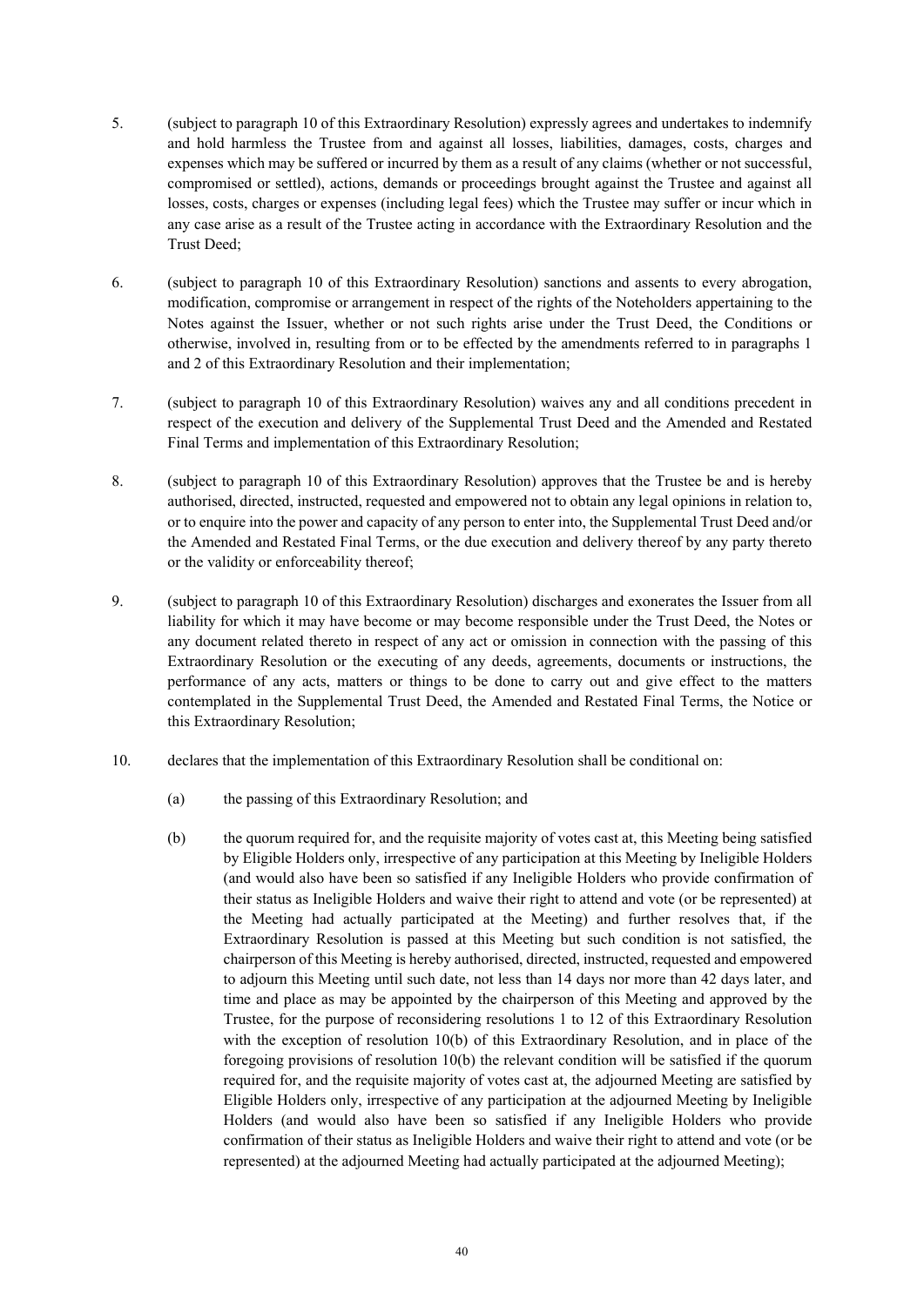5. (subject to paragraph 10 of this Extraordinary Resolution) expressly agrees and undertakes to indemnify and hold harmless the Trustee from and against all losses, liabilities, damages, costs, charges and expenses which may be suffered or incurred by them as a result of any claims (whether or not successful, compromised or settled), actions, demands or proceedings brought against the Trustee and against all losses, costs, charges or expenses (including legal fees) which the Trustee may suffer or incur which in any case arise as a result of the Trustee acting in accordance with the Extraordinary Resolution and the Trust Deed;

6. (subject to paragraph 10 of this Extraordinary Resolution) sanctions and assents to every abrogation, modification, compromise or arrangement in respect of the rights of the Noteholders appertaining to the Notes against the Issuer, whether or not such rights arise under the Trust Deed, the Conditions or otherwise, involved in, resulting from or to be effected by the amendments referred to in paragraphs 1 and 2 of this Extraordinary Resolution and their implementation;

7. (subject to paragraph 10 of this Extraordinary Resolution) waives any and all conditions precedent in respect of the execution and delivery of the Supplemental Trust Deed and the Amended and Restated Final Terms and implementation of this Extraordinary Resolution;

8. (subject to paragraph 10 of this Extraordinary Resolution) approves that the Trustee be and is hereby authorised, directed, instructed, requested and empowered not to obtain any legal opinions in relation to, or to enquire into the power and capacity of any person to enter into, the Supplemental Trust Deed and/or the Amended and Restated Final Terms, or the due execution and delivery thereof by any party thereto or the validity or enforceability thereof;

9. (subject to paragraph 10 of this Extraordinary Resolution) discharges and exonerates the Issuer from all liability for which it may have become or may become responsible under the Trust Deed, the Notes or any document related thereto in respect of any act or omission in connection with the passing of this Extraordinary Resolution or the executing of any deeds, agreements, documents or instructions, the performance of any acts, matters or things to be done to carry out and give effect to the matters contemplated in the Supplemental Trust Deed, the Amended and Restated Final Terms, the Notice or this Extraordinary Resolution;

10. declares that the implementation of this Extraordinary Resolution shall be conditional on:

    (a) the passing of this Extraordinary Resolution; and

    (b) the quorum required for, and the requisite majority of votes cast at, this Meeting being satisfied by Eligible Holders only, irrespective of any participation at this Meeting by Ineligible Holders (and would also have been so satisfied if any Ineligible Holders who provide confirmation of their status as Ineligible Holders and waive their right to attend and vote (or be represented) at the Meeting had actually participated at the Meeting) and further resolves that, if the Extraordinary Resolution is passed at this Meeting but such condition is not satisfied, the chairperson of this Meeting is hereby authorised, directed, instructed, requested and empowered to adjourn this Meeting until such date, not less than 14 days nor more than 42 days later, and time and place as may be appointed by the chairperson of this Meeting and approved by the Trustee, for the purpose of reconsidering resolutions 1 to 12 of this Extraordinary Resolution with the exception of resolution 10(b) of this Extraordinary Resolution, and in place of the foregoing provisions of resolution 10(b) the relevant condition will be satisfied if the quorum required for, and the requisite majority of votes cast at, the adjourned Meeting are satisfied by Eligible Holders only, irrespective of any participation at the adjourned Meeting by Ineligible Holders (and would also have been so satisfied if any Ineligible Holders who provide confirmation of their status as Ineligible Holders and waive their right to attend and vote (or be represented) at the adjourned Meeting had actually participated at the adjourned Meeting);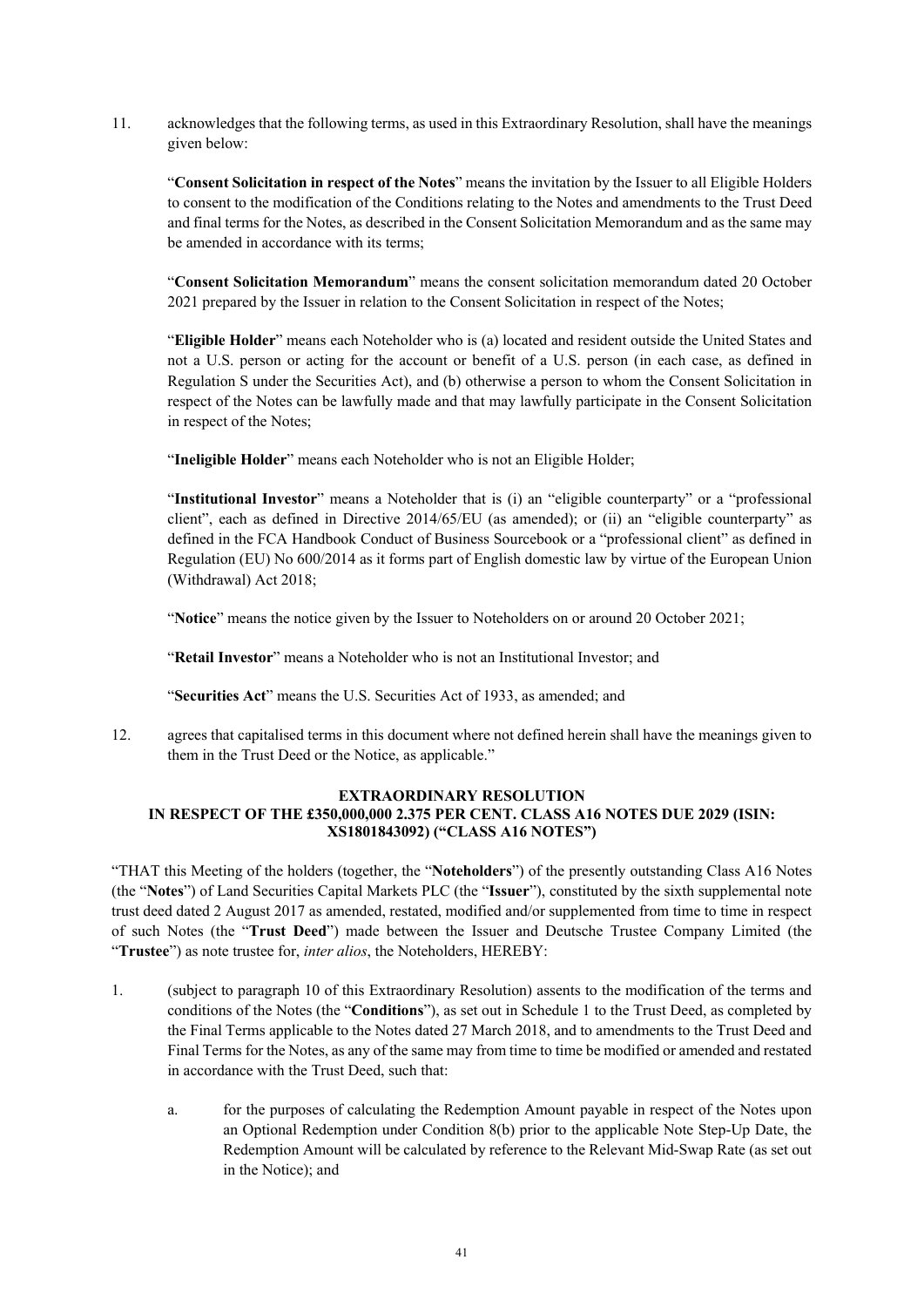11. acknowledges that the following terms, as used in this Extraordinary Resolution, shall have the meanings given below:

 "**Consent Solicitation in respect of the Notes**" means the invitation by the Issuer to all Eligible Holders to consent to the modification of the Conditions relating to the Notes and amendments to the Trust Deed and final terms for the Notes, as described in the Consent Solicitation Memorandum and as the same may be amended in accordance with its terms;

 "**Consent Solicitation Memorandum**" means the consent solicitation memorandum dated 20 October 2021 prepared by the Issuer in relation to the Consent Solicitation in respect of the Notes;

 "**Eligible Holder**" means each Noteholder who is (a) located and resident outside the United States and not a U.S. person or acting for the account or benefit of a U.S. person (in each case, as defined in Regulation S under the Securities Act), and (b) otherwise a person to whom the Consent Solicitation in respect of the Notes can be lawfully made and that may lawfully participate in the Consent Solicitation in respect of the Notes;

 "**Ineligible Holder**" means each Noteholder who is not an Eligible Holder;

 "**Institutional Investor**" means a Noteholder that is (i) an "eligible counterparty" or a "professional client", each as defined in Directive 2014/65/EU (as amended); or (ii) an "eligible counterparty" as defined in the FCA Handbook Conduct of Business Sourcebook or a "professional client" as defined in Regulation (EU) No 600/2014 as it forms part of English domestic law by virtue of the European Union (Withdrawal) Act 2018;

 "**Notice**" means the notice given by the Issuer to Noteholders on or around 20 October 2021;

 "**Retail Investor**" means a Noteholder who is not an Institutional Investor; and

 "**Securities Act**" means the U.S. Securities Act of 1933, as amended; and

12. agrees that capitalised terms in this document where not defined herein shall have the meanings given to them in the Trust Deed or the Notice, as applicable."

## EXTRAORDINARY RESOLUTION IN RESPECT OF THE £350,000,000 2.375 PER CENT. CLASS A16 NOTES DUE 2029 (ISIN: XS1801843092) ("CLASS A16 NOTES")

"THAT this Meeting of the holders (together, the "**Noteholders**") of the presently outstanding Class A16 Notes (the "**Notes**") of Land Securities Capital Markets PLC (the "**Issuer**"), constituted by the sixth supplemental note trust deed dated 2 August 2017 as amended, restated, modified and/or supplemented from time to time in respect of such Notes (the "**Trust Deed**") made between the Issuer and Deutsche Trustee Company Limited (the "**Trustee**") as note trustee for, *inter alios*, the Noteholders, HEREBY:

1. (subject to paragraph 10 of this Extraordinary Resolution) assents to the modification of the terms and conditions of the Notes (the "**Conditions**"), as set out in Schedule 1 to the Trust Deed, as completed by the Final Terms applicable to the Notes dated 27 March 2018, and to amendments to the Trust Deed and Final Terms for the Notes, as any of the same may from time to time be modified or amended and restated in accordance with the Trust Deed, such that:

 a. for the purposes of calculating the Redemption Amount payable in respect of the Notes upon an Optional Redemption under Condition 8(b) prior to the applicable Note Step-Up Date, the Redemption Amount will be calculated by reference to the Relevant Mid-Swap Rate (as set out in the Notice); and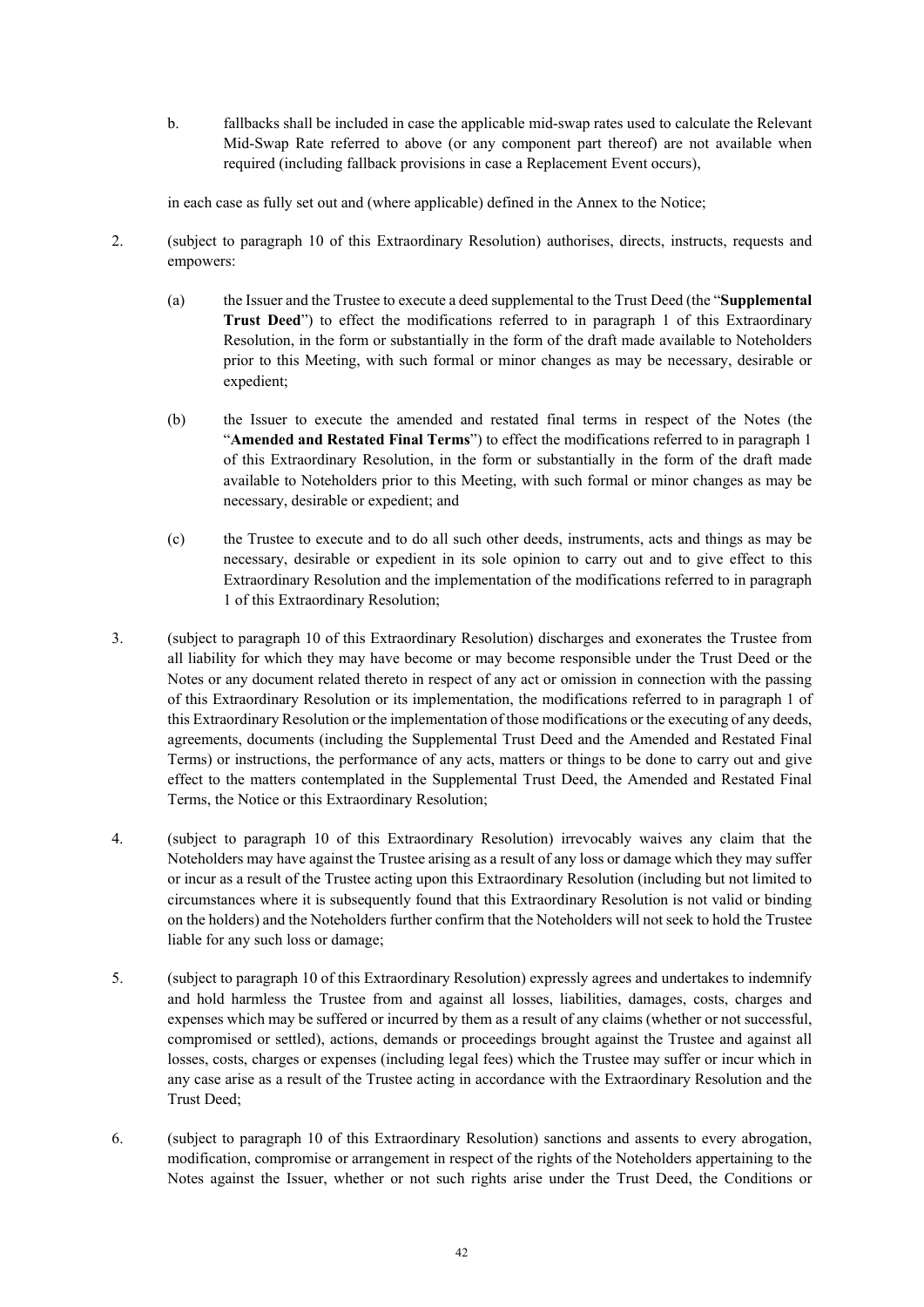b. fallbacks shall be included in case the applicable mid-swap rates used to calculate the Relevant Mid-Swap Rate referred to above (or any component part thereof) are not available when required (including fallback provisions in case a Replacement Event occurs),

in each case as fully set out and (where applicable) defined in the Annex to the Notice;

2. (subject to paragraph 10 of this Extraordinary Resolution) authorises, directs, instructs, requests and empowers:

   (a) the Issuer and the Trustee to execute a deed supplemental to the Trust Deed (the "**Supplemental Trust Deed**") to effect the modifications referred to in paragraph 1 of this Extraordinary Resolution, in the form or substantially in the form of the draft made available to Noteholders prior to this Meeting, with such formal or minor changes as may be necessary, desirable or expedient;

   (b) the Issuer to execute the amended and restated final terms in respect of the Notes (the "**Amended and Restated Final Terms**") to effect the modifications referred to in paragraph 1 of this Extraordinary Resolution, in the form or substantially in the form of the draft made available to Noteholders prior to this Meeting, with such formal or minor changes as may be necessary, desirable or expedient; and

   (c) the Trustee to execute and to do all such other deeds, instruments, acts and things as may be necessary, desirable or expedient in its sole opinion to carry out and to give effect to this Extraordinary Resolution and the implementation of the modifications referred to in paragraph 1 of this Extraordinary Resolution;

3. (subject to paragraph 10 of this Extraordinary Resolution) discharges and exonerates the Trustee from all liability for which they may have become or may become responsible under the Trust Deed or the Notes or any document related thereto in respect of any act or omission in connection with the passing of this Extraordinary Resolution or its implementation, the modifications referred to in paragraph 1 of this Extraordinary Resolution or the implementation of those modifications or the executing of any deeds, agreements, documents (including the Supplemental Trust Deed and the Amended and Restated Final Terms) or instructions, the performance of any acts, matters or things to be done to carry out and give effect to the matters contemplated in the Supplemental Trust Deed, the Amended and Restated Final Terms, the Notice or this Extraordinary Resolution;

4. (subject to paragraph 10 of this Extraordinary Resolution) irrevocably waives any claim that the Noteholders may have against the Trustee arising as a result of any loss or damage which they may suffer or incur as a result of the Trustee acting upon this Extraordinary Resolution (including but not limited to circumstances where it is subsequently found that this Extraordinary Resolution is not valid or binding on the holders) and the Noteholders further confirm that the Noteholders will not seek to hold the Trustee liable for any such loss or damage;

5. (subject to paragraph 10 of this Extraordinary Resolution) expressly agrees and undertakes to indemnify and hold harmless the Trustee from and against all losses, liabilities, damages, costs, charges and expenses which may be suffered or incurred by them as a result of any claims (whether or not successful, compromised or settled), actions, demands or proceedings brought against the Trustee and against all losses, costs, charges or expenses (including legal fees) which the Trustee may suffer or incur which in any case arise as a result of the Trustee acting in accordance with the Extraordinary Resolution and the Trust Deed;

6. (subject to paragraph 10 of this Extraordinary Resolution) sanctions and assents to every abrogation, modification, compromise or arrangement in respect of the rights of the Noteholders appertaining to the Notes against the Issuer, whether or not such rights arise under the Trust Deed, the Conditions or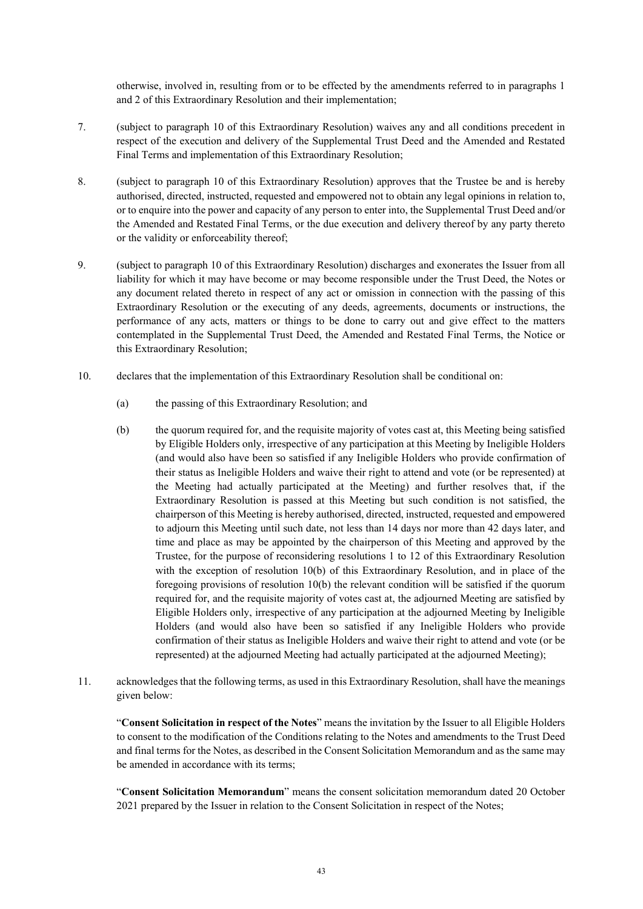otherwise, involved in, resulting from or to be effected by the amendments referred to in paragraphs 1 and 2 of this Extraordinary Resolution and their implementation;

7. (subject to paragraph 10 of this Extraordinary Resolution) waives any and all conditions precedent in respect of the execution and delivery of the Supplemental Trust Deed and the Amended and Restated Final Terms and implementation of this Extraordinary Resolution;

8. (subject to paragraph 10 of this Extraordinary Resolution) approves that the Trustee be and is hereby authorised, directed, instructed, requested and empowered not to obtain any legal opinions in relation to, or to enquire into the power and capacity of any person to enter into, the Supplemental Trust Deed and/or the Amended and Restated Final Terms, or the due execution and delivery thereof by any party thereto or the validity or enforceability thereof;

9. (subject to paragraph 10 of this Extraordinary Resolution) discharges and exonerates the Issuer from all liability for which it may have become or may become responsible under the Trust Deed, the Notes or any document related thereto in respect of any act or omission in connection with the passing of this Extraordinary Resolution or the executing of any deeds, agreements, documents or instructions, the performance of any acts, matters or things to be done to carry out and give effect to the matters contemplated in the Supplemental Trust Deed, the Amended and Restated Final Terms, the Notice or this Extraordinary Resolution;

10. declares that the implementation of this Extraordinary Resolution shall be conditional on:

    (a) the passing of this Extraordinary Resolution; and

    (b) the quorum required for, and the requisite majority of votes cast at, this Meeting being satisfied by Eligible Holders only, irrespective of any participation at this Meeting by Ineligible Holders (and would also have been so satisfied if any Ineligible Holders who provide confirmation of their status as Ineligible Holders and waive their right to attend and vote (or be represented) at the Meeting had actually participated at the Meeting) and further resolves that, if the Extraordinary Resolution is passed at this Meeting but such condition is not satisfied, the chairperson of this Meeting is hereby authorised, directed, instructed, requested and empowered to adjourn this Meeting until such date, not less than 14 days nor more than 42 days later, and time and place as may be appointed by the chairperson of this Meeting and approved by the Trustee, for the purpose of reconsidering resolutions 1 to 12 of this Extraordinary Resolution with the exception of resolution 10(b) of this Extraordinary Resolution, and in place of the foregoing provisions of resolution 10(b) the relevant condition will be satisfied if the quorum required for, and the requisite majority of votes cast at, the adjourned Meeting are satisfied by Eligible Holders only, irrespective of any participation at the adjourned Meeting by Ineligible Holders (and would also have been so satisfied if any Ineligible Holders who provide confirmation of their status as Ineligible Holders and waive their right to attend and vote (or be represented) at the adjourned Meeting had actually participated at the adjourned Meeting);

11. acknowledges that the following terms, as used in this Extraordinary Resolution, shall have the meanings given below:

    "**Consent Solicitation in respect of the Notes**" means the invitation by the Issuer to all Eligible Holders to consent to the modification of the Conditions relating to the Notes and amendments to the Trust Deed and final terms for the Notes, as described in the Consent Solicitation Memorandum and as the same may be amended in accordance with its terms;

    "**Consent Solicitation Memorandum**" means the consent solicitation memorandum dated 20 October 2021 prepared by the Issuer in relation to the Consent Solicitation in respect of the Notes;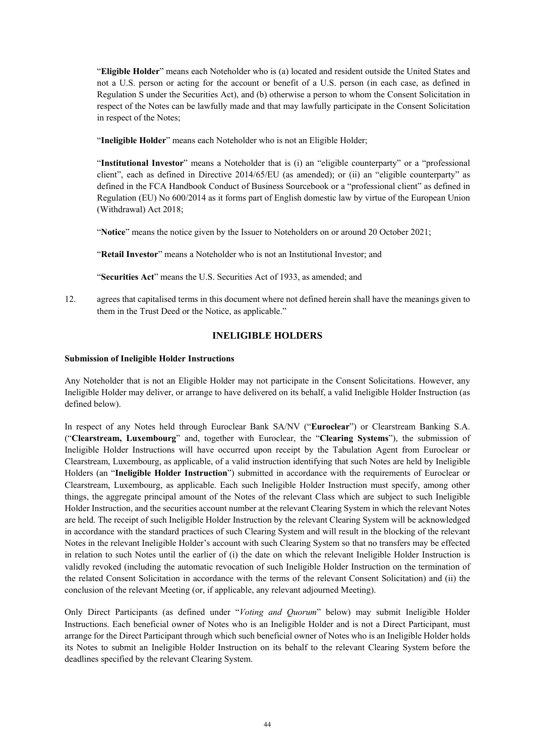"**Eligible Holder**" means each Noteholder who is (a) located and resident outside the United States and not a U.S. person or acting for the account or benefit of a U.S. person (in each case, as defined in Regulation S under the Securities Act), and (b) otherwise a person to whom the Consent Solicitation in respect of the Notes can be lawfully made and that may lawfully participate in the Consent Solicitation in respect of the Notes;

"**Ineligible Holder**" means each Noteholder who is not an Eligible Holder;

"**Institutional Investor**" means a Noteholder that is (i) an "eligible counterparty" or a "professional client", each as defined in Directive 2014/65/EU (as amended); or (ii) an "eligible counterparty" as defined in the FCA Handbook Conduct of Business Sourcebook or a "professional client" as defined in Regulation (EU) No 600/2014 as it forms part of English domestic law by virtue of the European Union (Withdrawal) Act 2018;

"**Notice**" means the notice given by the Issuer to Noteholders on or around 20 October 2021;

"**Retail Investor**" means a Noteholder who is not an Institutional Investor; and

"**Securities Act**" means the U.S. Securities Act of 1933, as amended; and

12. agrees that capitalised terms in this document where not defined herein shall have the meanings given to them in the Trust Deed or the Notice, as applicable."

## INELIGIBLE HOLDERS

**Submission of Ineligible Holder Instructions**

Any Noteholder that is not an Eligible Holder may not participate in the Consent Solicitations. However, any Ineligible Holder may deliver, or arrange to have delivered on its behalf, a valid Ineligible Holder Instruction (as defined below).

In respect of any Notes held through Euroclear Bank SA/NV ("**Euroclear**") or Clearstream Banking S.A. ("**Clearstream, Luxembourg**" and, together with Euroclear, the "**Clearing Systems**"), the submission of Ineligible Holder Instructions will have occurred upon receipt by the Tabulation Agent from Euroclear or Clearstream, Luxembourg, as applicable, of a valid instruction identifying that such Notes are held by Ineligible Holders (an "**Ineligible Holder Instruction**") submitted in accordance with the requirements of Euroclear or Clearstream, Luxembourg, as applicable. Each such Ineligible Holder Instruction must specify, among other things, the aggregate principal amount of the Notes of the relevant Class which are subject to such Ineligible Holder Instruction, and the securities account number at the relevant Clearing System in which the relevant Notes are held. The receipt of such Ineligible Holder Instruction by the relevant Clearing System will be acknowledged in accordance with the standard practices of such Clearing System and will result in the blocking of the relevant Notes in the relevant Ineligible Holder's account with such Clearing System so that no transfers may be effected in relation to such Notes until the earlier of (i) the date on which the relevant Ineligible Holder Instruction is validly revoked (including the automatic revocation of such Ineligible Holder Instruction on the termination of the related Consent Solicitation in accordance with the terms of the relevant Consent Solicitation) and (ii) the conclusion of the relevant Meeting (or, if applicable, any relevant adjourned Meeting).

Only Direct Participants (as defined under "*Voting and Quorum*" below) may submit Ineligible Holder Instructions. Each beneficial owner of Notes who is an Ineligible Holder and is not a Direct Participant, must arrange for the Direct Participant through which such beneficial owner of Notes who is an Ineligible Holder holds its Notes to submit an Ineligible Holder Instruction on its behalf to the relevant Clearing System before the deadlines specified by the relevant Clearing System.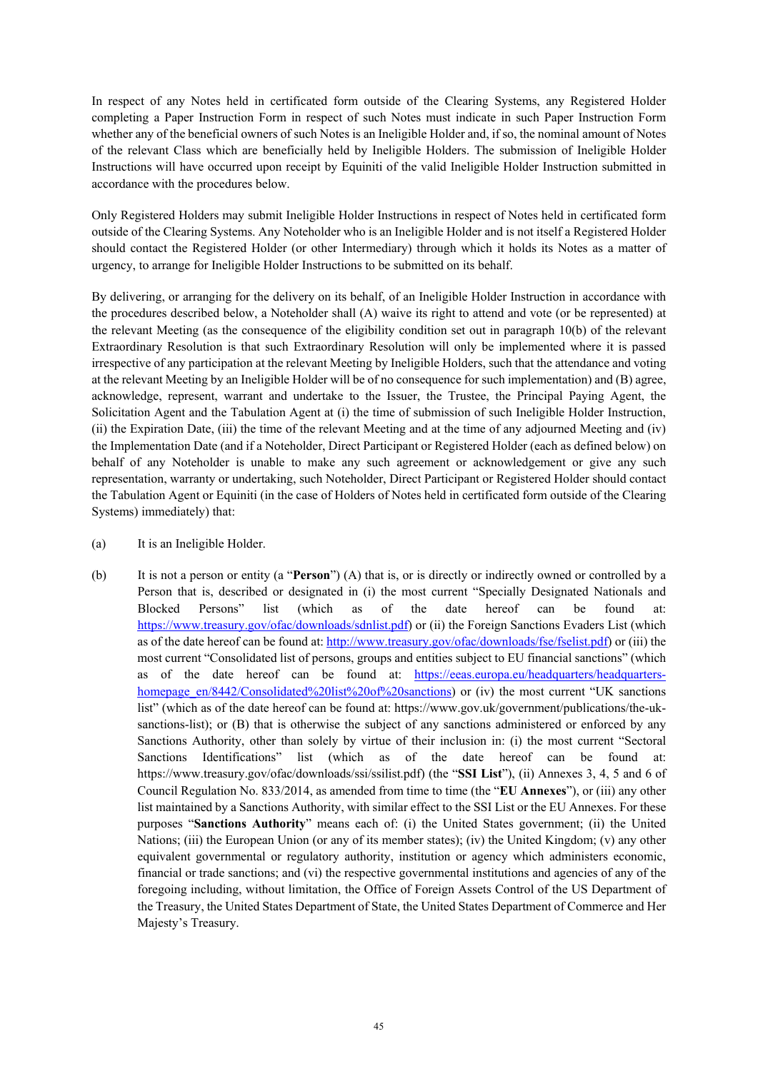In respect of any Notes held in certificated form outside of the Clearing Systems, any Registered Holder completing a Paper Instruction Form in respect of such Notes must indicate in such Paper Instruction Form whether any of the beneficial owners of such Notes is an Ineligible Holder and, if so, the nominal amount of Notes of the relevant Class which are beneficially held by Ineligible Holders. The submission of Ineligible Holder Instructions will have occurred upon receipt by Equiniti of the valid Ineligible Holder Instruction submitted in accordance with the procedures below.

Only Registered Holders may submit Ineligible Holder Instructions in respect of Notes held in certificated form outside of the Clearing Systems. Any Noteholder who is an Ineligible Holder and is not itself a Registered Holder should contact the Registered Holder (or other Intermediary) through which it holds its Notes as a matter of urgency, to arrange for Ineligible Holder Instructions to be submitted on its behalf.

By delivering, or arranging for the delivery on its behalf, of an Ineligible Holder Instruction in accordance with the procedures described below, a Noteholder shall (A) waive its right to attend and vote (or be represented) at the relevant Meeting (as the consequence of the eligibility condition set out in paragraph 10(b) of the relevant Extraordinary Resolution is that such Extraordinary Resolution will only be implemented where it is passed irrespective of any participation at the relevant Meeting by Ineligible Holders, such that the attendance and voting at the relevant Meeting by an Ineligible Holder will be of no consequence for such implementation) and (B) agree, acknowledge, represent, warrant and undertake to the Issuer, the Trustee, the Principal Paying Agent, the Solicitation Agent and the Tabulation Agent at (i) the time of submission of such Ineligible Holder Instruction, (ii) the Expiration Date, (iii) the time of the relevant Meeting and at the time of any adjourned Meeting and (iv) the Implementation Date (and if a Noteholder, Direct Participant or Registered Holder (each as defined below) on behalf of any Noteholder is unable to make any such agreement or acknowledgement or give any such representation, warranty or undertaking, such Noteholder, Direct Participant or Registered Holder should contact the Tabulation Agent or Equiniti (in the case of Holders of Notes held in certificated form outside of the Clearing Systems) immediately) that:

(a) It is an Ineligible Holder.

(b) It is not a person or entity (a "**Person**") (A) that is, or is directly or indirectly owned or controlled by a Person that is, described or designated in (i) the most current "Specially Designated Nationals and Blocked Persons" list (which as of the date hereof can be found at: https://www.treasury.gov/ofac/downloads/sdnlist.pdf) or (ii) the Foreign Sanctions Evaders List (which as of the date hereof can be found at: http://www.treasury.gov/ofac/downloads/fse/fselist.pdf) or (iii) the most current "Consolidated list of persons, groups and entities subject to EU financial sanctions" (which as of the date hereof can be found at: https://eeas.europa.eu/headquarters/headquarters-homepage_en/8442/Consolidated%20list%20of%20sanctions) or (iv) the most current "UK sanctions list" (which as of the date hereof can be found at: https://www.gov.uk/government/publications/the-uk-sanctions-list); or (B) that is otherwise the subject of any sanctions administered or enforced by any Sanctions Authority, other than solely by virtue of their inclusion in: (i) the most current "Sectoral Sanctions Identifications" list (which as of the date hereof can be found at: https://www.treasury.gov/ofac/downloads/ssi/ssilist.pdf) (the "**SSI List**"), (ii) Annexes 3, 4, 5 and 6 of Council Regulation No. 833/2014, as amended from time to time (the "**EU Annexes**"), or (iii) any other list maintained by a Sanctions Authority, with similar effect to the SSI List or the EU Annexes. For these purposes "**Sanctions Authority**" means each of: (i) the United States government; (ii) the United Nations; (iii) the European Union (or any of its member states); (iv) the United Kingdom; (v) any other equivalent governmental or regulatory authority, institution or agency which administers economic, financial or trade sanctions; and (vi) the respective governmental institutions and agencies of any of the foregoing including, without limitation, the Office of Foreign Assets Control of the US Department of the Treasury, the United States Department of State, the United States Department of Commerce and Her Majesty's Treasury.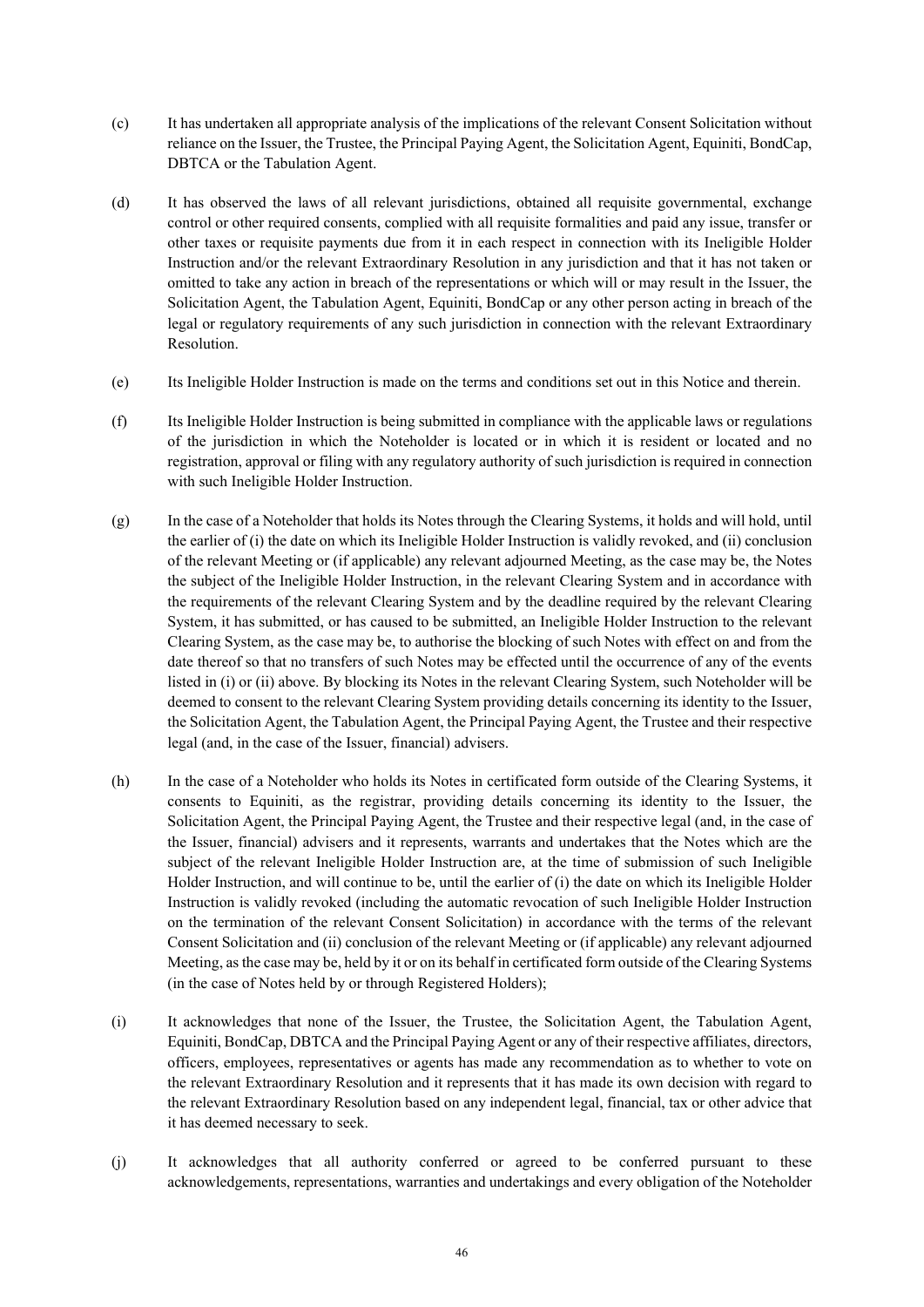(c) It has undertaken all appropriate analysis of the implications of the relevant Consent Solicitation without reliance on the Issuer, the Trustee, the Principal Paying Agent, the Solicitation Agent, Equiniti, BondCap, DBTCA or the Tabulation Agent.

(d) It has observed the laws of all relevant jurisdictions, obtained all requisite governmental, exchange control or other required consents, complied with all requisite formalities and paid any issue, transfer or other taxes or requisite payments due from it in each respect in connection with its Ineligible Holder Instruction and/or the relevant Extraordinary Resolution in any jurisdiction and that it has not taken or omitted to take any action in breach of the representations or which will or may result in the Issuer, the Solicitation Agent, the Tabulation Agent, Equiniti, BondCap or any other person acting in breach of the legal or regulatory requirements of any such jurisdiction in connection with the relevant Extraordinary Resolution.

(e) Its Ineligible Holder Instruction is made on the terms and conditions set out in this Notice and therein.

(f) Its Ineligible Holder Instruction is being submitted in compliance with the applicable laws or regulations of the jurisdiction in which the Noteholder is located or in which it is resident or located and no registration, approval or filing with any regulatory authority of such jurisdiction is required in connection with such Ineligible Holder Instruction.

(g) In the case of a Noteholder that holds its Notes through the Clearing Systems, it holds and will hold, until the earlier of (i) the date on which its Ineligible Holder Instruction is validly revoked, and (ii) conclusion of the relevant Meeting or (if applicable) any relevant adjourned Meeting, as the case may be, the Notes the subject of the Ineligible Holder Instruction, in the relevant Clearing System and in accordance with the requirements of the relevant Clearing System and by the deadline required by the relevant Clearing System, it has submitted, or has caused to be submitted, an Ineligible Holder Instruction to the relevant Clearing System, as the case may be, to authorise the blocking of such Notes with effect on and from the date thereof so that no transfers of such Notes may be effected until the occurrence of any of the events listed in (i) or (ii) above. By blocking its Notes in the relevant Clearing System, such Noteholder will be deemed to consent to the relevant Clearing System providing details concerning its identity to the Issuer, the Solicitation Agent, the Tabulation Agent, the Principal Paying Agent, the Trustee and their respective legal (and, in the case of the Issuer, financial) advisers.

(h) In the case of a Noteholder who holds its Notes in certificated form outside of the Clearing Systems, it consents to Equiniti, as the registrar, providing details concerning its identity to the Issuer, the Solicitation Agent, the Principal Paying Agent, the Trustee and their respective legal (and, in the case of the Issuer, financial) advisers and it represents, warrants and undertakes that the Notes which are the subject of the relevant Ineligible Holder Instruction are, at the time of submission of such Ineligible Holder Instruction, and will continue to be, until the earlier of (i) the date on which its Ineligible Holder Instruction is validly revoked (including the automatic revocation of such Ineligible Holder Instruction on the termination of the relevant Consent Solicitation) in accordance with the terms of the relevant Consent Solicitation and (ii) conclusion of the relevant Meeting or (if applicable) any relevant adjourned Meeting, as the case may be, held by it or on its behalf in certificated form outside of the Clearing Systems (in the case of Notes held by or through Registered Holders);

(i) It acknowledges that none of the Issuer, the Trustee, the Solicitation Agent, the Tabulation Agent, Equiniti, BondCap, DBTCA and the Principal Paying Agent or any of their respective affiliates, directors, officers, employees, representatives or agents has made any recommendation as to whether to vote on the relevant Extraordinary Resolution and it represents that it has made its own decision with regard to the relevant Extraordinary Resolution based on any independent legal, financial, tax or other advice that it has deemed necessary to seek.

(j) It acknowledges that all authority conferred or agreed to be conferred pursuant to these acknowledgements, representations, warranties and undertakings and every obligation of the Noteholder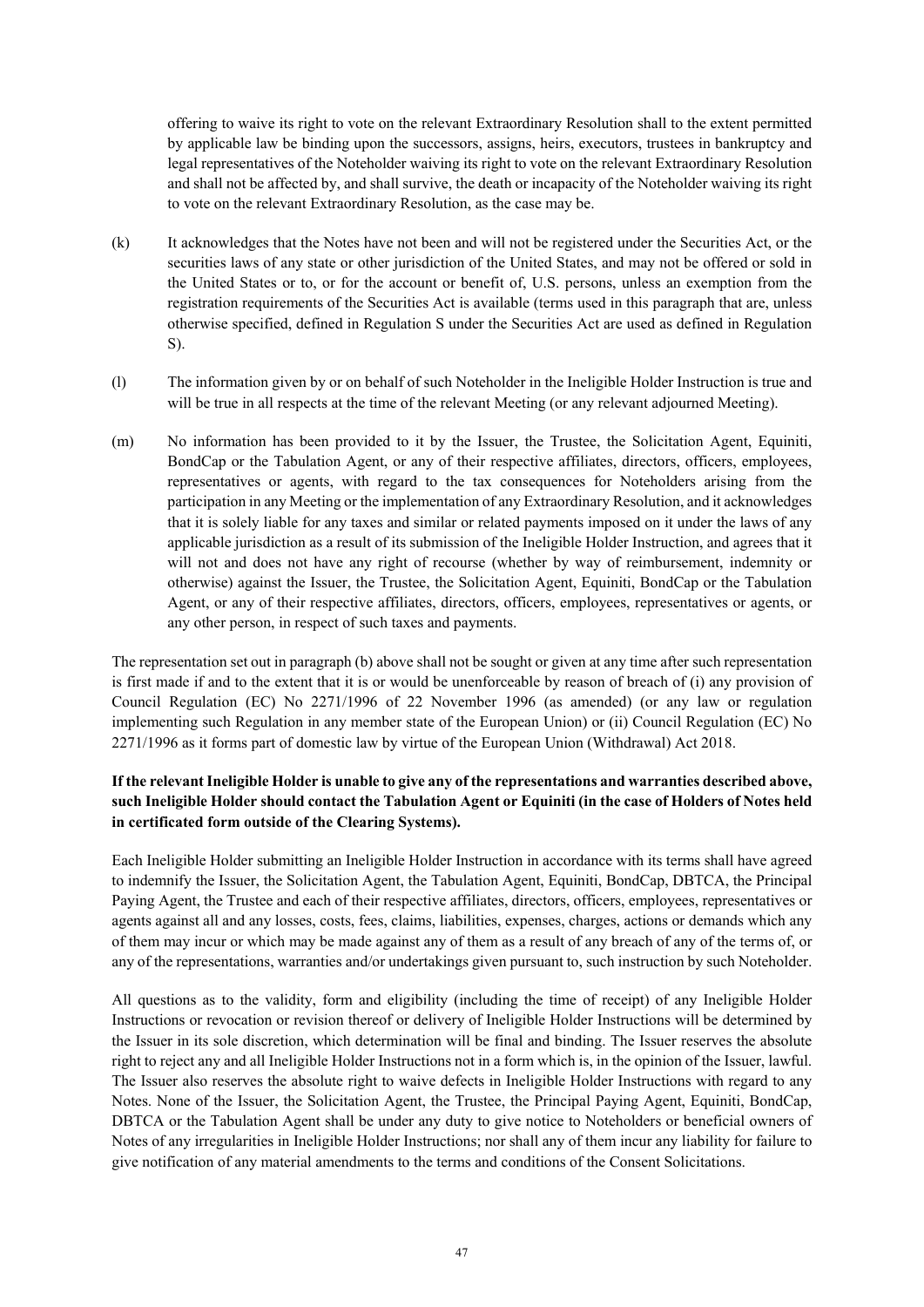offering to waive its right to vote on the relevant Extraordinary Resolution shall to the extent permitted by applicable law be binding upon the successors, assigns, heirs, executors, trustees in bankruptcy and legal representatives of the Noteholder waiving its right to vote on the relevant Extraordinary Resolution and shall not be affected by, and shall survive, the death or incapacity of the Noteholder waiving its right to vote on the relevant Extraordinary Resolution, as the case may be.

(k) It acknowledges that the Notes have not been and will not be registered under the Securities Act, or the securities laws of any state or other jurisdiction of the United States, and may not be offered or sold in the United States or to, or for the account or benefit of, U.S. persons, unless an exemption from the registration requirements of the Securities Act is available (terms used in this paragraph that are, unless otherwise specified, defined in Regulation S under the Securities Act are used as defined in Regulation S).

(l) The information given by or on behalf of such Noteholder in the Ineligible Holder Instruction is true and will be true in all respects at the time of the relevant Meeting (or any relevant adjourned Meeting).

(m) No information has been provided to it by the Issuer, the Trustee, the Solicitation Agent, Equiniti, BondCap or the Tabulation Agent, or any of their respective affiliates, directors, officers, employees, representatives or agents, with regard to the tax consequences for Noteholders arising from the participation in any Meeting or the implementation of any Extraordinary Resolution, and it acknowledges that it is solely liable for any taxes and similar or related payments imposed on it under the laws of any applicable jurisdiction as a result of its submission of the Ineligible Holder Instruction, and agrees that it will not and does not have any right of recourse (whether by way of reimbursement, indemnity or otherwise) against the Issuer, the Trustee, the Solicitation Agent, Equiniti, BondCap or the Tabulation Agent, or any of their respective affiliates, directors, officers, employees, representatives or agents, or any other person, in respect of such taxes and payments.

The representation set out in paragraph (b) above shall not be sought or given at any time after such representation is first made if and to the extent that it is or would be unenforceable by reason of breach of (i) any provision of Council Regulation (EC) No 2271/1996 of 22 November 1996 (as amended) (or any law or regulation implementing such Regulation in any member state of the European Union) or (ii) Council Regulation (EC) No 2271/1996 as it forms part of domestic law by virtue of the European Union (Withdrawal) Act 2018.

**If the relevant Ineligible Holder is unable to give any of the representations and warranties described above, such Ineligible Holder should contact the Tabulation Agent or Equiniti (in the case of Holders of Notes held in certificated form outside of the Clearing Systems).**

Each Ineligible Holder submitting an Ineligible Holder Instruction in accordance with its terms shall have agreed to indemnify the Issuer, the Solicitation Agent, the Tabulation Agent, Equiniti, BondCap, DBTCA, the Principal Paying Agent, the Trustee and each of their respective affiliates, directors, officers, employees, representatives or agents against all and any losses, costs, fees, claims, liabilities, expenses, charges, actions or demands which any of them may incur or which may be made against any of them as a result of any breach of any of the terms of, or any of the representations, warranties and/or undertakings given pursuant to, such instruction by such Noteholder.

All questions as to the validity, form and eligibility (including the time of receipt) of any Ineligible Holder Instructions or revocation or revision thereof or delivery of Ineligible Holder Instructions will be determined by the Issuer in its sole discretion, which determination will be final and binding. The Issuer reserves the absolute right to reject any and all Ineligible Holder Instructions not in a form which is, in the opinion of the Issuer, lawful. The Issuer also reserves the absolute right to waive defects in Ineligible Holder Instructions with regard to any Notes. None of the Issuer, the Solicitation Agent, the Trustee, the Principal Paying Agent, Equiniti, BondCap, DBTCA or the Tabulation Agent shall be under any duty to give notice to Noteholders or beneficial owners of Notes of any irregularities in Ineligible Holder Instructions; nor shall any of them incur any liability for failure to give notification of any material amendments to the terms and conditions of the Consent Solicitations.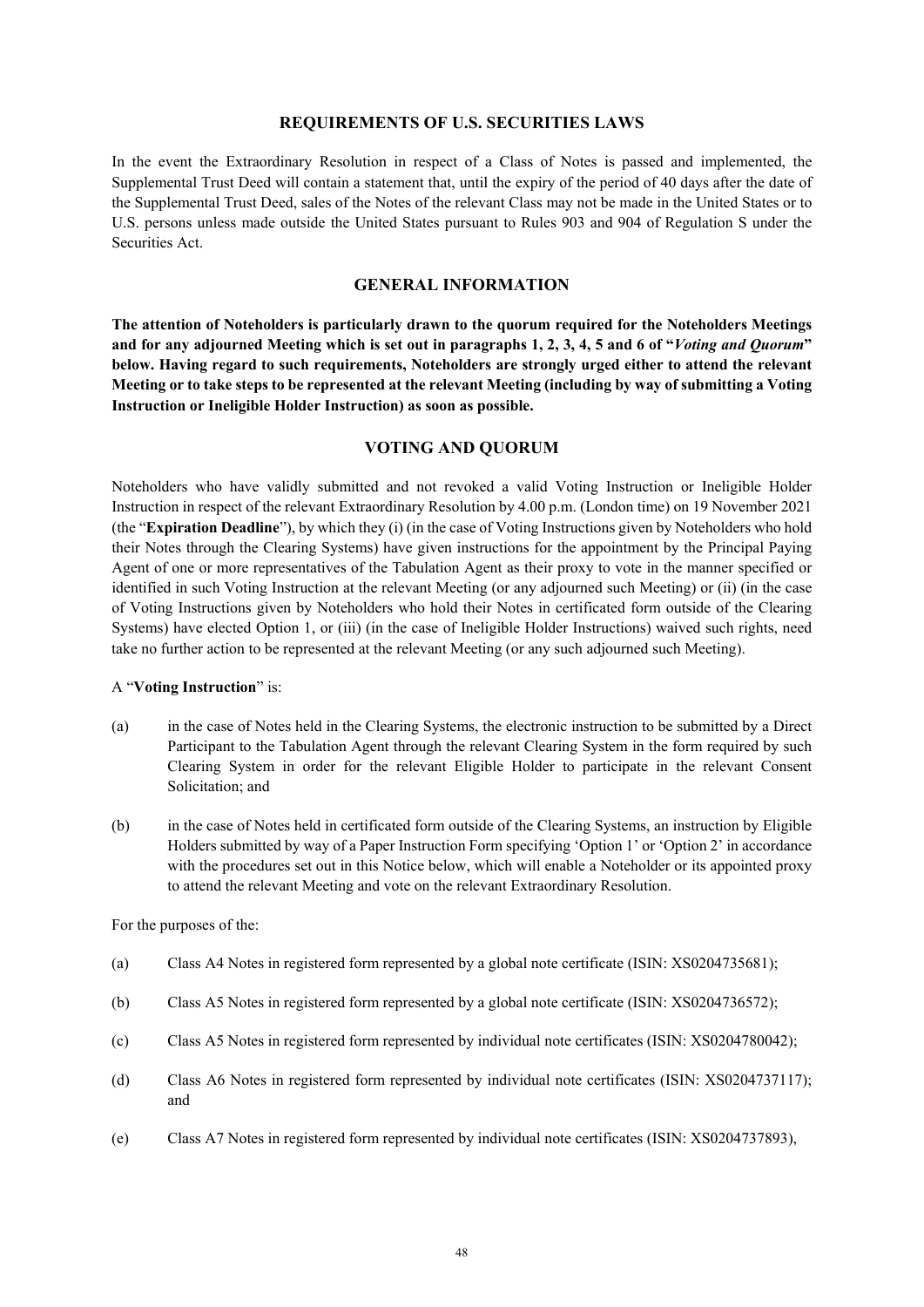## REQUIREMENTS OF U.S. SECURITIES LAWS

In the event the Extraordinary Resolution in respect of a Class of Notes is passed and implemented, the Supplemental Trust Deed will contain a statement that, until the expiry of the period of 40 days after the date of the Supplemental Trust Deed, sales of the Notes of the relevant Class may not be made in the United States or to U.S. persons unless made outside the United States pursuant to Rules 903 and 904 of Regulation S under the Securities Act.

## GENERAL INFORMATION

**The attention of Noteholders is particularly drawn to the quorum required for the Noteholders Meetings and for any adjourned Meeting which is set out in paragraphs 1, 2, 3, 4, 5 and 6 of "*Voting and Quorum*" below. Having regard to such requirements, Noteholders are strongly urged either to attend the relevant Meeting or to take steps to be represented at the relevant Meeting (including by way of submitting a Voting Instruction or Ineligible Holder Instruction) as soon as possible.**

## VOTING AND QUORUM

Noteholders who have validly submitted and not revoked a valid Voting Instruction or Ineligible Holder Instruction in respect of the relevant Extraordinary Resolution by 4.00 p.m. (London time) on 19 November 2021 (the "**Expiration Deadline**"), by which they (i) (in the case of Voting Instructions given by Noteholders who hold their Notes through the Clearing Systems) have given instructions for the appointment by the Principal Paying Agent of one or more representatives of the Tabulation Agent as their proxy to vote in the manner specified or identified in such Voting Instruction at the relevant Meeting (or any adjourned such Meeting) or (ii) (in the case of Voting Instructions given by Noteholders who hold their Notes in certificated form outside of the Clearing Systems) have elected Option 1, or (iii) (in the case of Ineligible Holder Instructions) waived such rights, need take no further action to be represented at the relevant Meeting (or any such adjourned such Meeting).

A "**Voting Instruction**" is:

(a) in the case of Notes held in the Clearing Systems, the electronic instruction to be submitted by a Direct Participant to the Tabulation Agent through the relevant Clearing System in the form required by such Clearing System in order for the relevant Eligible Holder to participate in the relevant Consent Solicitation; and

(b) in the case of Notes held in certificated form outside of the Clearing Systems, an instruction by Eligible Holders submitted by way of a Paper Instruction Form specifying 'Option 1' or 'Option 2' in accordance with the procedures set out in this Notice below, which will enable a Noteholder or its appointed proxy to attend the relevant Meeting and vote on the relevant Extraordinary Resolution.

For the purposes of the:

(a) Class A4 Notes in registered form represented by a global note certificate (ISIN: XS0204735681);

(b) Class A5 Notes in registered form represented by a global note certificate (ISIN: XS0204736572);

(c) Class A5 Notes in registered form represented by individual note certificates (ISIN: XS0204780042);

(d) Class A6 Notes in registered form represented by individual note certificates (ISIN: XS0204737117); and

(e) Class A7 Notes in registered form represented by individual note certificates (ISIN: XS0204737893),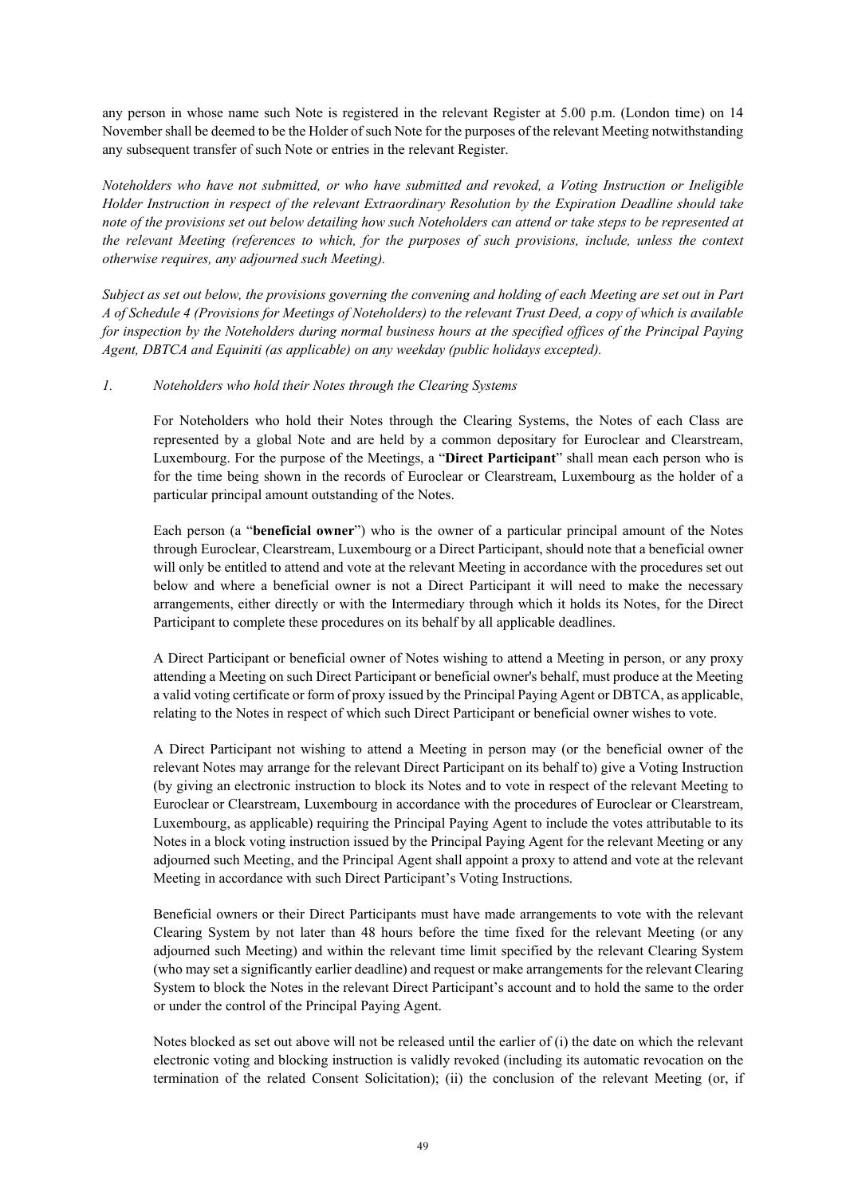any person in whose name such Note is registered in the relevant Register at 5.00 p.m. (London time) on 14 November shall be deemed to be the Holder of such Note for the purposes of the relevant Meeting notwithstanding any subsequent transfer of such Note or entries in the relevant Register.

*Noteholders who have not submitted, or who have submitted and revoked, a Voting Instruction or Ineligible Holder Instruction in respect of the relevant Extraordinary Resolution by the Expiration Deadline should take note of the provisions set out below detailing how such Noteholders can attend or take steps to be represented at the relevant Meeting (references to which, for the purposes of such provisions, include, unless the context otherwise requires, any adjourned such Meeting).*

*Subject as set out below, the provisions governing the convening and holding of each Meeting are set out in Part A of Schedule 4 (Provisions for Meetings of Noteholders) to the relevant Trust Deed, a copy of which is available for inspection by the Noteholders during normal business hours at the specified offices of the Principal Paying Agent, DBTCA and Equiniti (as applicable) on any weekday (public holidays excepted).*

*1. Noteholders who hold their Notes through the Clearing Systems*

For Noteholders who hold their Notes through the Clearing Systems, the Notes of each Class are represented by a global Note and are held by a common depositary for Euroclear and Clearstream, Luxembourg. For the purpose of the Meetings, a "**Direct Participant**" shall mean each person who is for the time being shown in the records of Euroclear or Clearstream, Luxembourg as the holder of a particular principal amount outstanding of the Notes.

Each person (a "**beneficial owner**") who is the owner of a particular principal amount of the Notes through Euroclear, Clearstream, Luxembourg or a Direct Participant, should note that a beneficial owner will only be entitled to attend and vote at the relevant Meeting in accordance with the procedures set out below and where a beneficial owner is not a Direct Participant it will need to make the necessary arrangements, either directly or with the Intermediary through which it holds its Notes, for the Direct Participant to complete these procedures on its behalf by all applicable deadlines.

A Direct Participant or beneficial owner of Notes wishing to attend a Meeting in person, or any proxy attending a Meeting on such Direct Participant or beneficial owner's behalf, must produce at the Meeting a valid voting certificate or form of proxy issued by the Principal Paying Agent or DBTCA, as applicable, relating to the Notes in respect of which such Direct Participant or beneficial owner wishes to vote.

A Direct Participant not wishing to attend a Meeting in person may (or the beneficial owner of the relevant Notes may arrange for the relevant Direct Participant on its behalf to) give a Voting Instruction (by giving an electronic instruction to block its Notes and to vote in respect of the relevant Meeting to Euroclear or Clearstream, Luxembourg in accordance with the procedures of Euroclear or Clearstream, Luxembourg, as applicable) requiring the Principal Paying Agent to include the votes attributable to its Notes in a block voting instruction issued by the Principal Paying Agent for the relevant Meeting or any adjourned such Meeting, and the Principal Agent shall appoint a proxy to attend and vote at the relevant Meeting in accordance with such Direct Participant's Voting Instructions.

Beneficial owners or their Direct Participants must have made arrangements to vote with the relevant Clearing System by not later than 48 hours before the time fixed for the relevant Meeting (or any adjourned such Meeting) and within the relevant time limit specified by the relevant Clearing System (who may set a significantly earlier deadline) and request or make arrangements for the relevant Clearing System to block the Notes in the relevant Direct Participant's account and to hold the same to the order or under the control of the Principal Paying Agent.

Notes blocked as set out above will not be released until the earlier of (i) the date on which the relevant electronic voting and blocking instruction is validly revoked (including its automatic revocation on the termination of the related Consent Solicitation); (ii) the conclusion of the relevant Meeting (or, if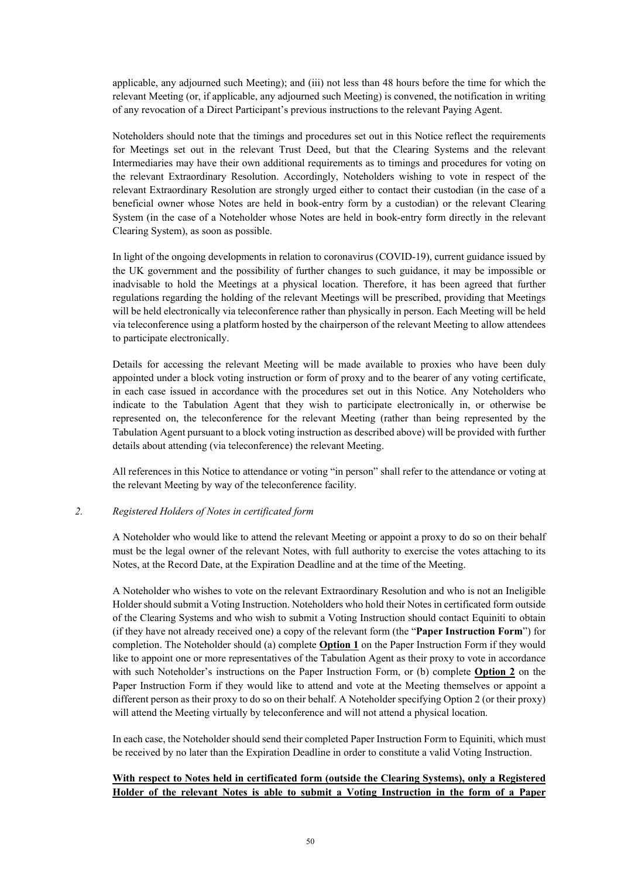applicable, any adjourned such Meeting); and (iii) not less than 48 hours before the time for which the relevant Meeting (or, if applicable, any adjourned such Meeting) is convened, the notification in writing of any revocation of a Direct Participant's previous instructions to the relevant Paying Agent.

Noteholders should note that the timings and procedures set out in this Notice reflect the requirements for Meetings set out in the relevant Trust Deed, but that the Clearing Systems and the relevant Intermediaries may have their own additional requirements as to timings and procedures for voting on the relevant Extraordinary Resolution. Accordingly, Noteholders wishing to vote in respect of the relevant Extraordinary Resolution are strongly urged either to contact their custodian (in the case of a beneficial owner whose Notes are held in book-entry form by a custodian) or the relevant Clearing System (in the case of a Noteholder whose Notes are held in book-entry form directly in the relevant Clearing System), as soon as possible.

In light of the ongoing developments in relation to coronavirus (COVID-19), current guidance issued by the UK government and the possibility of further changes to such guidance, it may be impossible or inadvisable to hold the Meetings at a physical location. Therefore, it has been agreed that further regulations regarding the holding of the relevant Meetings will be prescribed, providing that Meetings will be held electronically via teleconference rather than physically in person. Each Meeting will be held via teleconference using a platform hosted by the chairperson of the relevant Meeting to allow attendees to participate electronically.

Details for accessing the relevant Meeting will be made available to proxies who have been duly appointed under a block voting instruction or form of proxy and to the bearer of any voting certificate, in each case issued in accordance with the procedures set out in this Notice. Any Noteholders who indicate to the Tabulation Agent that they wish to participate electronically in, or otherwise be represented on, the teleconference for the relevant Meeting (rather than being represented by the Tabulation Agent pursuant to a block voting instruction as described above) will be provided with further details about attending (via teleconference) the relevant Meeting.

All references in this Notice to attendance or voting "in person" shall refer to the attendance or voting at the relevant Meeting by way of the teleconference facility.

*2. Registered Holders of Notes in certificated form*

A Noteholder who would like to attend the relevant Meeting or appoint a proxy to do so on their behalf must be the legal owner of the relevant Notes, with full authority to exercise the votes attaching to its Notes, at the Record Date, at the Expiration Deadline and at the time of the Meeting.

A Noteholder who wishes to vote on the relevant Extraordinary Resolution and who is not an Ineligible Holder should submit a Voting Instruction. Noteholders who hold their Notes in certificated form outside of the Clearing Systems and who wish to submit a Voting Instruction should contact Equiniti to obtain (if they have not already received one) a copy of the relevant form (the "**Paper Instruction Form**") for completion. The Noteholder should (a) complete **Option 1** on the Paper Instruction Form if they would like to appoint one or more representatives of the Tabulation Agent as their proxy to vote in accordance with such Noteholder's instructions on the Paper Instruction Form, or (b) complete **Option 2** on the Paper Instruction Form if they would like to attend and vote at the Meeting themselves or appoint a different person as their proxy to do so on their behalf. A Noteholder specifying Option 2 (or their proxy) will attend the Meeting virtually by teleconference and will not attend a physical location.

In each case, the Noteholder should send their completed Paper Instruction Form to Equiniti, which must be received by no later than the Expiration Deadline in order to constitute a valid Voting Instruction.

**With respect to Notes held in certificated form (outside the Clearing Systems), only a Registered Holder of the relevant Notes is able to submit a Voting Instruction in the form of a Paper**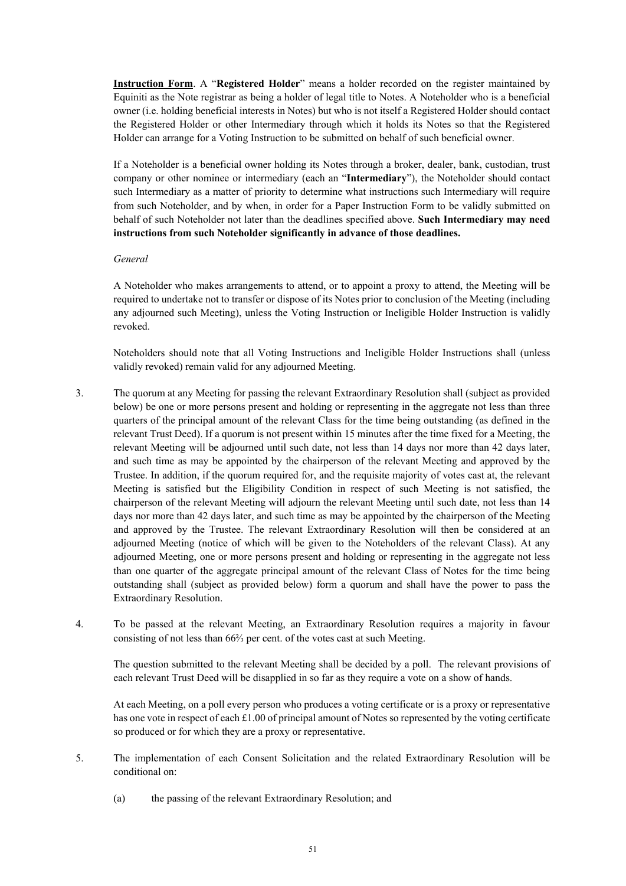**Instruction Form**. A "**Registered Holder**" means a holder recorded on the register maintained by Equiniti as the Note registrar as being a holder of legal title to Notes. A Noteholder who is a beneficial owner (i.e. holding beneficial interests in Notes) but who is not itself a Registered Holder should contact the Registered Holder or other Intermediary through which it holds its Notes so that the Registered Holder can arrange for a Voting Instruction to be submitted on behalf of such beneficial owner.

If a Noteholder is a beneficial owner holding its Notes through a broker, dealer, bank, custodian, trust company or other nominee or intermediary (each an "**Intermediary**"), the Noteholder should contact such Intermediary as a matter of priority to determine what instructions such Intermediary will require from such Noteholder, and by when, in order for a Paper Instruction Form to be validly submitted on behalf of such Noteholder not later than the deadlines specified above. **Such Intermediary may need instructions from such Noteholder significantly in advance of those deadlines.**

*General*

A Noteholder who makes arrangements to attend, or to appoint a proxy to attend, the Meeting will be required to undertake not to transfer or dispose of its Notes prior to conclusion of the Meeting (including any adjourned such Meeting), unless the Voting Instruction or Ineligible Holder Instruction is validly revoked.

Noteholders should note that all Voting Instructions and Ineligible Holder Instructions shall (unless validly revoked) remain valid for any adjourned Meeting.

3. The quorum at any Meeting for passing the relevant Extraordinary Resolution shall (subject as provided below) be one or more persons present and holding or representing in the aggregate not less than three quarters of the principal amount of the relevant Class for the time being outstanding (as defined in the relevant Trust Deed). If a quorum is not present within 15 minutes after the time fixed for a Meeting, the relevant Meeting will be adjourned until such date, not less than 14 days nor more than 42 days later, and such time as may be appointed by the chairperson of the relevant Meeting and approved by the Trustee. In addition, if the quorum required for, and the requisite majority of votes cast at, the relevant Meeting is satisfied but the Eligibility Condition in respect of such Meeting is not satisfied, the chairperson of the relevant Meeting will adjourn the relevant Meeting until such date, not less than 14 days nor more than 42 days later, and such time as may be appointed by the chairperson of the Meeting and approved by the Trustee. The relevant Extraordinary Resolution will then be considered at an adjourned Meeting (notice of which will be given to the Noteholders of the relevant Class). At any adjourned Meeting, one or more persons present and holding or representing in the aggregate not less than one quarter of the aggregate principal amount of the relevant Class of Notes for the time being outstanding shall (subject as provided below) form a quorum and shall have the power to pass the Extraordinary Resolution.

4. To be passed at the relevant Meeting, an Extraordinary Resolution requires a majority in favour consisting of not less than 66⅔ per cent. of the votes cast at such Meeting.

   The question submitted to the relevant Meeting shall be decided by a poll. The relevant provisions of each relevant Trust Deed will be disapplied in so far as they require a vote on a show of hands.

   At each Meeting, on a poll every person who produces a voting certificate or is a proxy or representative has one vote in respect of each £1.00 of principal amount of Notes so represented by the voting certificate so produced or for which they are a proxy or representative.

5. The implementation of each Consent Solicitation and the related Extraordinary Resolution will be conditional on:

   (a) the passing of the relevant Extraordinary Resolution; and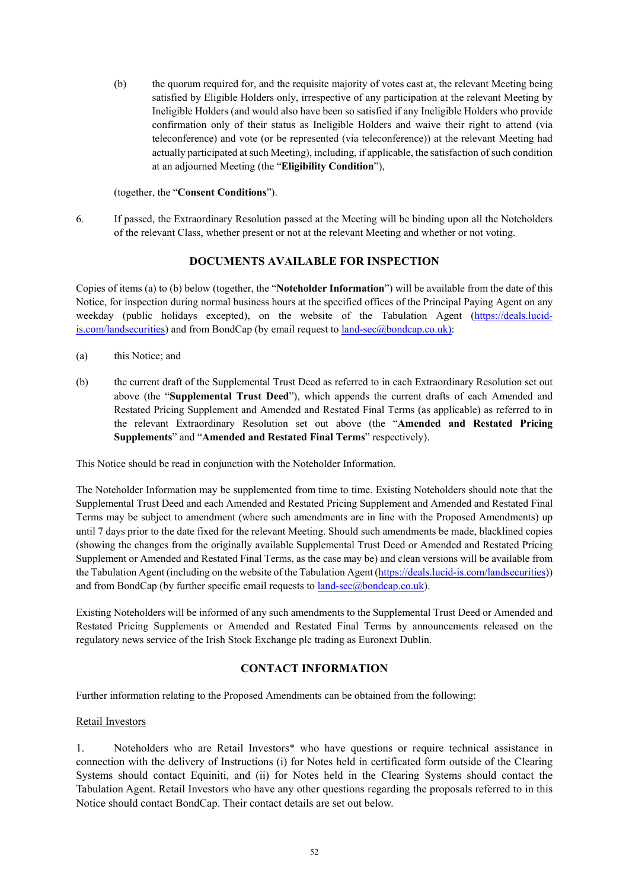(b) the quorum required for, and the requisite majority of votes cast at, the relevant Meeting being satisfied by Eligible Holders only, irrespective of any participation at the relevant Meeting by Ineligible Holders (and would also have been so satisfied if any Ineligible Holders who provide confirmation only of their status as Ineligible Holders and waive their right to attend (via teleconference) and vote (or be represented (via teleconference)) at the relevant Meeting had actually participated at such Meeting), including, if applicable, the satisfaction of such condition at an adjourned Meeting (the "**Eligibility Condition**"),

(together, the "**Consent Conditions**").

6. If passed, the Extraordinary Resolution passed at the Meeting will be binding upon all the Noteholders of the relevant Class, whether present or not at the relevant Meeting and whether or not voting.

## DOCUMENTS AVAILABLE FOR INSPECTION

Copies of items (a) to (b) below (together, the "**Noteholder Information**") will be available from the date of this Notice, for inspection during normal business hours at the specified offices of the Principal Paying Agent on any weekday (public holidays excepted), on the website of the Tabulation Agent (https://deals.lucid-is.com/landsecurities) and from BondCap (by email request to land-sec@bondcap.co.uk):

(a) this Notice; and

(b) the current draft of the Supplemental Trust Deed as referred to in each Extraordinary Resolution set out above (the "**Supplemental Trust Deed**"), which appends the current drafts of each Amended and Restated Pricing Supplement and Amended and Restated Final Terms (as applicable) as referred to in the relevant Extraordinary Resolution set out above (the "**Amended and Restated Pricing Supplements**" and "**Amended and Restated Final Terms**" respectively).

This Notice should be read in conjunction with the Noteholder Information.

The Noteholder Information may be supplemented from time to time. Existing Noteholders should note that the Supplemental Trust Deed and each Amended and Restated Pricing Supplement and Amended and Restated Final Terms may be subject to amendment (where such amendments are in line with the Proposed Amendments) up until 7 days prior to the date fixed for the relevant Meeting. Should such amendments be made, blacklined copies (showing the changes from the originally available Supplemental Trust Deed or Amended and Restated Pricing Supplement or Amended and Restated Final Terms, as the case may be) and clean versions will be available from the Tabulation Agent (including on the website of the Tabulation Agent (https://deals.lucid-is.com/landsecurities)) and from BondCap (by further specific email requests to land-sec@bondcap.co.uk).

Existing Noteholders will be informed of any such amendments to the Supplemental Trust Deed or Amended and Restated Pricing Supplements or Amended and Restated Final Terms by announcements released on the regulatory news service of the Irish Stock Exchange plc trading as Euronext Dublin.

## CONTACT INFORMATION

Further information relating to the Proposed Amendments can be obtained from the following:

Retail Investors

1. Noteholders who are Retail Investors* who have questions or require technical assistance in connection with the delivery of Instructions (i) for Notes held in certificated form outside of the Clearing Systems should contact Equiniti, and (ii) for Notes held in the Clearing Systems should contact the Tabulation Agent. Retail Investors who have any other questions regarding the proposals referred to in this Notice should contact BondCap. Their contact details are set out below.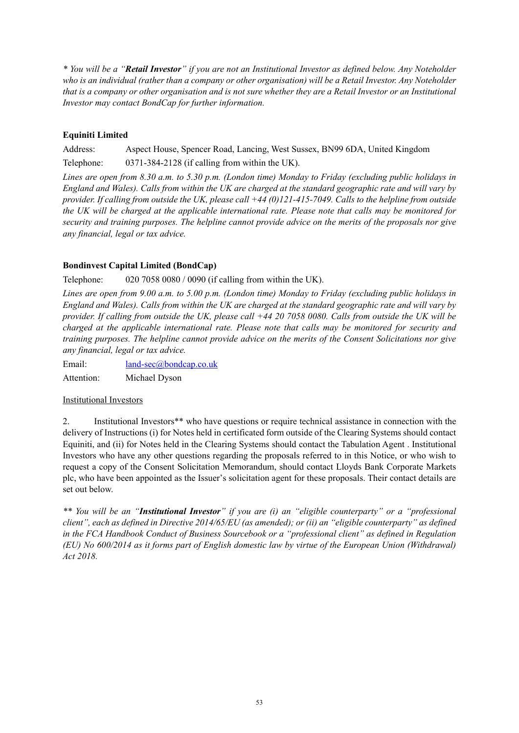*\* You will be a "**Retail Investor**" if you are not an Institutional Investor as defined below. Any Noteholder who is an individual (rather than a company or other organisation) will be a Retail Investor. Any Noteholder that is a company or other organisation and is not sure whether they are a Retail Investor or an Institutional Investor may contact BondCap for further information.*

**Equiniti Limited**

Address: Aspect House, Spencer Road, Lancing, West Sussex, BN99 6DA, United Kingdom

Telephone: 0371-384-2128 (if calling from within the UK).

*Lines are open from 8.30 a.m. to 5.30 p.m. (London time) Monday to Friday (excluding public holidays in England and Wales). Calls from within the UK are charged at the standard geographic rate and will vary by provider. If calling from outside the UK, please call +44 (0)121-415-7049. Calls to the helpline from outside the UK will be charged at the applicable international rate. Please note that calls may be monitored for security and training purposes. The helpline cannot provide advice on the merits of the proposals nor give any financial, legal or tax advice.*

**Bondinvest Capital Limited (BondCap)**

Telephone: 020 7058 0080 / 0090 (if calling from within the UK).

*Lines are open from 9.00 a.m. to 5.00 p.m. (London time) Monday to Friday (excluding public holidays in England and Wales). Calls from within the UK are charged at the standard geographic rate and will vary by provider. If calling from outside the UK, please call +44 20 7058 0080. Calls from outside the UK will be charged at the applicable international rate. Please note that calls may be monitored for security and training purposes. The helpline cannot provide advice on the merits of the Consent Solicitations nor give any financial, legal or tax advice.*

Email: land-sec@bondcap.co.uk

Attention: Michael Dyson

Institutional Investors

2. Institutional Investors** who have questions or require technical assistance in connection with the delivery of Instructions (i) for Notes held in certificated form outside of the Clearing Systems should contact Equiniti, and (ii) for Notes held in the Clearing Systems should contact the Tabulation Agent . Institutional Investors who have any other questions regarding the proposals referred to in this Notice, or who wish to request a copy of the Consent Solicitation Memorandum, should contact Lloyds Bank Corporate Markets plc, who have been appointed as the Issuer's solicitation agent for these proposals. Their contact details are set out below.

*\*\* You will be an "**Institutional Investor**" if you are (i) an "eligible counterparty" or a "professional client", each as defined in Directive 2014/65/EU (as amended); or (ii) an "eligible counterparty" as defined in the FCA Handbook Conduct of Business Sourcebook or a "professional client" as defined in Regulation (EU) No 600/2014 as it forms part of English domestic law by virtue of the European Union (Withdrawal) Act 2018.*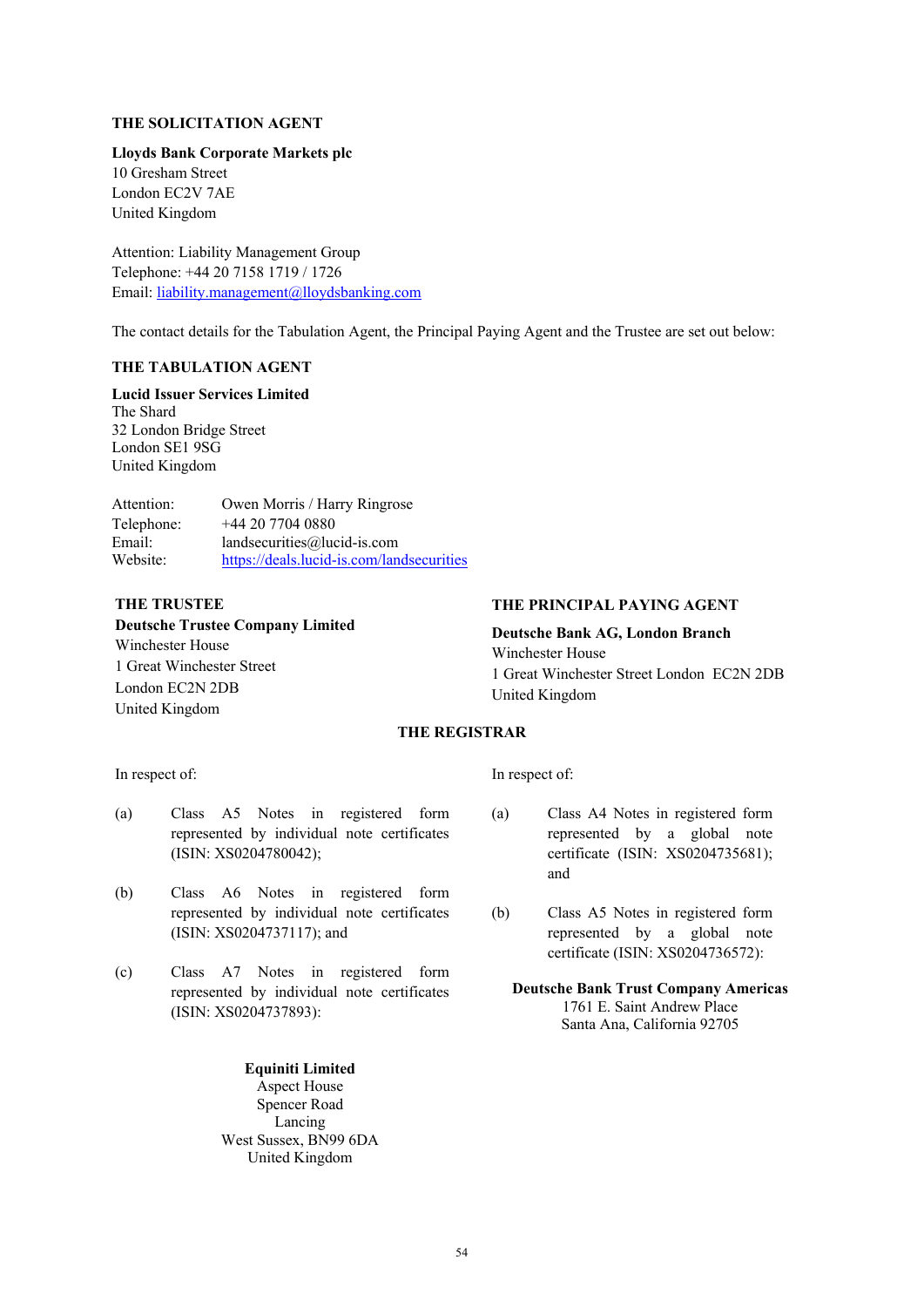**THE SOLICITATION AGENT**

**Lloyds Bank Corporate Markets plc**
10 Gresham Street
London EC2V 7AE
United Kingdom

Attention: Liability Management Group
Telephone: +44 20 7158 1719 / 1726
Email: liability.management@lloydsbanking.com

The contact details for the Tabulation Agent, the Principal Paying Agent and the Trustee are set out below:

**THE TABULATION AGENT**

**Lucid Issuer Services Limited**
The Shard
32 London Bridge Street
London SE1 9SG
United Kingdom

Attention: Owen Morris / Harry Ringrose
Telephone: +44 20 7704 0880
Email: landsecurities@lucid-is.com
Website: https://deals.lucid-is.com/landsecurities

**THE TRUSTEE**

**Deutsche Trustee Company Limited**
Winchester House
1 Great Winchester Street
London EC2N 2DB
United Kingdom

**THE PRINCIPAL PAYING AGENT**

**Deutsche Bank AG, London Branch**
Winchester House
1 Great Winchester Street London EC2N 2DB
United Kingdom

**THE REGISTRAR**

In respect of:

(a) Class A5 Notes in registered form represented by individual note certificates (ISIN: XS0204780042);

(b) Class A6 Notes in registered form represented by individual note certificates (ISIN: XS0204737117); and

(c) Class A7 Notes in registered form represented by individual note certificates (ISIN: XS0204737893):

**Equiniti Limited**
Aspect House
Spencer Road
Lancing
West Sussex, BN99 6DA
United Kingdom

In respect of:

(a) Class A4 Notes in registered form represented by a global note certificate (ISIN: XS0204735681); and

(b) Class A5 Notes in registered form represented by a global note certificate (ISIN: XS0204736572):

**Deutsche Bank Trust Company Americas**
1761 E. Saint Andrew Place
Santa Ana, California 92705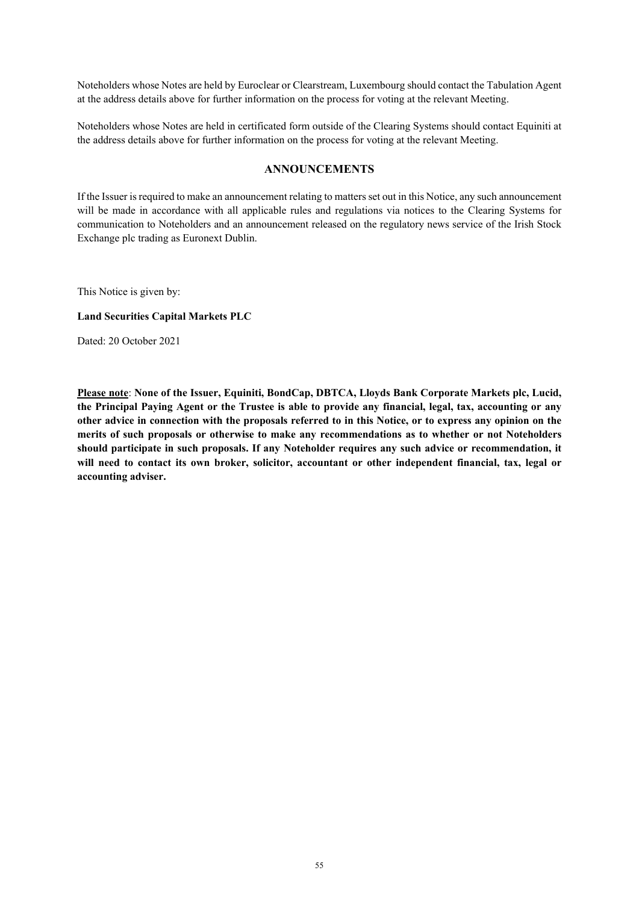Noteholders whose Notes are held by Euroclear or Clearstream, Luxembourg should contact the Tabulation Agent at the address details above for further information on the process for voting at the relevant Meeting.

Noteholders whose Notes are held in certificated form outside of the Clearing Systems should contact Equiniti at the address details above for further information on the process for voting at the relevant Meeting.

## ANNOUNCEMENTS

If the Issuer is required to make an announcement relating to matters set out in this Notice, any such announcement will be made in accordance with all applicable rules and regulations via notices to the Clearing Systems for communication to Noteholders and an announcement released on the regulatory news service of the Irish Stock Exchange plc trading as Euronext Dublin.

This Notice is given by:

**Land Securities Capital Markets PLC**

Dated: 20 October 2021

**Please note**: **None of the Issuer, Equiniti, BondCap, DBTCA, Lloyds Bank Corporate Markets plc, Lucid, the Principal Paying Agent or the Trustee is able to provide any financial, legal, tax, accounting or any other advice in connection with the proposals referred to in this Notice, or to express any opinion on the merits of such proposals or otherwise to make any recommendations as to whether or not Noteholders should participate in such proposals. If any Noteholder requires any such advice or recommendation, it will need to contact its own broker, solicitor, accountant or other independent financial, tax, legal or accounting adviser.**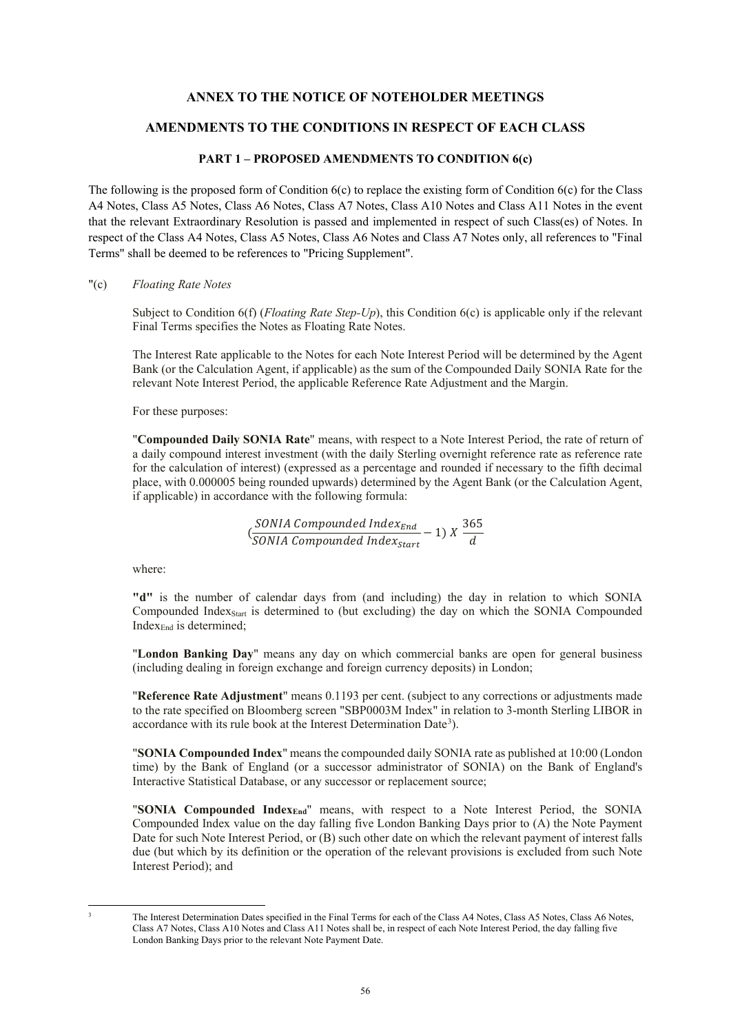## ANNEX TO THE NOTICE OF NOTEHOLDER MEETINGS

## AMENDMENTS TO THE CONDITIONS IN RESPECT OF EACH CLASS

### PART 1 – PROPOSED AMENDMENTS TO CONDITION 6(c)

The following is the proposed form of Condition 6(c) to replace the existing form of Condition 6(c) for the Class A4 Notes, Class A5 Notes, Class A6 Notes, Class A7 Notes, Class A10 Notes and Class A11 Notes in the event that the relevant Extraordinary Resolution is passed and implemented in respect of such Class(es) of Notes. In respect of the Class A4 Notes, Class A5 Notes, Class A6 Notes and Class A7 Notes only, all references to "Final Terms" shall be deemed to be references to "Pricing Supplement".

"(c) *Floating Rate Notes*

Subject to Condition 6(f) (*Floating Rate Step-Up*), this Condition 6(c) is applicable only if the relevant Final Terms specifies the Notes as Floating Rate Notes.

The Interest Rate applicable to the Notes for each Note Interest Period will be determined by the Agent Bank (or the Calculation Agent, if applicable) as the sum of the Compounded Daily SONIA Rate for the relevant Note Interest Period, the applicable Reference Rate Adjustment and the Margin.

For these purposes:

"**Compounded Daily SONIA Rate**" means, with respect to a Note Interest Period, the rate of return of a daily compound interest investment (with the daily Sterling overnight reference rate as reference rate for the calculation of interest) (expressed as a percentage and rounded if necessary to the fifth decimal place, with 0.000005 being rounded upwards) determined by the Agent Bank (or the Calculation Agent, if applicable) in accordance with the following formula:

$$\left(\frac{SONIA\ Compounded\ Index_{End}}{SONIA\ Compounded\ Index_{Start}} - 1\right) X\ \frac{365}{d}$$

where:

**"d"** is the number of calendar days from (and including) the day in relation to which SONIA Compounded $Index_{Start}$ is determined to (but excluding) the day on which the SONIA Compounded $Index_{End}$ is determined;

"**London Banking Day**" means any day on which commercial banks are open for general business (including dealing in foreign exchange and foreign currency deposits) in London;

"**Reference Rate Adjustment**" means 0.1193 per cent. (subject to any corrections or adjustments made to the rate specified on Bloomberg screen "SBP0003M Index" in relation to 3-month Sterling LIBOR in accordance with its rule book at the Interest Determination Date[3]).

"**SONIA Compounded Index**" means the compounded daily SONIA rate as published at 10:00 (London time) by the Bank of England (or a successor administrator of SONIA) on the Bank of England's Interactive Statistical Database, or any successor or replacement source;

"**SONIA Compounded $Index_{End}$**" means, with respect to a Note Interest Period, the SONIA Compounded Index value on the day falling five London Banking Days prior to (A) the Note Payment Date for such Note Interest Period, or (B) such other date on which the relevant payment of interest falls due (but which by its definition or the operation of the relevant provisions is excluded from such Note Interest Period); and

---

[3] The Interest Determination Dates specified in the Final Terms for each of the Class A4 Notes, Class A5 Notes, Class A6 Notes, Class A7 Notes, Class A10 Notes and Class A11 Notes shall be, in respect of each Note Interest Period, the day falling five London Banking Days prior to the relevant Note Payment Date.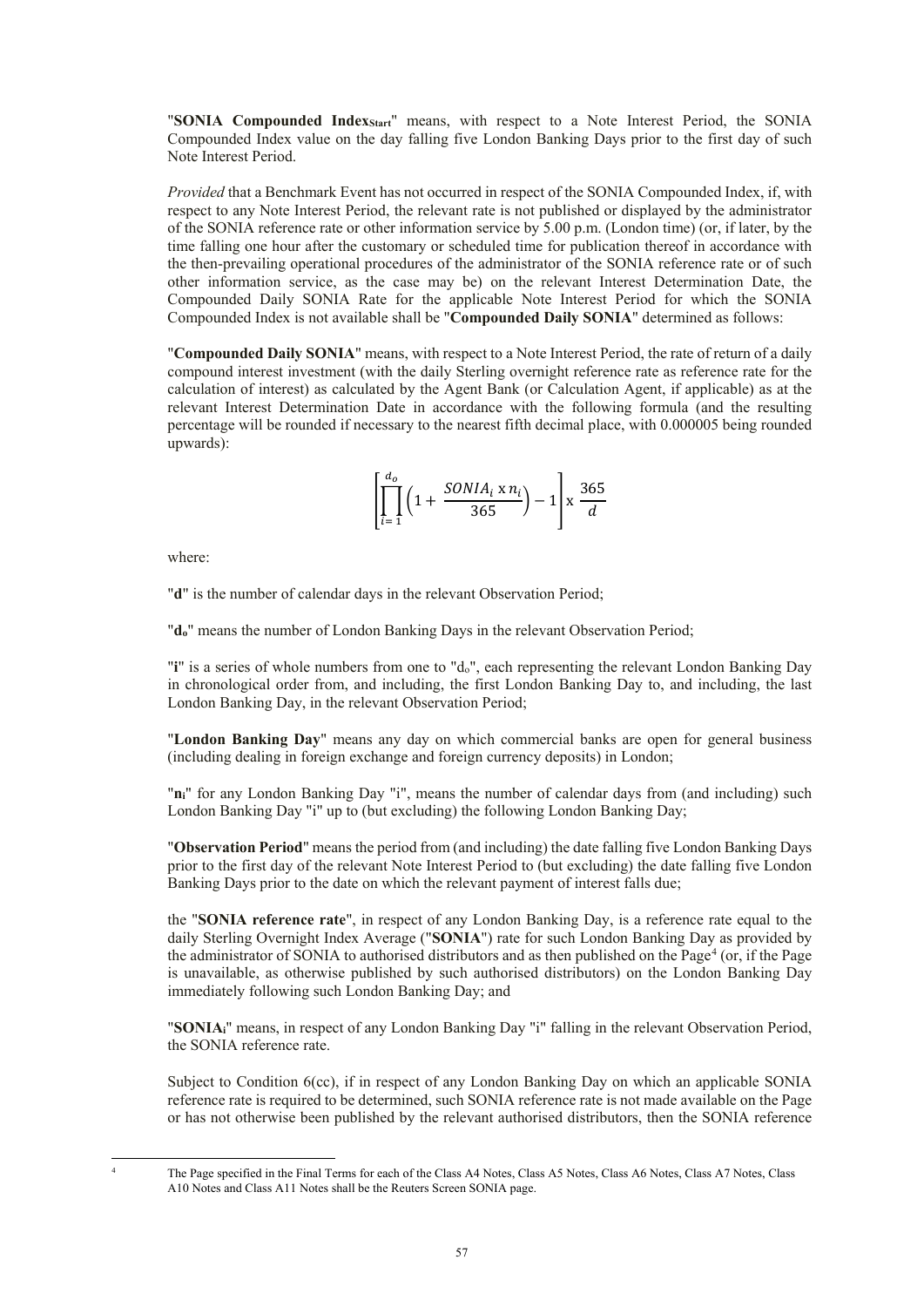"**SONIA Compounded Index$_{Start}$**" means, with respect to a Note Interest Period, the SONIA Compounded Index value on the day falling five London Banking Days prior to the first day of such Note Interest Period.

*Provided* that a Benchmark Event has not occurred in respect of the SONIA Compounded Index, if, with respect to any Note Interest Period, the relevant rate is not published or displayed by the administrator of the SONIA reference rate or other information service by 5.00 p.m. (London time) (or, if later, by the time falling one hour after the customary or scheduled time for publication thereof in accordance with the then-prevailing operational procedures of the administrator of the SONIA reference rate or of such other information service, as the case may be) on the relevant Interest Determination Date, the Compounded Daily SONIA Rate for the applicable Note Interest Period for which the SONIA Compounded Index is not available shall be "**Compounded Daily SONIA**" determined as follows:

"**Compounded Daily SONIA**" means, with respect to a Note Interest Period, the rate of return of a daily compound interest investment (with the daily Sterling overnight reference rate as reference rate for the calculation of interest) as calculated by the Agent Bank (or Calculation Agent, if applicable) as at the relevant Interest Determination Date in accordance with the following formula (and the resulting percentage will be rounded if necessary to the nearest fifth decimal place, with 0.000005 being rounded upwards):

$$\left[\prod_{i=1}^{d_o}\left(1+\frac{SONIA_i \text{ x } n_i}{365}\right)-1\right] \text{x } \frac{365}{d}$$

where:

"**d**" is the number of calendar days in the relevant Observation Period;

"**$d_o$**" means the number of London Banking Days in the relevant Observation Period;

"**i**" is a series of whole numbers from one to "$d_o$", each representing the relevant London Banking Day in chronological order from, and including, the first London Banking Day to, and including, the last London Banking Day, in the relevant Observation Period;

"**London Banking Day**" means any day on which commercial banks are open for general business (including dealing in foreign exchange and foreign currency deposits) in London;

"**$n_i$**" for any London Banking Day "i", means the number of calendar days from (and including) such London Banking Day "i" up to (but excluding) the following London Banking Day;

"**Observation Period**" means the period from (and including) the date falling five London Banking Days prior to the first day of the relevant Note Interest Period to (but excluding) the date falling five London Banking Days prior to the date on which the relevant payment of interest falls due;

the "**SONIA reference rate**", in respect of any London Banking Day, is a reference rate equal to the daily Sterling Overnight Index Average ("**SONIA**") rate for such London Banking Day as provided by the administrator of SONIA to authorised distributors and as then published on the Page[4] (or, if the Page is unavailable, as otherwise published by such authorised distributors) on the London Banking Day immediately following such London Banking Day; and

"**$SONIA_i$**" means, in respect of any London Banking Day "i" falling in the relevant Observation Period, the SONIA reference rate.

Subject to Condition 6(cc), if in respect of any London Banking Day on which an applicable SONIA reference rate is required to be determined, such SONIA reference rate is not made available on the Page or has not otherwise been published by the relevant authorised distributors, then the SONIA reference

[4] The Page specified in the Final Terms for each of the Class A4 Notes, Class A5 Notes, Class A6 Notes, Class A7 Notes, Class A10 Notes and Class A11 Notes shall be the Reuters Screen SONIA page.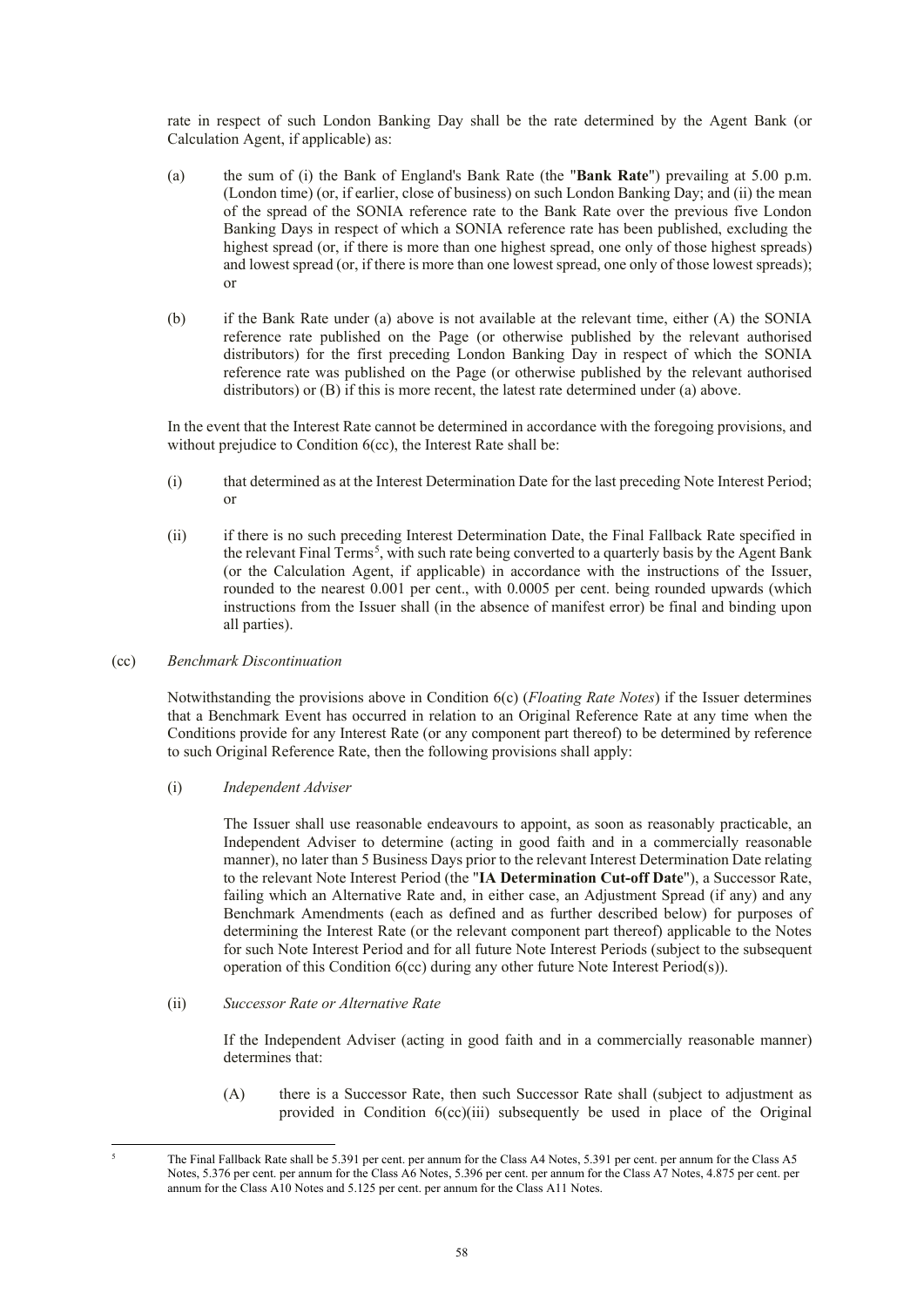rate in respect of such London Banking Day shall be the rate determined by the Agent Bank (or Calculation Agent, if applicable) as:

(a) the sum of (i) the Bank of England's Bank Rate (the "**Bank Rate**") prevailing at 5.00 p.m. (London time) (or, if earlier, close of business) on such London Banking Day; and (ii) the mean of the spread of the SONIA reference rate to the Bank Rate over the previous five London Banking Days in respect of which a SONIA reference rate has been published, excluding the highest spread (or, if there is more than one highest spread, one only of those highest spreads) and lowest spread (or, if there is more than one lowest spread, one only of those lowest spreads); or

(b) if the Bank Rate under (a) above is not available at the relevant time, either (A) the SONIA reference rate published on the Page (or otherwise published by the relevant authorised distributors) for the first preceding London Banking Day in respect of which the SONIA reference rate was published on the Page (or otherwise published by the relevant authorised distributors) or (B) if this is more recent, the latest rate determined under (a) above.

In the event that the Interest Rate cannot be determined in accordance with the foregoing provisions, and without prejudice to Condition 6(cc), the Interest Rate shall be:

(i) that determined as at the Interest Determination Date for the last preceding Note Interest Period; or

(ii) if there is no such preceding Interest Determination Date, the Final Fallback Rate specified in the relevant Final Terms[5], with such rate being converted to a quarterly basis by the Agent Bank (or the Calculation Agent, if applicable) in accordance with the instructions of the Issuer, rounded to the nearest 0.001 per cent., with 0.0005 per cent. being rounded upwards (which instructions from the Issuer shall (in the absence of manifest error) be final and binding upon all parties).

(cc) *Benchmark Discontinuation*

Notwithstanding the provisions above in Condition 6(c) (*Floating Rate Notes*) if the Issuer determines that a Benchmark Event has occurred in relation to an Original Reference Rate at any time when the Conditions provide for any Interest Rate (or any component part thereof) to be determined by reference to such Original Reference Rate, then the following provisions shall apply:

(i) *Independent Adviser*

The Issuer shall use reasonable endeavours to appoint, as soon as reasonably practicable, an Independent Adviser to determine (acting in good faith and in a commercially reasonable manner), no later than 5 Business Days prior to the relevant Interest Determination Date relating to the relevant Note Interest Period (the "**IA Determination Cut-off Date**"), a Successor Rate, failing which an Alternative Rate and, in either case, an Adjustment Spread (if any) and any Benchmark Amendments (each as defined and as further described below) for purposes of determining the Interest Rate (or the relevant component part thereof) applicable to the Notes for such Note Interest Period and for all future Note Interest Periods (subject to the subsequent operation of this Condition 6(cc) during any other future Note Interest Period(s)).

(ii) *Successor Rate or Alternative Rate*

If the Independent Adviser (acting in good faith and in a commercially reasonable manner) determines that:

(A) there is a Successor Rate, then such Successor Rate shall (subject to adjustment as provided in Condition 6(cc)(iii) subsequently be used in place of the Original

---

[5] The Final Fallback Rate shall be 5.391 per cent. per annum for the Class A4 Notes, 5.391 per cent. per annum for the Class A5 Notes, 5.376 per cent. per annum for the Class A6 Notes, 5.396 per cent. per annum for the Class A7 Notes, 4.875 per cent. per annum for the Class A10 Notes and 5.125 per cent. per annum for the Class A11 Notes.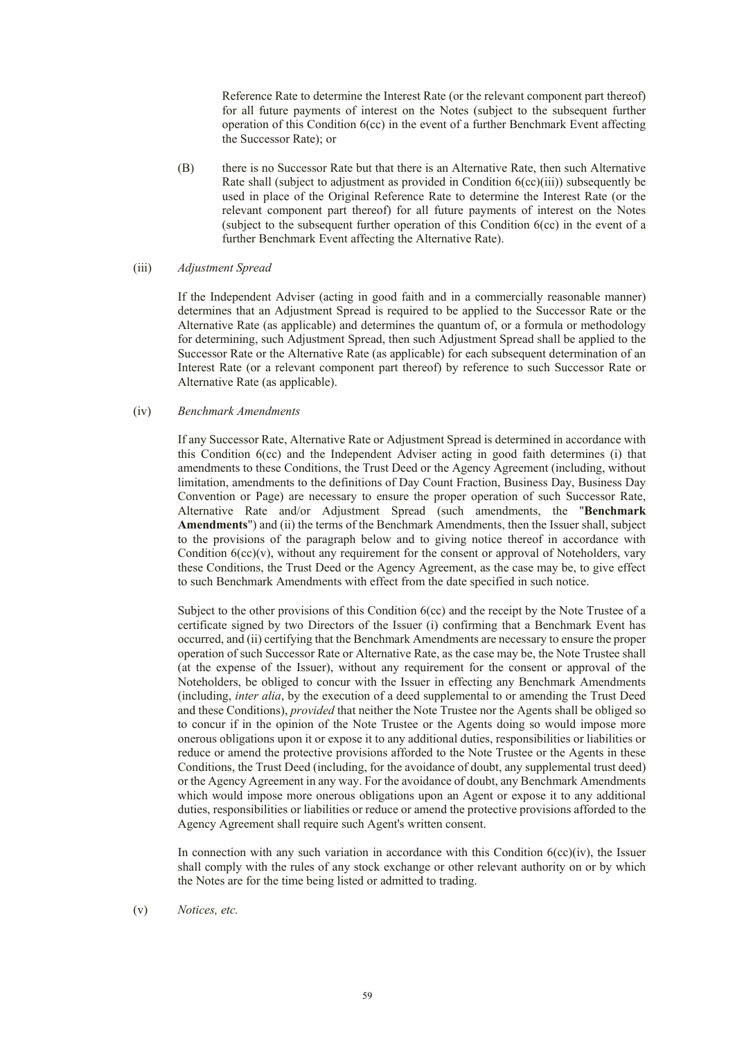Reference Rate to determine the Interest Rate (or the relevant component part thereof) for all future payments of interest on the Notes (subject to the subsequent further operation of this Condition 6(cc) in the event of a further Benchmark Event affecting the Successor Rate); or

(B) there is no Successor Rate but that there is an Alternative Rate, then such Alternative Rate shall (subject to adjustment as provided in Condition 6(cc)(iii)) subsequently be used in place of the Original Reference Rate to determine the Interest Rate (or the relevant component part thereof) for all future payments of interest on the Notes (subject to the subsequent further operation of this Condition 6(cc) in the event of a further Benchmark Event affecting the Alternative Rate).

(iii) *Adjustment Spread*

If the Independent Adviser (acting in good faith and in a commercially reasonable manner) determines that an Adjustment Spread is required to be applied to the Successor Rate or the Alternative Rate (as applicable) and determines the quantum of, or a formula or methodology for determining, such Adjustment Spread, then such Adjustment Spread shall be applied to the Successor Rate or the Alternative Rate (as applicable) for each subsequent determination of an Interest Rate (or a relevant component part thereof) by reference to such Successor Rate or Alternative Rate (as applicable).

(iv) *Benchmark Amendments*

If any Successor Rate, Alternative Rate or Adjustment Spread is determined in accordance with this Condition 6(cc) and the Independent Adviser acting in good faith determines (i) that amendments to these Conditions, the Trust Deed or the Agency Agreement (including, without limitation, amendments to the definitions of Day Count Fraction, Business Day, Business Day Convention or Page) are necessary to ensure the proper operation of such Successor Rate, Alternative Rate and/or Adjustment Spread (such amendments, the "**Benchmark Amendments**") and (ii) the terms of the Benchmark Amendments, then the Issuer shall, subject to the provisions of the paragraph below and to giving notice thereof in accordance with Condition 6(cc)(v), without any requirement for the consent or approval of Noteholders, vary these Conditions, the Trust Deed or the Agency Agreement, as the case may be, to give effect to such Benchmark Amendments with effect from the date specified in such notice.

Subject to the other provisions of this Condition 6(cc) and the receipt by the Note Trustee of a certificate signed by two Directors of the Issuer (i) confirming that a Benchmark Event has occurred, and (ii) certifying that the Benchmark Amendments are necessary to ensure the proper operation of such Successor Rate or Alternative Rate, as the case may be, the Note Trustee shall (at the expense of the Issuer), without any requirement for the consent or approval of the Noteholders, be obliged to concur with the Issuer in effecting any Benchmark Amendments (including, *inter alia*, by the execution of a deed supplemental to or amending the Trust Deed and these Conditions), *provided* that neither the Note Trustee nor the Agents shall be obliged so to concur if in the opinion of the Note Trustee or the Agents doing so would impose more onerous obligations upon it or expose it to any additional duties, responsibilities or liabilities or reduce or amend the protective provisions afforded to the Note Trustee or the Agents in these Conditions, the Trust Deed (including, for the avoidance of doubt, any supplemental trust deed) or the Agency Agreement in any way. For the avoidance of doubt, any Benchmark Amendments which would impose more onerous obligations upon an Agent or expose it to any additional duties, responsibilities or liabilities or reduce or amend the protective provisions afforded to the Agency Agreement shall require such Agent's written consent.

In connection with any such variation in accordance with this Condition 6(cc)(iv), the Issuer shall comply with the rules of any stock exchange or other relevant authority on or by which the Notes are for the time being listed or admitted to trading.

(v) *Notices, etc.*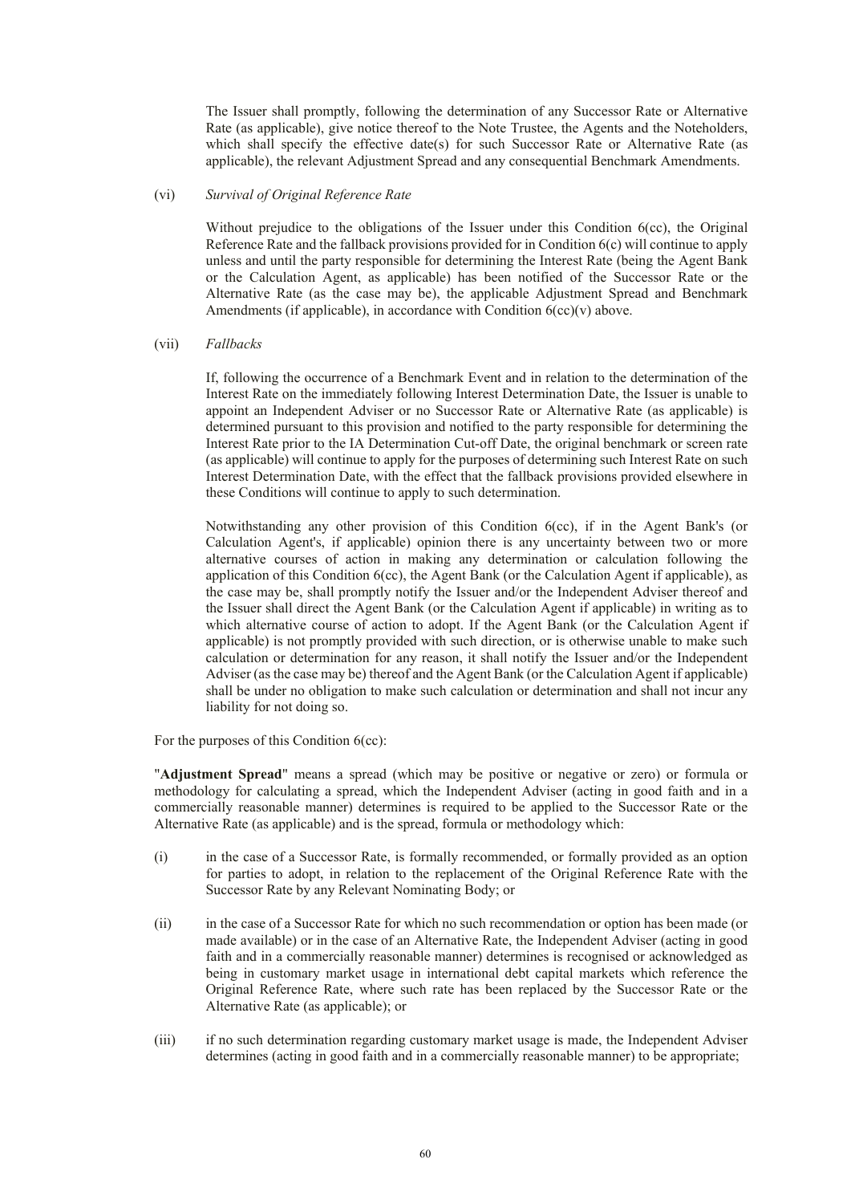The Issuer shall promptly, following the determination of any Successor Rate or Alternative Rate (as applicable), give notice thereof to the Note Trustee, the Agents and the Noteholders, which shall specify the effective date(s) for such Successor Rate or Alternative Rate (as applicable), the relevant Adjustment Spread and any consequential Benchmark Amendments.

(vi) *Survival of Original Reference Rate*

Without prejudice to the obligations of the Issuer under this Condition 6(cc), the Original Reference Rate and the fallback provisions provided for in Condition 6(c) will continue to apply unless and until the party responsible for determining the Interest Rate (being the Agent Bank or the Calculation Agent, as applicable) has been notified of the Successor Rate or the Alternative Rate (as the case may be), the applicable Adjustment Spread and Benchmark Amendments (if applicable), in accordance with Condition 6(cc)(v) above.

(vii) *Fallbacks*

If, following the occurrence of a Benchmark Event and in relation to the determination of the Interest Rate on the immediately following Interest Determination Date, the Issuer is unable to appoint an Independent Adviser or no Successor Rate or Alternative Rate (as applicable) is determined pursuant to this provision and notified to the party responsible for determining the Interest Rate prior to the IA Determination Cut-off Date, the original benchmark or screen rate (as applicable) will continue to apply for the purposes of determining such Interest Rate on such Interest Determination Date, with the effect that the fallback provisions provided elsewhere in these Conditions will continue to apply to such determination.

Notwithstanding any other provision of this Condition 6(cc), if in the Agent Bank's (or Calculation Agent's, if applicable) opinion there is any uncertainty between two or more alternative courses of action in making any determination or calculation following the application of this Condition 6(cc), the Agent Bank (or the Calculation Agent if applicable), as the case may be, shall promptly notify the Issuer and/or the Independent Adviser thereof and the Issuer shall direct the Agent Bank (or the Calculation Agent if applicable) in writing as to which alternative course of action to adopt. If the Agent Bank (or the Calculation Agent if applicable) is not promptly provided with such direction, or is otherwise unable to make such calculation or determination for any reason, it shall notify the Issuer and/or the Independent Adviser (as the case may be) thereof and the Agent Bank (or the Calculation Agent if applicable) shall be under no obligation to make such calculation or determination and shall not incur any liability for not doing so.

For the purposes of this Condition 6(cc):

"**Adjustment Spread**" means a spread (which may be positive or negative or zero) or formula or methodology for calculating a spread, which the Independent Adviser (acting in good faith and in a commercially reasonable manner) determines is required to be applied to the Successor Rate or the Alternative Rate (as applicable) and is the spread, formula or methodology which:

(i) in the case of a Successor Rate, is formally recommended, or formally provided as an option for parties to adopt, in relation to the replacement of the Original Reference Rate with the Successor Rate by any Relevant Nominating Body; or

(ii) in the case of a Successor Rate for which no such recommendation or option has been made (or made available) or in the case of an Alternative Rate, the Independent Adviser (acting in good faith and in a commercially reasonable manner) determines is recognised or acknowledged as being in customary market usage in international debt capital markets which reference the Original Reference Rate, where such rate has been replaced by the Successor Rate or the Alternative Rate (as applicable); or

(iii) if no such determination regarding customary market usage is made, the Independent Adviser determines (acting in good faith and in a commercially reasonable manner) to be appropriate;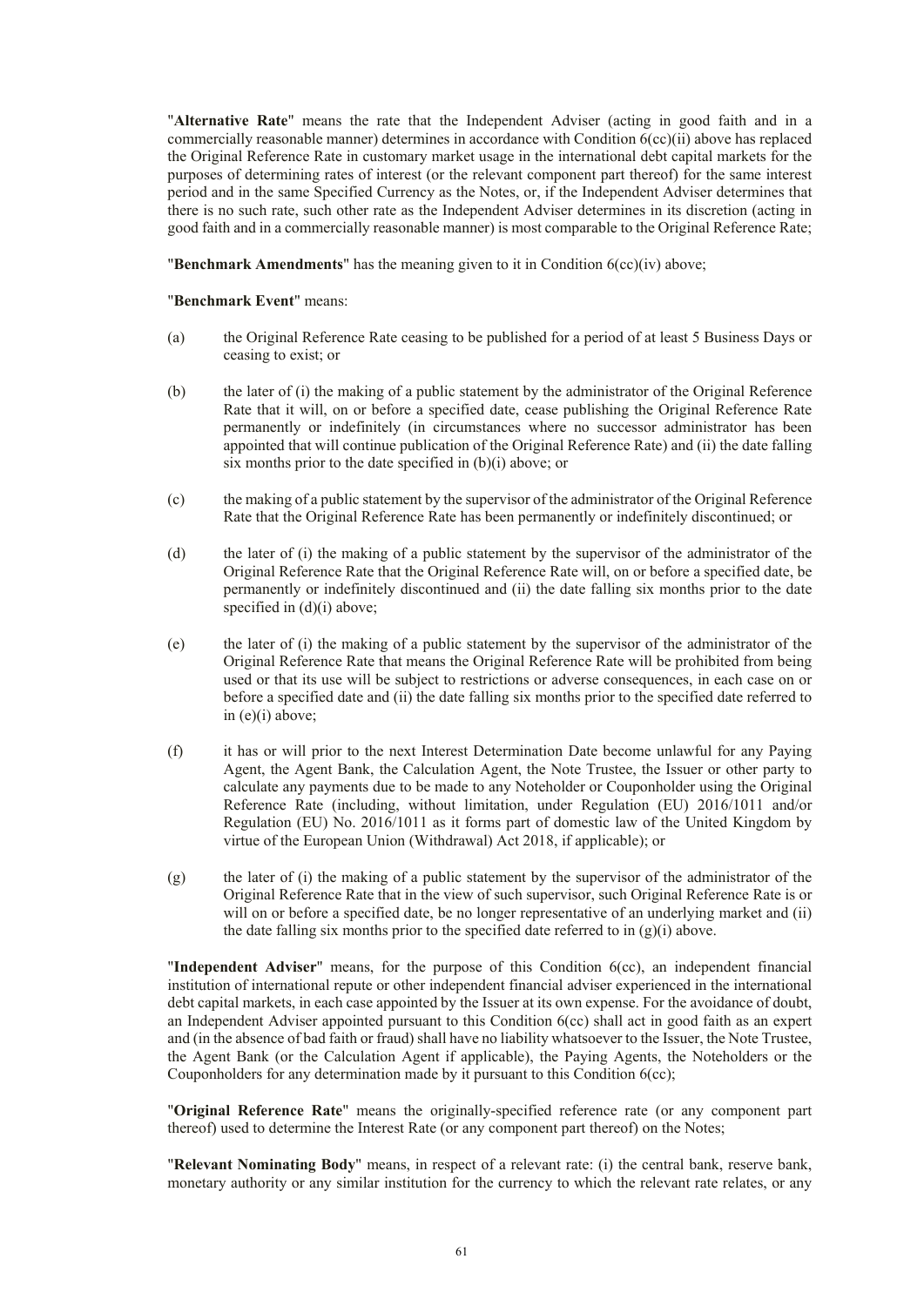"**Alternative Rate**" means the rate that the Independent Adviser (acting in good faith and in a commercially reasonable manner) determines in accordance with Condition 6(cc)(ii) above has replaced the Original Reference Rate in customary market usage in the international debt capital markets for the purposes of determining rates of interest (or the relevant component part thereof) for the same interest period and in the same Specified Currency as the Notes, or, if the Independent Adviser determines that there is no such rate, such other rate as the Independent Adviser determines in its discretion (acting in good faith and in a commercially reasonable manner) is most comparable to the Original Reference Rate;

"**Benchmark Amendments**" has the meaning given to it in Condition 6(cc)(iv) above;

"**Benchmark Event**" means:

(a) the Original Reference Rate ceasing to be published for a period of at least 5 Business Days or ceasing to exist; or

(b) the later of (i) the making of a public statement by the administrator of the Original Reference Rate that it will, on or before a specified date, cease publishing the Original Reference Rate permanently or indefinitely (in circumstances where no successor administrator has been appointed that will continue publication of the Original Reference Rate) and (ii) the date falling six months prior to the date specified in (b)(i) above; or

(c) the making of a public statement by the supervisor of the administrator of the Original Reference Rate that the Original Reference Rate has been permanently or indefinitely discontinued; or

(d) the later of (i) the making of a public statement by the supervisor of the administrator of the Original Reference Rate that the Original Reference Rate will, on or before a specified date, be permanently or indefinitely discontinued and (ii) the date falling six months prior to the date specified in (d)(i) above;

(e) the later of (i) the making of a public statement by the supervisor of the administrator of the Original Reference Rate that means the Original Reference Rate will be prohibited from being used or that its use will be subject to restrictions or adverse consequences, in each case on or before a specified date and (ii) the date falling six months prior to the specified date referred to in (e)(i) above;

(f) it has or will prior to the next Interest Determination Date become unlawful for any Paying Agent, the Agent Bank, the Calculation Agent, the Note Trustee, the Issuer or other party to calculate any payments due to be made to any Noteholder or Couponholder using the Original Reference Rate (including, without limitation, under Regulation (EU) 2016/1011 and/or Regulation (EU) No. 2016/1011 as it forms part of domestic law of the United Kingdom by virtue of the European Union (Withdrawal) Act 2018, if applicable); or

(g) the later of (i) the making of a public statement by the supervisor of the administrator of the Original Reference Rate that in the view of such supervisor, such Original Reference Rate is or will on or before a specified date, be no longer representative of an underlying market and (ii) the date falling six months prior to the specified date referred to in (g)(i) above.

"**Independent Adviser**" means, for the purpose of this Condition 6(cc), an independent financial institution of international repute or other independent financial adviser experienced in the international debt capital markets, in each case appointed by the Issuer at its own expense. For the avoidance of doubt, an Independent Adviser appointed pursuant to this Condition 6(cc) shall act in good faith as an expert and (in the absence of bad faith or fraud) shall have no liability whatsoever to the Issuer, the Note Trustee, the Agent Bank (or the Calculation Agent if applicable), the Paying Agents, the Noteholders or the Couponholders for any determination made by it pursuant to this Condition 6(cc);

"**Original Reference Rate**" means the originally-specified reference rate (or any component part thereof) used to determine the Interest Rate (or any component part thereof) on the Notes;

"**Relevant Nominating Body**" means, in respect of a relevant rate: (i) the central bank, reserve bank, monetary authority or any similar institution for the currency to which the relevant rate relates, or any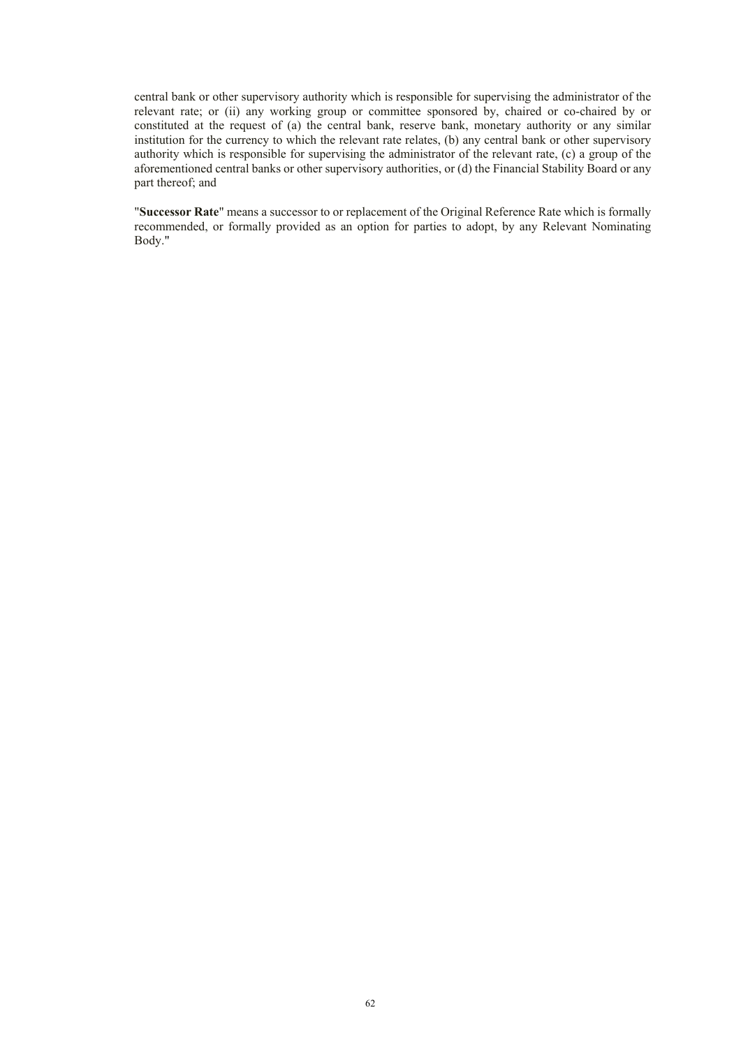central bank or other supervisory authority which is responsible for supervising the administrator of the relevant rate; or (ii) any working group or committee sponsored by, chaired or co-chaired by or constituted at the request of (a) the central bank, reserve bank, monetary authority or any similar institution for the currency to which the relevant rate relates, (b) any central bank or other supervisory authority which is responsible for supervising the administrator of the relevant rate, (c) a group of the aforementioned central banks or other supervisory authorities, or (d) the Financial Stability Board or any part thereof; and

"**Successor Rate**" means a successor to or replacement of the Original Reference Rate which is formally recommended, or formally provided as an option for parties to adopt, by any Relevant Nominating Body."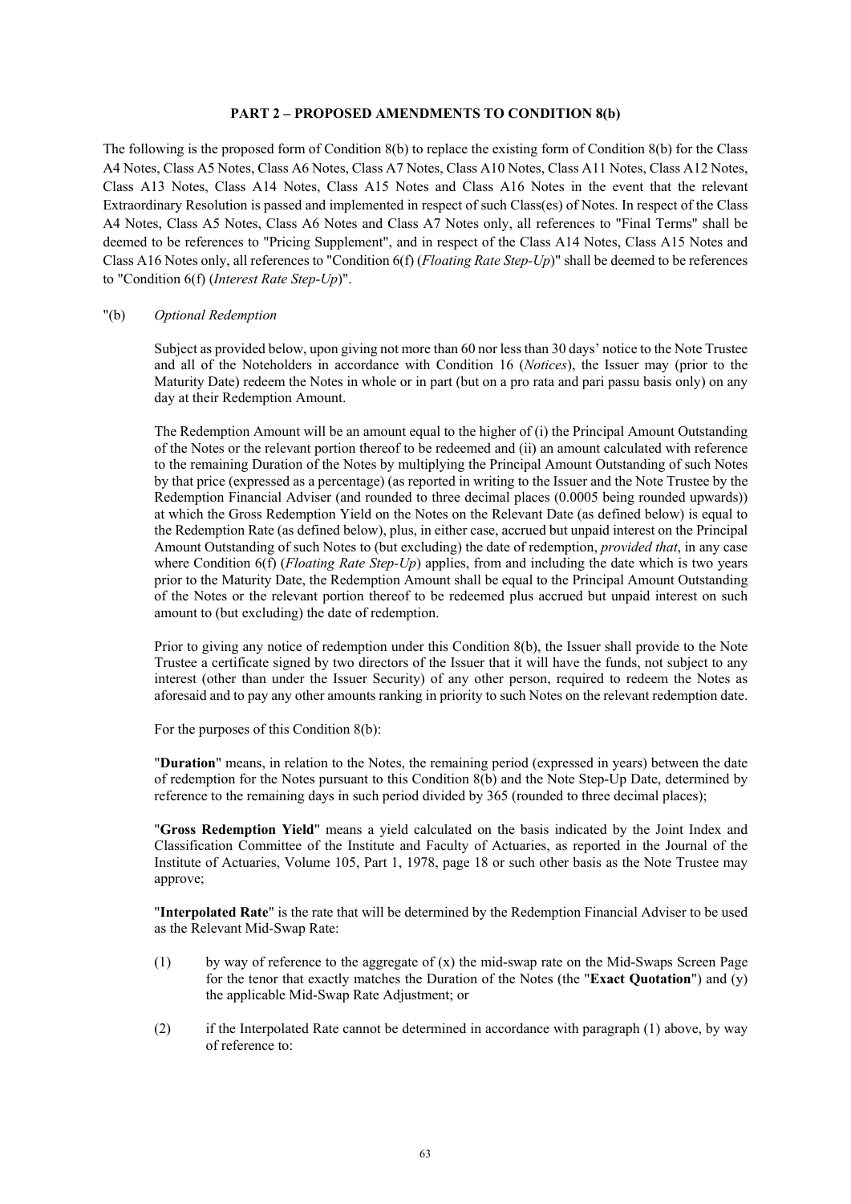**PART 2 – PROPOSED AMENDMENTS TO CONDITION 8(b)**

The following is the proposed form of Condition 8(b) to replace the existing form of Condition 8(b) for the Class A4 Notes, Class A5 Notes, Class A6 Notes, Class A7 Notes, Class A10 Notes, Class A11 Notes, Class A12 Notes, Class A13 Notes, Class A14 Notes, Class A15 Notes and Class A16 Notes in the event that the relevant Extraordinary Resolution is passed and implemented in respect of such Class(es) of Notes. In respect of the Class A4 Notes, Class A5 Notes, Class A6 Notes and Class A7 Notes only, all references to "Final Terms" shall be deemed to be references to "Pricing Supplement", and in respect of the Class A14 Notes, Class A15 Notes and Class A16 Notes only, all references to "Condition 6(f) (*Floating Rate Step-Up*)" shall be deemed to be references to "Condition 6(f) (*Interest Rate Step-Up*)".

"(b) *Optional Redemption*

Subject as provided below, upon giving not more than 60 nor less than 30 days' notice to the Note Trustee and all of the Noteholders in accordance with Condition 16 (*Notices*), the Issuer may (prior to the Maturity Date) redeem the Notes in whole or in part (but on a pro rata and pari passu basis only) on any day at their Redemption Amount.

The Redemption Amount will be an amount equal to the higher of (i) the Principal Amount Outstanding of the Notes or the relevant portion thereof to be redeemed and (ii) an amount calculated with reference to the remaining Duration of the Notes by multiplying the Principal Amount Outstanding of such Notes by that price (expressed as a percentage) (as reported in writing to the Issuer and the Note Trustee by the Redemption Financial Adviser (and rounded to three decimal places (0.0005 being rounded upwards)) at which the Gross Redemption Yield on the Notes on the Relevant Date (as defined below) is equal to the Redemption Rate (as defined below), plus, in either case, accrued but unpaid interest on the Principal Amount Outstanding of such Notes to (but excluding) the date of redemption, *provided that*, in any case where Condition 6(f) (*Floating Rate Step-Up*) applies, from and including the date which is two years prior to the Maturity Date, the Redemption Amount shall be equal to the Principal Amount Outstanding of the Notes or the relevant portion thereof to be redeemed plus accrued but unpaid interest on such amount to (but excluding) the date of redemption.

Prior to giving any notice of redemption under this Condition 8(b), the Issuer shall provide to the Note Trustee a certificate signed by two directors of the Issuer that it will have the funds, not subject to any interest (other than under the Issuer Security) of any other person, required to redeem the Notes as aforesaid and to pay any other amounts ranking in priority to such Notes on the relevant redemption date.

For the purposes of this Condition 8(b):

"**Duration**" means, in relation to the Notes, the remaining period (expressed in years) between the date of redemption for the Notes pursuant to this Condition 8(b) and the Note Step-Up Date, determined by reference to the remaining days in such period divided by 365 (rounded to three decimal places);

"**Gross Redemption Yield**" means a yield calculated on the basis indicated by the Joint Index and Classification Committee of the Institute and Faculty of Actuaries, as reported in the Journal of the Institute of Actuaries, Volume 105, Part 1, 1978, page 18 or such other basis as the Note Trustee may approve;

"**Interpolated Rate**" is the rate that will be determined by the Redemption Financial Adviser to be used as the Relevant Mid-Swap Rate:

(1) by way of reference to the aggregate of (x) the mid-swap rate on the Mid-Swaps Screen Page for the tenor that exactly matches the Duration of the Notes (the "**Exact Quotation**") and (y) the applicable Mid-Swap Rate Adjustment; or

(2) if the Interpolated Rate cannot be determined in accordance with paragraph (1) above, by way of reference to: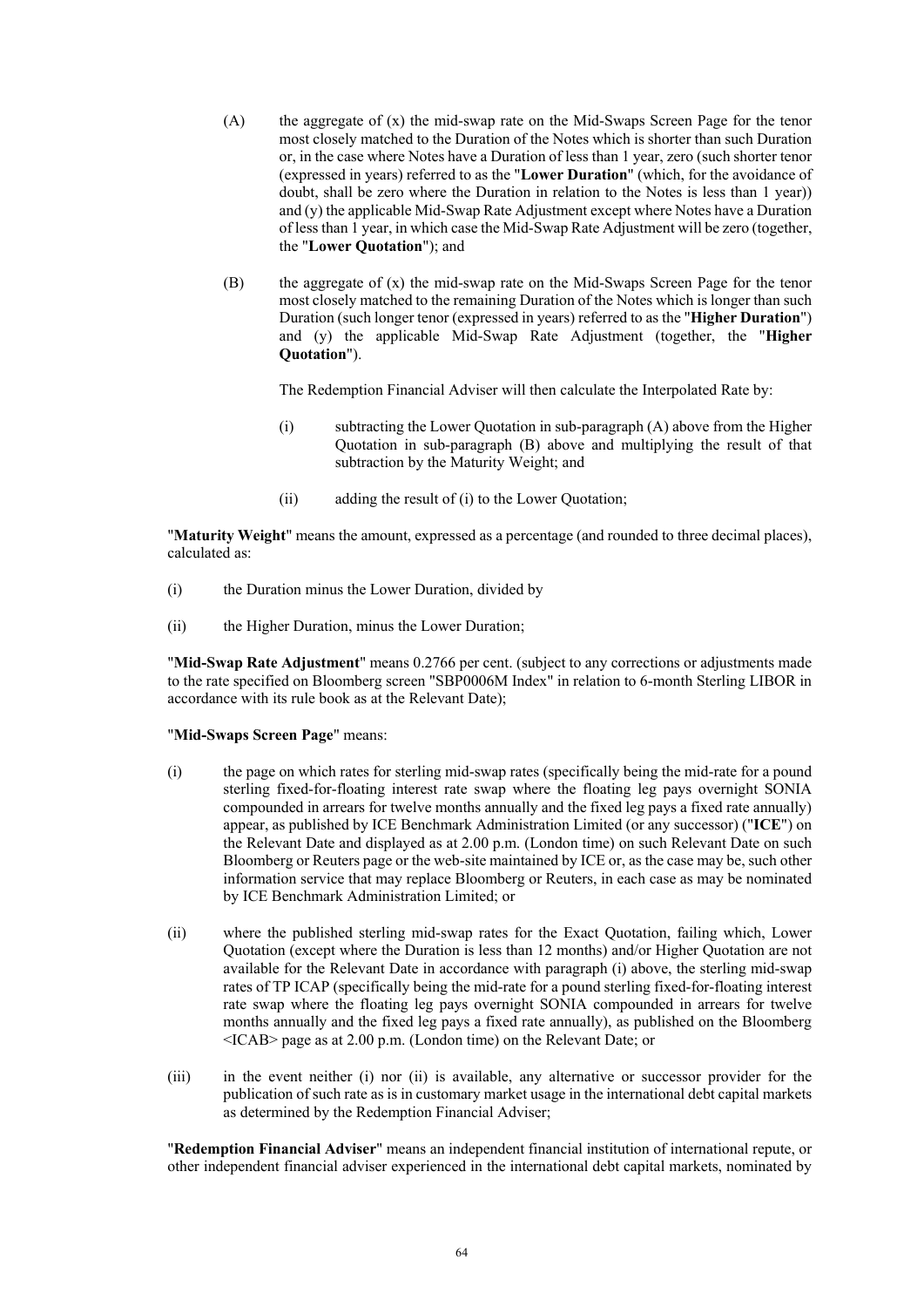(A) the aggregate of (x) the mid-swap rate on the Mid-Swaps Screen Page for the tenor most closely matched to the Duration of the Notes which is shorter than such Duration or, in the case where Notes have a Duration of less than 1 year, zero (such shorter tenor (expressed in years) referred to as the "**Lower Duration**" (which, for the avoidance of doubt, shall be zero where the Duration in relation to the Notes is less than 1 year)) and (y) the applicable Mid-Swap Rate Adjustment except where Notes have a Duration of less than 1 year, in which case the Mid-Swap Rate Adjustment will be zero (together, the "**Lower Quotation**"); and

(B) the aggregate of (x) the mid-swap rate on the Mid-Swaps Screen Page for the tenor most closely matched to the remaining Duration of the Notes which is longer than such Duration (such longer tenor (expressed in years) referred to as the "**Higher Duration**") and (y) the applicable Mid-Swap Rate Adjustment (together, the "**Higher Quotation**").

The Redemption Financial Adviser will then calculate the Interpolated Rate by:

(i) subtracting the Lower Quotation in sub-paragraph (A) above from the Higher Quotation in sub-paragraph (B) above and multiplying the result of that subtraction by the Maturity Weight; and

(ii) adding the result of (i) to the Lower Quotation;

"**Maturity Weight**" means the amount, expressed as a percentage (and rounded to three decimal places), calculated as:

(i) the Duration minus the Lower Duration, divided by

(ii) the Higher Duration, minus the Lower Duration;

"**Mid-Swap Rate Adjustment**" means 0.2766 per cent. (subject to any corrections or adjustments made to the rate specified on Bloomberg screen "SBP0006M Index" in relation to 6-month Sterling LIBOR in accordance with its rule book as at the Relevant Date);

"**Mid-Swaps Screen Page**" means:

(i) the page on which rates for sterling mid-swap rates (specifically being the mid-rate for a pound sterling fixed-for-floating interest rate swap where the floating leg pays overnight SONIA compounded in arrears for twelve months annually and the fixed leg pays a fixed rate annually) appear, as published by ICE Benchmark Administration Limited (or any successor) ("**ICE**") on the Relevant Date and displayed as at 2.00 p.m. (London time) on such Relevant Date on such Bloomberg or Reuters page or the web-site maintained by ICE or, as the case may be, such other information service that may replace Bloomberg or Reuters, in each case as may be nominated by ICE Benchmark Administration Limited; or

(ii) where the published sterling mid-swap rates for the Exact Quotation, failing which, Lower Quotation (except where the Duration is less than 12 months) and/or Higher Quotation are not available for the Relevant Date in accordance with paragraph (i) above, the sterling mid-swap rates of TP ICAP (specifically being the mid-rate for a pound sterling fixed-for-floating interest rate swap where the floating leg pays overnight SONIA compounded in arrears for twelve months annually and the fixed leg pays a fixed rate annually), as published on the Bloomberg <ICAB> page as at 2.00 p.m. (London time) on the Relevant Date; or

(iii) in the event neither (i) nor (ii) is available, any alternative or successor provider for the publication of such rate as is in customary market usage in the international debt capital markets as determined by the Redemption Financial Adviser;

"**Redemption Financial Adviser**" means an independent financial institution of international repute, or other independent financial adviser experienced in the international debt capital markets, nominated by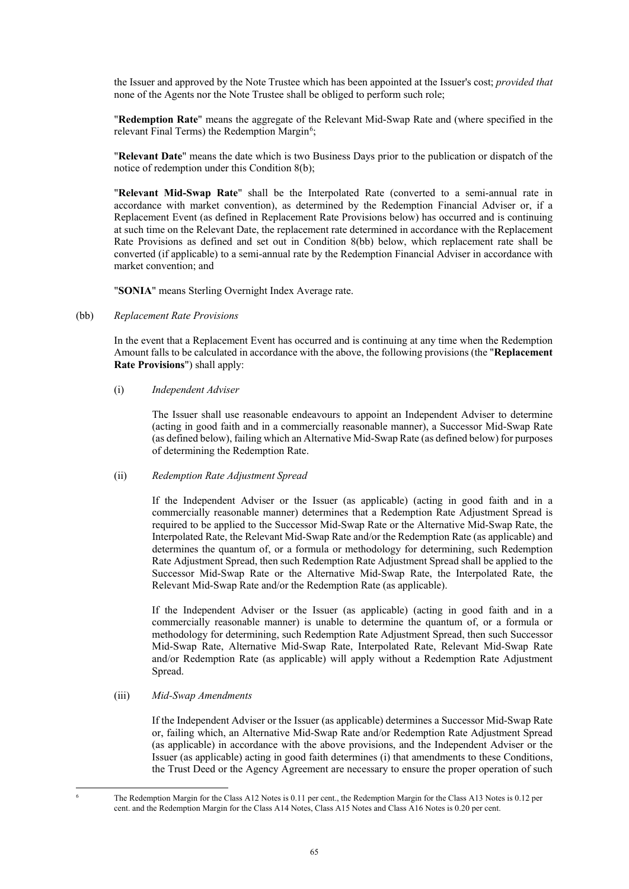the Issuer and approved by the Note Trustee which has been appointed at the Issuer's cost; *provided that* none of the Agents nor the Note Trustee shall be obliged to perform such role;

"**Redemption Rate**" means the aggregate of the Relevant Mid-Swap Rate and (where specified in the relevant Final Terms) the Redemption Margin[6];

"**Relevant Date**" means the date which is two Business Days prior to the publication or dispatch of the notice of redemption under this Condition 8(b);

"**Relevant Mid-Swap Rate**" shall be the Interpolated Rate (converted to a semi-annual rate in accordance with market convention), as determined by the Redemption Financial Adviser or, if a Replacement Event (as defined in Replacement Rate Provisions below) has occurred and is continuing at such time on the Relevant Date, the replacement rate determined in accordance with the Replacement Rate Provisions as defined and set out in Condition 8(bb) below, which replacement rate shall be converted (if applicable) to a semi-annual rate by the Redemption Financial Adviser in accordance with market convention; and

"**SONIA**" means Sterling Overnight Index Average rate.

(bb) *Replacement Rate Provisions*

In the event that a Replacement Event has occurred and is continuing at any time when the Redemption Amount falls to be calculated in accordance with the above, the following provisions (the "**Replacement Rate Provisions**") shall apply:

(i) *Independent Adviser*

The Issuer shall use reasonable endeavours to appoint an Independent Adviser to determine (acting in good faith and in a commercially reasonable manner), a Successor Mid-Swap Rate (as defined below), failing which an Alternative Mid-Swap Rate (as defined below) for purposes of determining the Redemption Rate.

(ii) *Redemption Rate Adjustment Spread*

If the Independent Adviser or the Issuer (as applicable) (acting in good faith and in a commercially reasonable manner) determines that a Redemption Rate Adjustment Spread is required to be applied to the Successor Mid-Swap Rate or the Alternative Mid-Swap Rate, the Interpolated Rate, the Relevant Mid-Swap Rate and/or the Redemption Rate (as applicable) and determines the quantum of, or a formula or methodology for determining, such Redemption Rate Adjustment Spread, then such Redemption Rate Adjustment Spread shall be applied to the Successor Mid-Swap Rate or the Alternative Mid-Swap Rate, the Interpolated Rate, the Relevant Mid-Swap Rate and/or the Redemption Rate (as applicable).

If the Independent Adviser or the Issuer (as applicable) (acting in good faith and in a commercially reasonable manner) is unable to determine the quantum of, or a formula or methodology for determining, such Redemption Rate Adjustment Spread, then such Successor Mid-Swap Rate, Alternative Mid-Swap Rate, Interpolated Rate, Relevant Mid-Swap Rate and/or Redemption Rate (as applicable) will apply without a Redemption Rate Adjustment Spread.

(iii) *Mid-Swap Amendments*

If the Independent Adviser or the Issuer (as applicable) determines a Successor Mid-Swap Rate or, failing which, an Alternative Mid-Swap Rate and/or Redemption Rate Adjustment Spread (as applicable) in accordance with the above provisions, and the Independent Adviser or the Issuer (as applicable) acting in good faith determines (i) that amendments to these Conditions, the Trust Deed or the Agency Agreement are necessary to ensure the proper operation of such

---

[6] The Redemption Margin for the Class A12 Notes is 0.11 per cent., the Redemption Margin for the Class A13 Notes is 0.12 per cent. and the Redemption Margin for the Class A14 Notes, Class A15 Notes and Class A16 Notes is 0.20 per cent.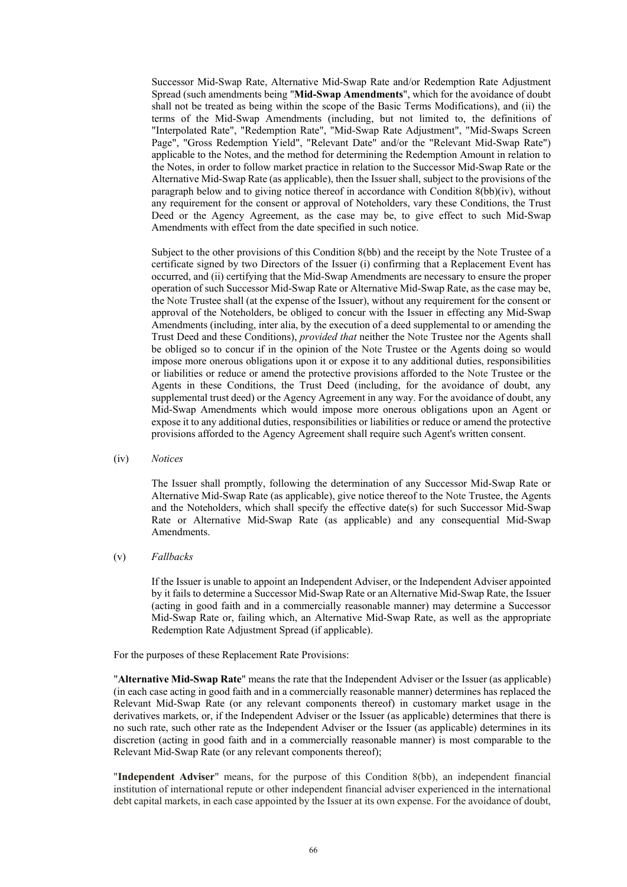Successor Mid-Swap Rate, Alternative Mid-Swap Rate and/or Redemption Rate Adjustment Spread (such amendments being "**Mid-Swap Amendments**", which for the avoidance of doubt shall not be treated as being within the scope of the Basic Terms Modifications), and (ii) the terms of the Mid-Swap Amendments (including, but not limited to, the definitions of "Interpolated Rate", "Redemption Rate", "Mid-Swap Rate Adjustment", "Mid-Swaps Screen Page", "Gross Redemption Yield", "Relevant Date" and/or the "Relevant Mid-Swap Rate") applicable to the Notes, and the method for determining the Redemption Amount in relation to the Notes, in order to follow market practice in relation to the Successor Mid-Swap Rate or the Alternative Mid-Swap Rate (as applicable), then the Issuer shall, subject to the provisions of the paragraph below and to giving notice thereof in accordance with Condition 8(bb)(iv), without any requirement for the consent or approval of Noteholders, vary these Conditions, the Trust Deed or the Agency Agreement, as the case may be, to give effect to such Mid-Swap Amendments with effect from the date specified in such notice.

Subject to the other provisions of this Condition 8(bb) and the receipt by the Note Trustee of a certificate signed by two Directors of the Issuer (i) confirming that a Replacement Event has occurred, and (ii) certifying that the Mid-Swap Amendments are necessary to ensure the proper operation of such Successor Mid-Swap Rate or Alternative Mid-Swap Rate, as the case may be, the Note Trustee shall (at the expense of the Issuer), without any requirement for the consent or approval of the Noteholders, be obliged to concur with the Issuer in effecting any Mid-Swap Amendments (including, inter alia, by the execution of a deed supplemental to or amending the Trust Deed and these Conditions), *provided that* neither the Note Trustee nor the Agents shall be obliged so to concur if in the opinion of the Note Trustee or the Agents doing so would impose more onerous obligations upon it or expose it to any additional duties, responsibilities or liabilities or reduce or amend the protective provisions afforded to the Note Trustee or the Agents in these Conditions, the Trust Deed (including, for the avoidance of doubt, any supplemental trust deed) or the Agency Agreement in any way. For the avoidance of doubt, any Mid-Swap Amendments which would impose more onerous obligations upon an Agent or expose it to any additional duties, responsibilities or liabilities or reduce or amend the protective provisions afforded to the Agency Agreement shall require such Agent's written consent.

(iv) *Notices*

The Issuer shall promptly, following the determination of any Successor Mid-Swap Rate or Alternative Mid-Swap Rate (as applicable), give notice thereof to the Note Trustee, the Agents and the Noteholders, which shall specify the effective date(s) for such Successor Mid-Swap Rate or Alternative Mid-Swap Rate (as applicable) and any consequential Mid-Swap Amendments.

(v) *Fallbacks*

If the Issuer is unable to appoint an Independent Adviser, or the Independent Adviser appointed by it fails to determine a Successor Mid-Swap Rate or an Alternative Mid-Swap Rate, the Issuer (acting in good faith and in a commercially reasonable manner) may determine a Successor Mid-Swap Rate or, failing which, an Alternative Mid-Swap Rate, as well as the appropriate Redemption Rate Adjustment Spread (if applicable).

For the purposes of these Replacement Rate Provisions:

"**Alternative Mid-Swap Rate**" means the rate that the Independent Adviser or the Issuer (as applicable) (in each case acting in good faith and in a commercially reasonable manner) determines has replaced the Relevant Mid-Swap Rate (or any relevant components thereof) in customary market usage in the derivatives markets, or, if the Independent Adviser or the Issuer (as applicable) determines that there is no such rate, such other rate as the Independent Adviser or the Issuer (as applicable) determines in its discretion (acting in good faith and in a commercially reasonable manner) is most comparable to the Relevant Mid-Swap Rate (or any relevant components thereof);

"**Independent Adviser**" means, for the purpose of this Condition 8(bb), an independent financial institution of international repute or other independent financial adviser experienced in the international debt capital markets, in each case appointed by the Issuer at its own expense. For the avoidance of doubt,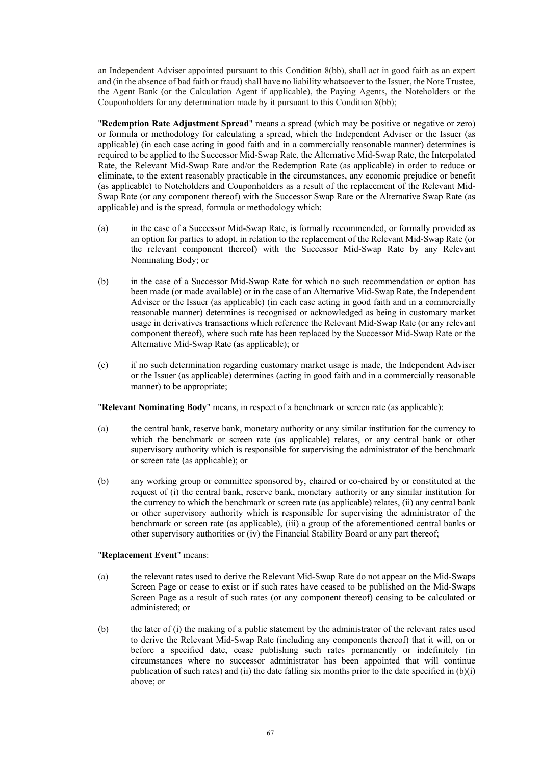an Independent Adviser appointed pursuant to this Condition 8(bb), shall act in good faith as an expert and (in the absence of bad faith or fraud) shall have no liability whatsoever to the Issuer, the Note Trustee, the Agent Bank (or the Calculation Agent if applicable), the Paying Agents, the Noteholders or the Couponholders for any determination made by it pursuant to this Condition 8(bb);

"**Redemption Rate Adjustment Spread**" means a spread (which may be positive or negative or zero) or formula or methodology for calculating a spread, which the Independent Adviser or the Issuer (as applicable) (in each case acting in good faith and in a commercially reasonable manner) determines is required to be applied to the Successor Mid-Swap Rate, the Alternative Mid-Swap Rate, the Interpolated Rate, the Relevant Mid-Swap Rate and/or the Redemption Rate (as applicable) in order to reduce or eliminate, to the extent reasonably practicable in the circumstances, any economic prejudice or benefit (as applicable) to Noteholders and Couponholders as a result of the replacement of the Relevant Mid-Swap Rate (or any component thereof) with the Successor Swap Rate or the Alternative Swap Rate (as applicable) and is the spread, formula or methodology which:

(a) in the case of a Successor Mid-Swap Rate, is formally recommended, or formally provided as an option for parties to adopt, in relation to the replacement of the Relevant Mid-Swap Rate (or the relevant component thereof) with the Successor Mid-Swap Rate by any Relevant Nominating Body; or

(b) in the case of a Successor Mid-Swap Rate for which no such recommendation or option has been made (or made available) or in the case of an Alternative Mid-Swap Rate, the Independent Adviser or the Issuer (as applicable) (in each case acting in good faith and in a commercially reasonable manner) determines is recognised or acknowledged as being in customary market usage in derivatives transactions which reference the Relevant Mid-Swap Rate (or any relevant component thereof), where such rate has been replaced by the Successor Mid-Swap Rate or the Alternative Mid-Swap Rate (as applicable); or

(c) if no such determination regarding customary market usage is made, the Independent Adviser or the Issuer (as applicable) determines (acting in good faith and in a commercially reasonable manner) to be appropriate;

"**Relevant Nominating Body**" means, in respect of a benchmark or screen rate (as applicable):

(a) the central bank, reserve bank, monetary authority or any similar institution for the currency to which the benchmark or screen rate (as applicable) relates, or any central bank or other supervisory authority which is responsible for supervising the administrator of the benchmark or screen rate (as applicable); or

(b) any working group or committee sponsored by, chaired or co-chaired by or constituted at the request of (i) the central bank, reserve bank, monetary authority or any similar institution for the currency to which the benchmark or screen rate (as applicable) relates, (ii) any central bank or other supervisory authority which is responsible for supervising the administrator of the benchmark or screen rate (as applicable), (iii) a group of the aforementioned central banks or other supervisory authorities or (iv) the Financial Stability Board or any part thereof;

"**Replacement Event**" means:

(a) the relevant rates used to derive the Relevant Mid-Swap Rate do not appear on the Mid-Swaps Screen Page or cease to exist or if such rates have ceased to be published on the Mid-Swaps Screen Page as a result of such rates (or any component thereof) ceasing to be calculated or administered; or

(b) the later of (i) the making of a public statement by the administrator of the relevant rates used to derive the Relevant Mid-Swap Rate (including any components thereof) that it will, on or before a specified date, cease publishing such rates permanently or indefinitely (in circumstances where no successor administrator has been appointed that will continue publication of such rates) and (ii) the date falling six months prior to the date specified in (b)(i) above; or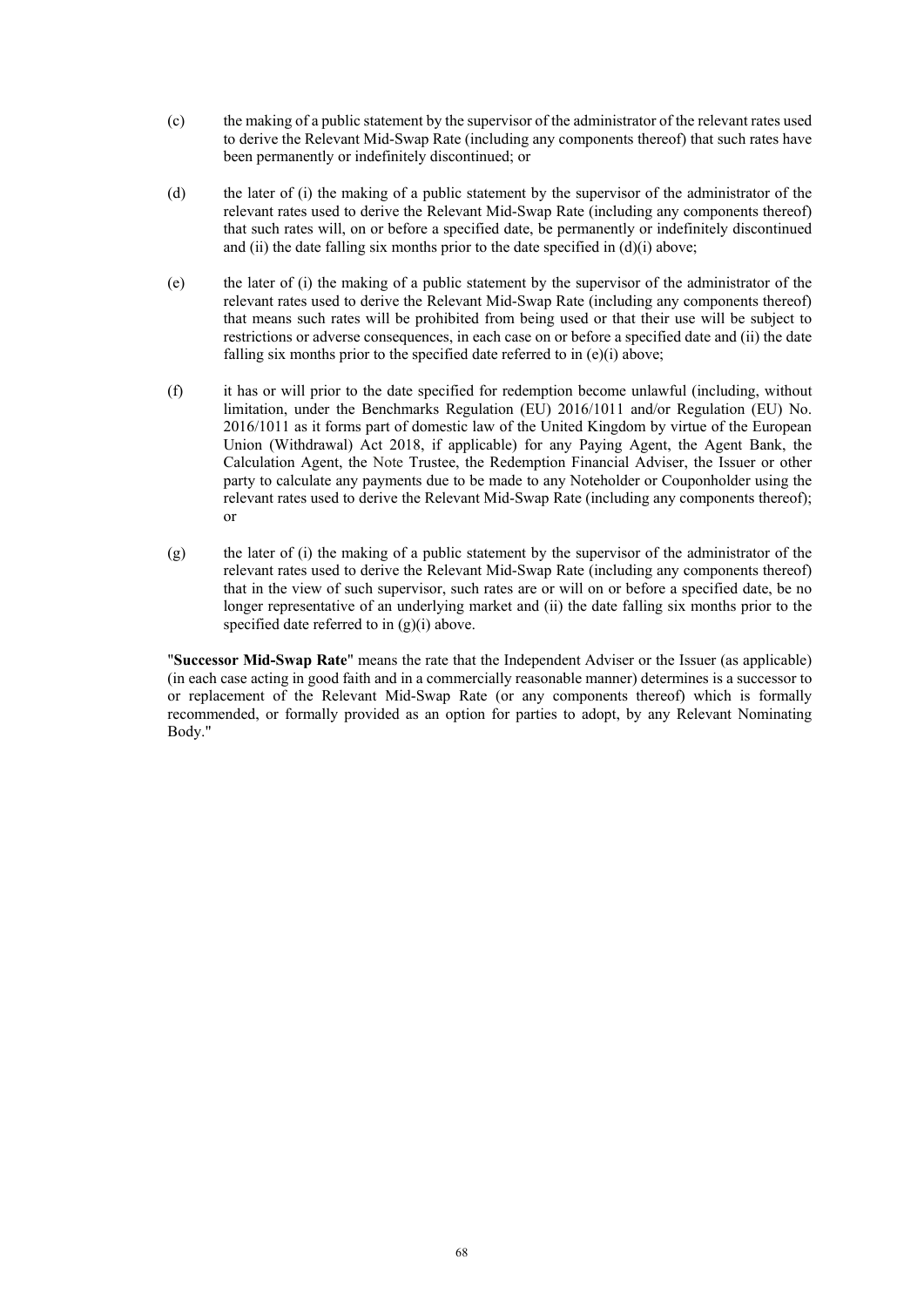(c) the making of a public statement by the supervisor of the administrator of the relevant rates used to derive the Relevant Mid-Swap Rate (including any components thereof) that such rates have been permanently or indefinitely discontinued; or

(d) the later of (i) the making of a public statement by the supervisor of the administrator of the relevant rates used to derive the Relevant Mid-Swap Rate (including any components thereof) that such rates will, on or before a specified date, be permanently or indefinitely discontinued and (ii) the date falling six months prior to the date specified in (d)(i) above;

(e) the later of (i) the making of a public statement by the supervisor of the administrator of the relevant rates used to derive the Relevant Mid-Swap Rate (including any components thereof) that means such rates will be prohibited from being used or that their use will be subject to restrictions or adverse consequences, in each case on or before a specified date and (ii) the date falling six months prior to the specified date referred to in (e)(i) above;

(f) it has or will prior to the date specified for redemption become unlawful (including, without limitation, under the Benchmarks Regulation (EU) 2016/1011 and/or Regulation (EU) No. 2016/1011 as it forms part of domestic law of the United Kingdom by virtue of the European Union (Withdrawal) Act 2018, if applicable) for any Paying Agent, the Agent Bank, the Calculation Agent, the Note Trustee, the Redemption Financial Adviser, the Issuer or other party to calculate any payments due to be made to any Noteholder or Couponholder using the relevant rates used to derive the Relevant Mid-Swap Rate (including any components thereof); or

(g) the later of (i) the making of a public statement by the supervisor of the administrator of the relevant rates used to derive the Relevant Mid-Swap Rate (including any components thereof) that in the view of such supervisor, such rates are or will on or before a specified date, be no longer representative of an underlying market and (ii) the date falling six months prior to the specified date referred to in (g)(i) above.

"**Successor Mid-Swap Rate**" means the rate that the Independent Adviser or the Issuer (as applicable) (in each case acting in good faith and in a commercially reasonable manner) determines is a successor to or replacement of the Relevant Mid-Swap Rate (or any components thereof) which is formally recommended, or formally provided as an option for parties to adopt, by any Relevant Nominating Body."